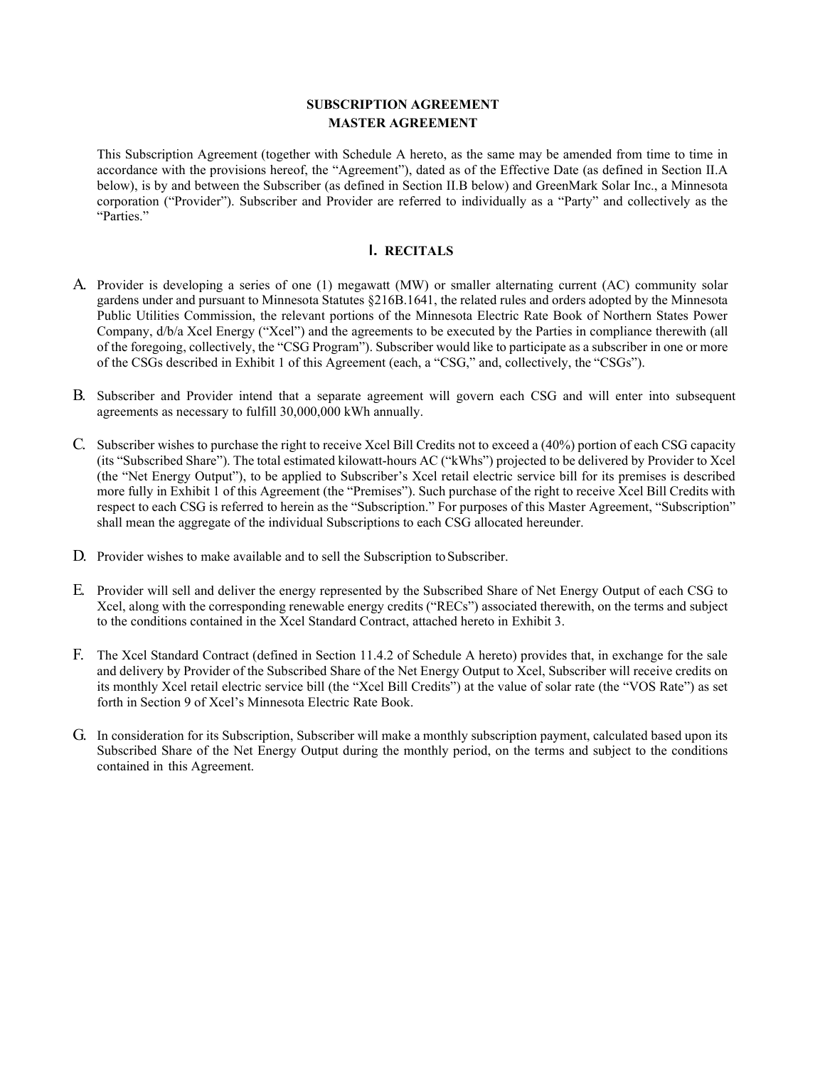**SUBSCRIPTION AGREEMENT**
**MASTER AGREEMENT**

This Subscription Agreement (together with Schedule A hereto, as the same may be amended from time to time in accordance with the provisions hereof, the "Agreement"), dated as of the Effective Date (as defined in Section II.A below), is by and between the Subscriber (as defined in Section II.B below) and GreenMark Solar Inc., a Minnesota corporation ("Provider"). Subscriber and Provider are referred to individually as a "Party" and collectively as the "Parties."

## I. RECITALS

A. Provider is developing a series of one (1) megawatt (MW) or smaller alternating current (AC) community solar gardens under and pursuant to Minnesota Statutes §216B.1641, the related rules and orders adopted by the Minnesota Public Utilities Commission, the relevant portions of the Minnesota Electric Rate Book of Northern States Power Company, d/b/a Xcel Energy ("Xcel") and the agreements to be executed by the Parties in compliance therewith (all of the foregoing, collectively, the "CSG Program"). Subscriber would like to participate as a subscriber in one or more of the CSGs described in Exhibit 1 of this Agreement (each, a "CSG," and, collectively, the "CSGs").

B. Subscriber and Provider intend that a separate agreement will govern each CSG and will enter into subsequent agreements as necessary to fulfill 30,000,000 kWh annually.

C. Subscriber wishes to purchase the right to receive Xcel Bill Credits not to exceed a (40%) portion of each CSG capacity (its "Subscribed Share"). The total estimated kilowatt-hours AC ("kWhs") projected to be delivered by Provider to Xcel (the "Net Energy Output"), to be applied to Subscriber's Xcel retail electric service bill for its premises is described more fully in Exhibit 1 of this Agreement (the "Premises"). Such purchase of the right to receive Xcel Bill Credits with respect to each CSG is referred to herein as the "Subscription." For purposes of this Master Agreement, "Subscription" shall mean the aggregate of the individual Subscriptions to each CSG allocated hereunder.

D. Provider wishes to make available and to sell the Subscription to Subscriber.

E. Provider will sell and deliver the energy represented by the Subscribed Share of Net Energy Output of each CSG to Xcel, along with the corresponding renewable energy credits ("RECs") associated therewith, on the terms and subject to the conditions contained in the Xcel Standard Contract, attached hereto in Exhibit 3.

F. The Xcel Standard Contract (defined in Section 11.4.2 of Schedule A hereto) provides that, in exchange for the sale and delivery by Provider of the Subscribed Share of the Net Energy Output to Xcel, Subscriber will receive credits on its monthly Xcel retail electric service bill (the "Xcel Bill Credits") at the value of solar rate (the "VOS Rate") as set forth in Section 9 of Xcel's Minnesota Electric Rate Book.

G. In consideration for its Subscription, Subscriber will make a monthly subscription payment, calculated based upon its Subscribed Share of the Net Energy Output during the monthly period, on the terms and subject to the conditions contained in this Agreement.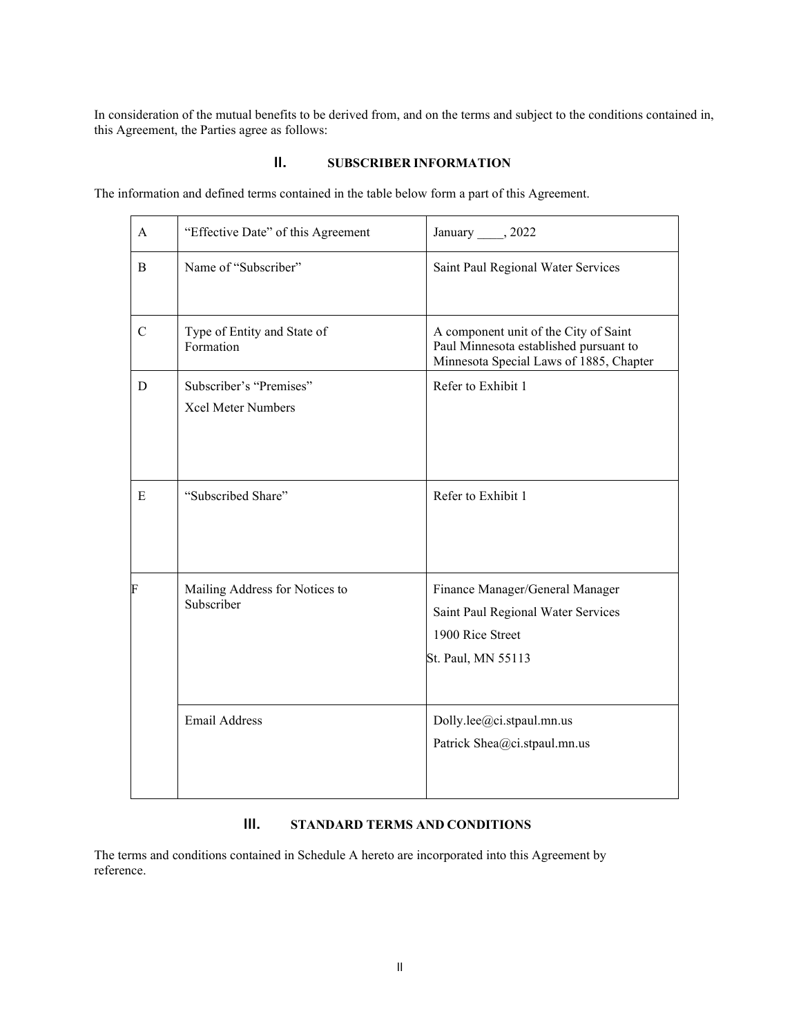In consideration of the mutual benefits to be derived from, and on the terms and subject to the conditions contained in, this Agreement, the Parties agree as follows:

## II. SUBSCRIBER INFORMATION

The information and defined terms contained in the table below form a part of this Agreement.

| | | |
|---|---|---|
| A | "Effective Date" of this Agreement | January ____, 2022 |
| B | Name of "Subscriber" | Saint Paul Regional Water Services |
| C | Type of Entity and State of Formation | A component unit of the City of Saint Paul Minnesota established pursuant to Minnesota Special Laws of 1885, Chapter |
| D | Subscriber's "Premises"<br>Xcel Meter Numbers | Refer to Exhibit 1 |
| E | "Subscribed Share" | Refer to Exhibit 1 |
| F | Mailing Address for Notices to Subscriber | Finance Manager/General Manager<br>Saint Paul Regional Water Services<br>1900 Rice Street<br>St. Paul, MN 55113 |
| | Email Address | Dolly.lee@ci.stpaul.mn.us<br>Patrick Shea@ci.stpaul.mn.us |

## III. STANDARD TERMS AND CONDITIONS

The terms and conditions contained in Schedule A hereto are incorporated into this Agreement by reference.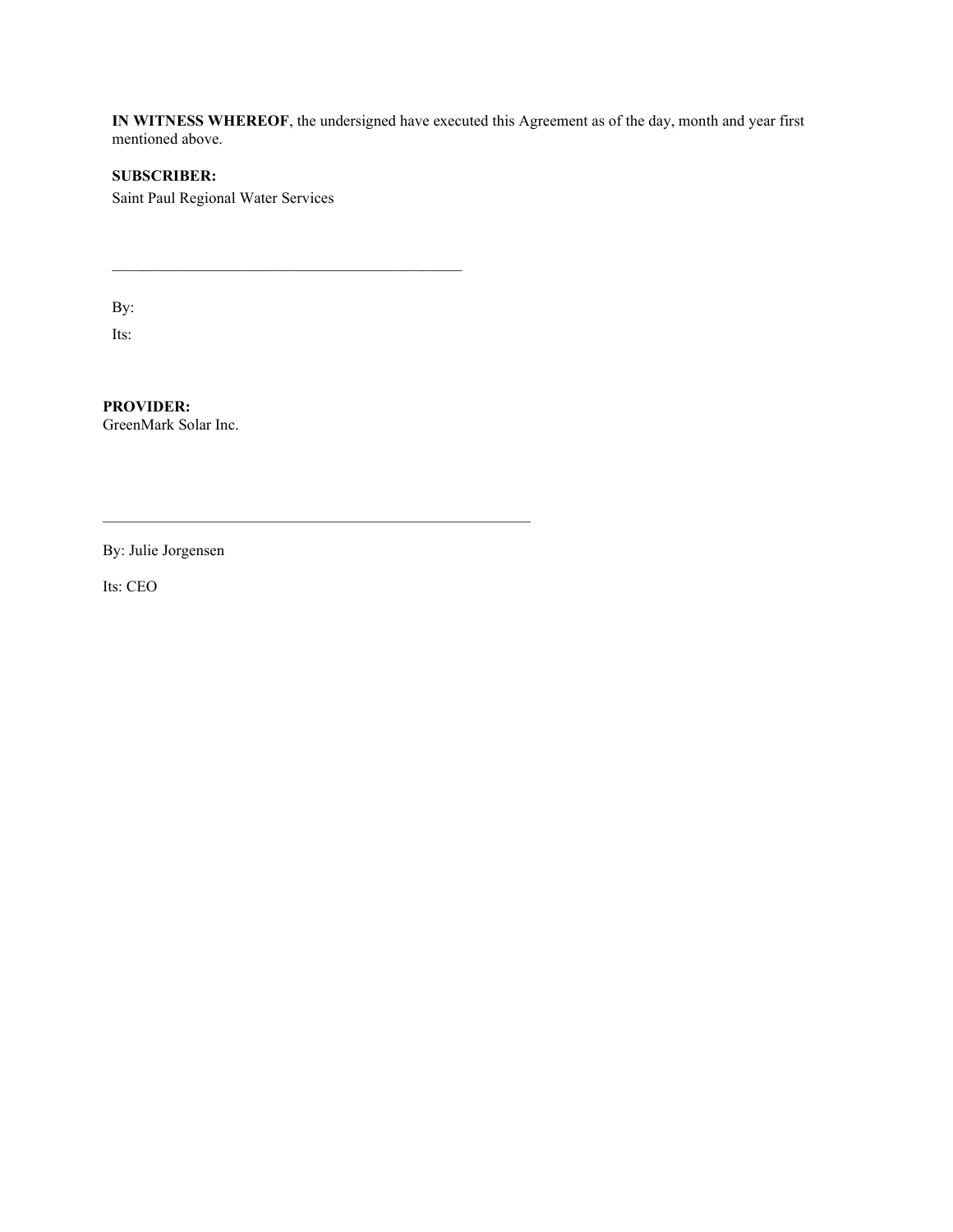**IN WITNESS WHEREOF**, the undersigned have executed this Agreement as of the day, month and year first mentioned above.

**SUBSCRIBER:**
Saint Paul Regional Water Services

_____________________________________________

By:

Its:

**PROVIDER:**
GreenMark Solar Inc.

_______________________________________________________

By: Julie Jorgensen

Its: CEO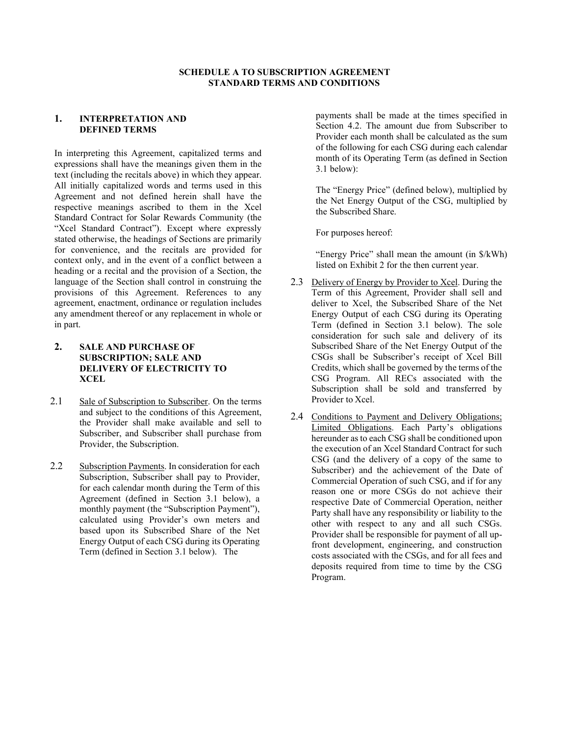**SCHEDULE A TO SUBSCRIPTION AGREEMENT**
**STANDARD TERMS AND CONDITIONS**

## 1. INTERPRETATION AND DEFINED TERMS

In interpreting this Agreement, capitalized terms and expressions shall have the meanings given them in the text (including the recitals above) in which they appear. All initially capitalized words and terms used in this Agreement and not defined herein shall have the respective meanings ascribed to them in the Xcel Standard Contract for Solar Rewards Community (the "Xcel Standard Contract"). Except where expressly stated otherwise, the headings of Sections are primarily for convenience, and the recitals are provided for context only, and in the event of a conflict between a heading or a recital and the provision of a Section, the language of the Section shall control in construing the provisions of this Agreement. References to any agreement, enactment, ordinance or regulation includes any amendment thereof or any replacement in whole or in part.

## 2. SALE AND PURCHASE OF SUBSCRIPTION; SALE AND DELIVERY OF ELECTRICITY TO XCEL

2.1 Sale of Subscription to Subscriber. On the terms and subject to the conditions of this Agreement, the Provider shall make available and sell to Subscriber, and Subscriber shall purchase from Provider, the Subscription.

2.2 Subscription Payments. In consideration for each Subscription, Subscriber shall pay to Provider, for each calendar month during the Term of this Agreement (defined in Section 3.1 below), a monthly payment (the "Subscription Payment"), calculated using Provider's own meters and based upon its Subscribed Share of the Net Energy Output of each CSG during its Operating Term (defined in Section 3.1 below). The payments shall be made at the times specified in Section 4.2. The amount due from Subscriber to Provider each month shall be calculated as the sum of the following for each CSG during each calendar month of its Operating Term (as defined in Section 3.1 below):

The "Energy Price" (defined below), multiplied by the Net Energy Output of the CSG, multiplied by the Subscribed Share.

For purposes hereof:

"Energy Price" shall mean the amount (in $/kWh) listed on Exhibit 2 for the then current year.

2.3 Delivery of Energy by Provider to Xcel. During the Term of this Agreement, Provider shall sell and deliver to Xcel, the Subscribed Share of the Net Energy Output of each CSG during its Operating Term (defined in Section 3.1 below). The sole consideration for such sale and delivery of its Subscribed Share of the Net Energy Output of the CSGs shall be Subscriber's receipt of Xcel Bill Credits, which shall be governed by the terms of the CSG Program. All RECs associated with the Subscription shall be sold and transferred by Provider to Xcel.

2.4 Conditions to Payment and Delivery Obligations; Limited Obligations. Each Party's obligations hereunder as to each CSG shall be conditioned upon the execution of an Xcel Standard Contract for such CSG (and the delivery of a copy of the same to Subscriber) and the achievement of the Date of Commercial Operation of such CSG, and if for any reason one or more CSGs do not achieve their respective Date of Commercial Operation, neither Party shall have any responsibility or liability to the other with respect to any and all such CSGs. Provider shall be responsible for payment of all up-front development, engineering, and construction costs associated with the CSGs, and for all fees and deposits required from time to time by the CSG Program.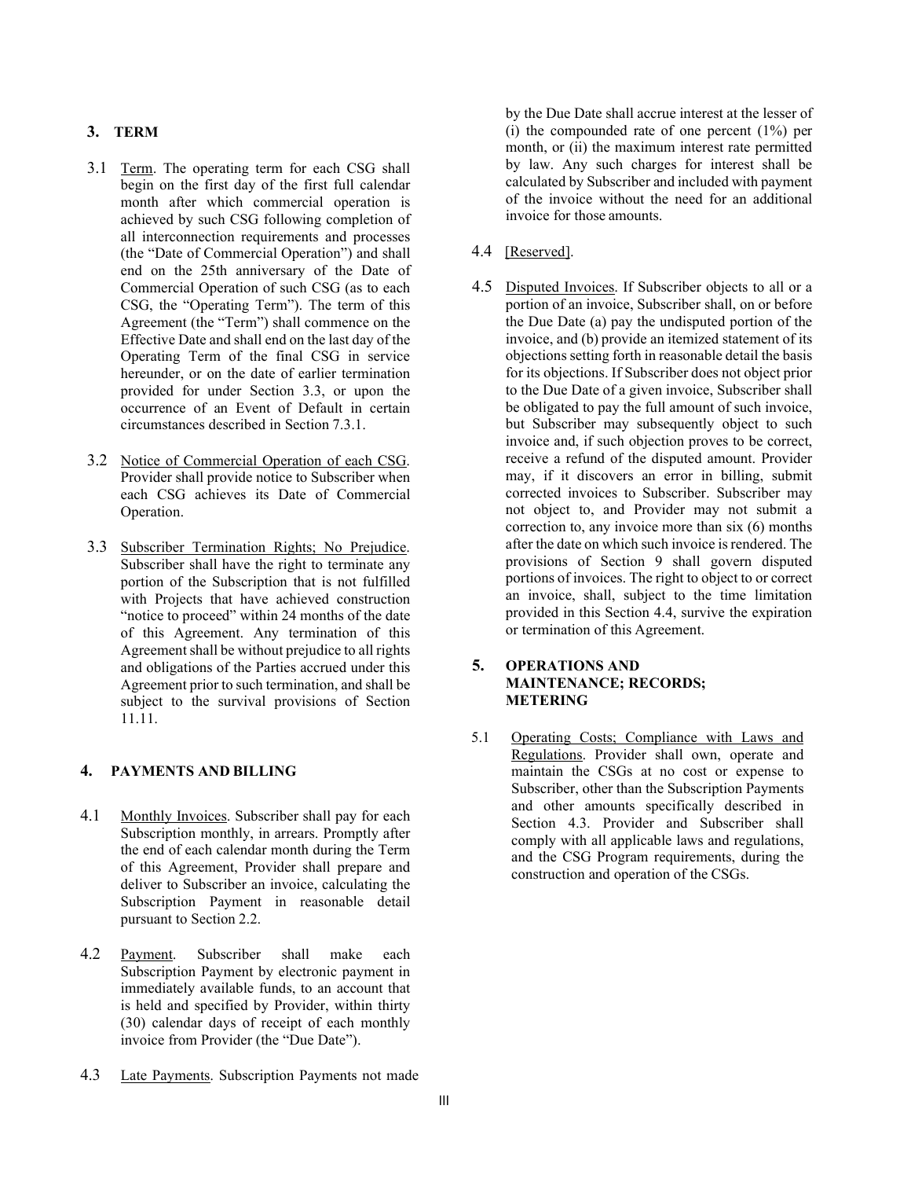## 3. TERM

3.1 Term. The operating term for each CSG shall begin on the first day of the first full calendar month after which commercial operation is achieved by such CSG following completion of all interconnection requirements and processes (the "Date of Commercial Operation") and shall end on the 25th anniversary of the Date of Commercial Operation of such CSG (as to each CSG, the "Operating Term"). The term of this Agreement (the "Term") shall commence on the Effective Date and shall end on the last day of the Operating Term of the final CSG in service hereunder, or on the date of earlier termination provided for under Section 3.3, or upon the occurrence of an Event of Default in certain circumstances described in Section 7.3.1.

3.2 Notice of Commercial Operation of each CSG. Provider shall provide notice to Subscriber when each CSG achieves its Date of Commercial Operation.

3.3 Subscriber Termination Rights; No Prejudice. Subscriber shall have the right to terminate any portion of the Subscription that is not fulfilled with Projects that have achieved construction "notice to proceed" within 24 months of the date of this Agreement. Any termination of this Agreement shall be without prejudice to all rights and obligations of the Parties accrued under this Agreement prior to such termination, and shall be subject to the survival provisions of Section 11.11.

## 4. PAYMENTS AND BILLING

4.1 Monthly Invoices. Subscriber shall pay for each Subscription monthly, in arrears. Promptly after the end of each calendar month during the Term of this Agreement, Provider shall prepare and deliver to Subscriber an invoice, calculating the Subscription Payment in reasonable detail pursuant to Section 2.2.

4.2 Payment. Subscriber shall make each Subscription Payment by electronic payment in immediately available funds, to an account that is held and specified by Provider, within thirty (30) calendar days of receipt of each monthly invoice from Provider (the "Due Date").

4.3 Late Payments. Subscription Payments not made by the Due Date shall accrue interest at the lesser of (i) the compounded rate of one percent (1%) per month, or (ii) the maximum interest rate permitted by law. Any such charges for interest shall be calculated by Subscriber and included with payment of the invoice without the need for an additional invoice for those amounts.

4.4 [Reserved].

4.5 Disputed Invoices. If Subscriber objects to all or a portion of an invoice, Subscriber shall, on or before the Due Date (a) pay the undisputed portion of the invoice, and (b) provide an itemized statement of its objections setting forth in reasonable detail the basis for its objections. If Subscriber does not object prior to the Due Date of a given invoice, Subscriber shall be obligated to pay the full amount of such invoice, but Subscriber may subsequently object to such invoice and, if such objection proves to be correct, receive a refund of the disputed amount. Provider may, if it discovers an error in billing, submit corrected invoices to Subscriber. Subscriber may not object to, and Provider may not submit a correction to, any invoice more than six (6) months after the date on which such invoice is rendered. The provisions of Section 9 shall govern disputed portions of invoices. The right to object to or correct an invoice, shall, subject to the time limitation provided in this Section 4.4, survive the expiration or termination of this Agreement.

## 5. OPERATIONS AND MAINTENANCE; RECORDS; METERING

5.1 Operating Costs; Compliance with Laws and Regulations. Provider shall own, operate and maintain the CSGs at no cost or expense to Subscriber, other than the Subscription Payments and other amounts specifically described in Section 4.3. Provider and Subscriber shall comply with all applicable laws and regulations, and the CSG Program requirements, during the construction and operation of the CSGs.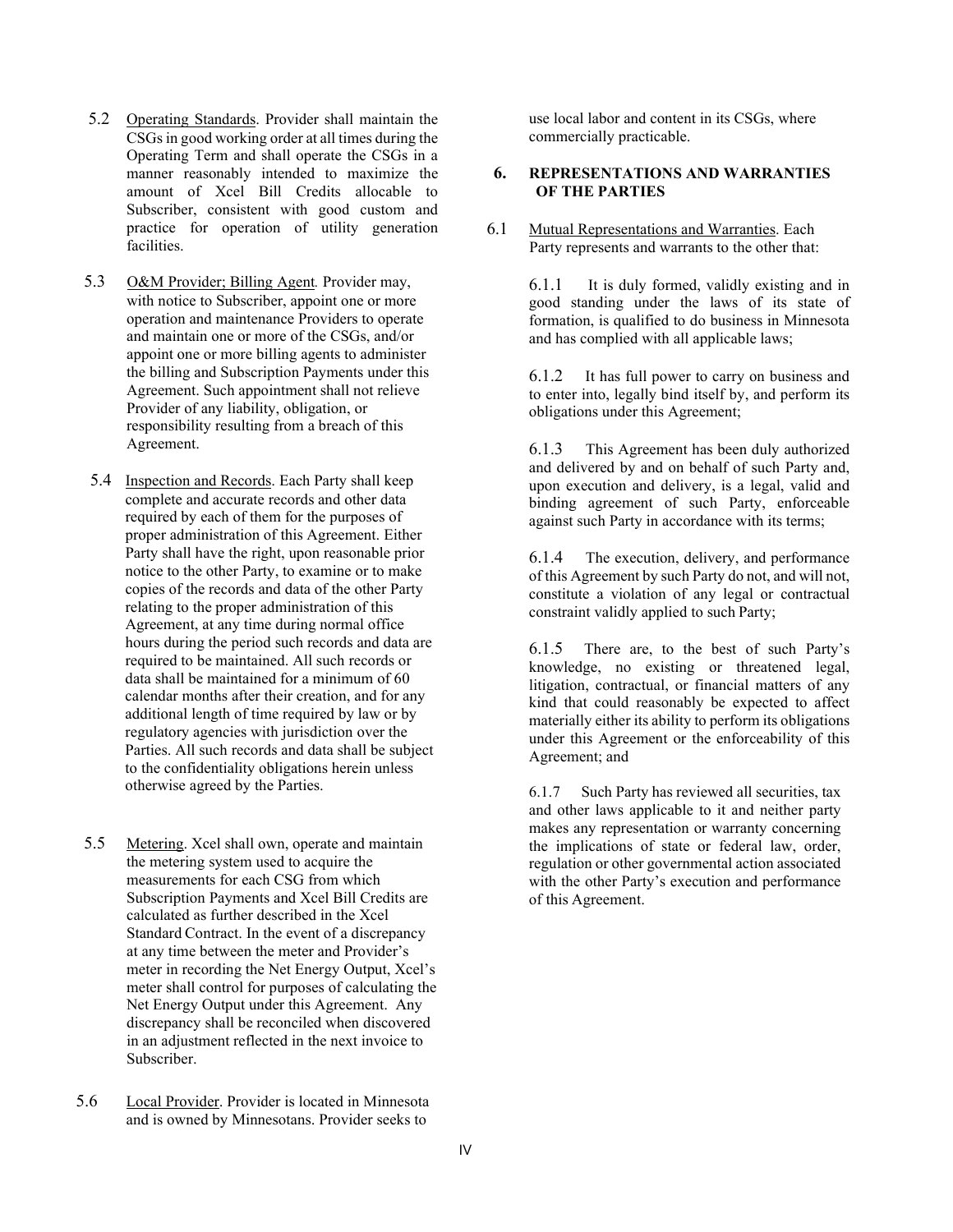5.2 Operating Standards. Provider shall maintain the CSGs in good working order at all times during the Operating Term and shall operate the CSGs in a manner reasonably intended to maximize the amount of Xcel Bill Credits allocable to Subscriber, consistent with good custom and practice for operation of utility generation facilities.

5.3 O&M Provider; Billing Agent. Provider may, with notice to Subscriber, appoint one or more operation and maintenance Providers to operate and maintain one or more of the CSGs, and/or appoint one or more billing agents to administer the billing and Subscription Payments under this Agreement. Such appointment shall not relieve Provider of any liability, obligation, or responsibility resulting from a breach of this Agreement.

5.4 Inspection and Records. Each Party shall keep complete and accurate records and other data required by each of them for the purposes of proper administration of this Agreement. Either Party shall have the right, upon reasonable prior notice to the other Party, to examine or to make copies of the records and data of the other Party relating to the proper administration of this Agreement, at any time during normal office hours during the period such records and data are required to be maintained. All such records or data shall be maintained for a minimum of 60 calendar months after their creation, and for any additional length of time required by law or by regulatory agencies with jurisdiction over the Parties. All such records and data shall be subject to the confidentiality obligations herein unless otherwise agreed by the Parties.

5.5 Metering. Xcel shall own, operate and maintain the metering system used to acquire the measurements for each CSG from which Subscription Payments and Xcel Bill Credits are calculated as further described in the Xcel Standard Contract. In the event of a discrepancy at any time between the meter and Provider's meter in recording the Net Energy Output, Xcel's meter shall control for purposes of calculating the Net Energy Output under this Agreement. Any discrepancy shall be reconciled when discovered in an adjustment reflected in the next invoice to Subscriber.

5.6 Local Provider. Provider is located in Minnesota and is owned by Minnesotans. Provider seeks to use local labor and content in its CSGs, where commercially practicable.

## 6. REPRESENTATIONS AND WARRANTIES OF THE PARTIES

6.1 Mutual Representations and Warranties. Each Party represents and warrants to the other that:

6.1.1 It is duly formed, validly existing and in good standing under the laws of its state of formation, is qualified to do business in Minnesota and has complied with all applicable laws;

6.1.2 It has full power to carry on business and to enter into, legally bind itself by, and perform its obligations under this Agreement;

6.1.3 This Agreement has been duly authorized and delivered by and on behalf of such Party and, upon execution and delivery, is a legal, valid and binding agreement of such Party, enforceable against such Party in accordance with its terms;

6.1.4 The execution, delivery, and performance of this Agreement by such Party do not, and will not, constitute a violation of any legal or contractual constraint validly applied to such Party;

6.1.5 There are, to the best of such Party's knowledge, no existing or threatened legal, litigation, contractual, or financial matters of any kind that could reasonably be expected to affect materially either its ability to perform its obligations under this Agreement or the enforceability of this Agreement; and

6.1.7 Such Party has reviewed all securities, tax and other laws applicable to it and neither party makes any representation or warranty concerning the implications of state or federal law, order, regulation or other governmental action associated with the other Party's execution and performance of this Agreement.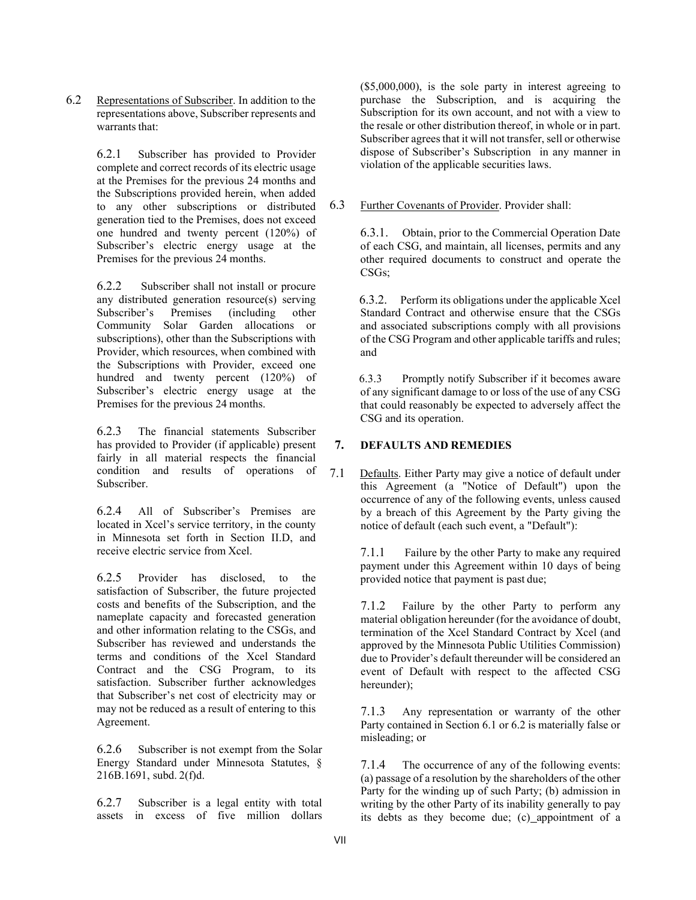6.2 Representations of Subscriber. In addition to the representations above, Subscriber represents and warrants that:

6.2.1 Subscriber has provided to Provider complete and correct records of its electric usage at the Premises for the previous 24 months and the Subscriptions provided herein, when added to any other subscriptions or distributed generation tied to the Premises, does not exceed one hundred and twenty percent (120%) of Subscriber's electric energy usage at the Premises for the previous 24 months.

6.2.2 Subscriber shall not install or procure any distributed generation resource(s) serving Subscriber's Premises (including other Community Solar Garden allocations or subscriptions), other than the Subscriptions with Provider, which resources, when combined with the Subscriptions with Provider, exceed one hundred and twenty percent (120%) of Subscriber's electric energy usage at the Premises for the previous 24 months.

6.2.3 The financial statements Subscriber has provided to Provider (if applicable) present fairly in all material respects the financial condition and results of operations of Subscriber.

6.2.4 All of Subscriber's Premises are located in Xcel's service territory, in the county in Minnesota set forth in Section II.D, and receive electric service from Xcel.

6.2.5 Provider has disclosed, to the satisfaction of Subscriber, the future projected costs and benefits of the Subscription, and the nameplate capacity and forecasted generation and other information relating to the CSGs, and Subscriber has reviewed and understands the terms and conditions of the Xcel Standard Contract and the CSG Program, to its satisfaction. Subscriber further acknowledges that Subscriber's net cost of electricity may or may not be reduced as a result of entering to this Agreement.

6.2.6 Subscriber is not exempt from the Solar Energy Standard under Minnesota Statutes, § 216B.1691, subd. 2(f)d.

6.2.7 Subscriber is a legal entity with total assets in excess of five million dollars ($5,000,000), is the sole party in interest agreeing to purchase the Subscription, and is acquiring the Subscription for its own account, and not with a view to the resale or other distribution thereof, in whole or in part. Subscriber agrees that it will not transfer, sell or otherwise dispose of Subscriber's Subscription in any manner in violation of the applicable securities laws.

6.3 Further Covenants of Provider. Provider shall:

6.3.1. Obtain, prior to the Commercial Operation Date of each CSG, and maintain, all licenses, permits and any other required documents to construct and operate the CSGs;

6.3.2. Perform its obligations under the applicable Xcel Standard Contract and otherwise ensure that the CSGs and associated subscriptions comply with all provisions of the CSG Program and other applicable tariffs and rules; and

6.3.3 Promptly notify Subscriber if it becomes aware of any significant damage to or loss of the use of any CSG that could reasonably be expected to adversely affect the CSG and its operation.

## 7. DEFAULTS AND REMEDIES

7.1 Defaults. Either Party may give a notice of default under this Agreement (a "Notice of Default") upon the occurrence of any of the following events, unless caused by a breach of this Agreement by the Party giving the notice of default (each such event, a "Default"):

7.1.1 Failure by the other Party to make any required payment under this Agreement within 10 days of being provided notice that payment is past due;

7.1.2 Failure by the other Party to perform any material obligation hereunder (for the avoidance of doubt, termination of the Xcel Standard Contract by Xcel (and approved by the Minnesota Public Utilities Commission) due to Provider's default thereunder will be considered an event of Default with respect to the affected CSG hereunder);

7.1.3 Any representation or warranty of the other Party contained in Section 6.1 or 6.2 is materially false or misleading; or

7.1.4 The occurrence of any of the following events: (a) passage of a resolution by the shareholders of the other Party for the winding up of such Party; (b) admission in writing by the other Party of its inability generally to pay its debts as they become due; (c) appointment of a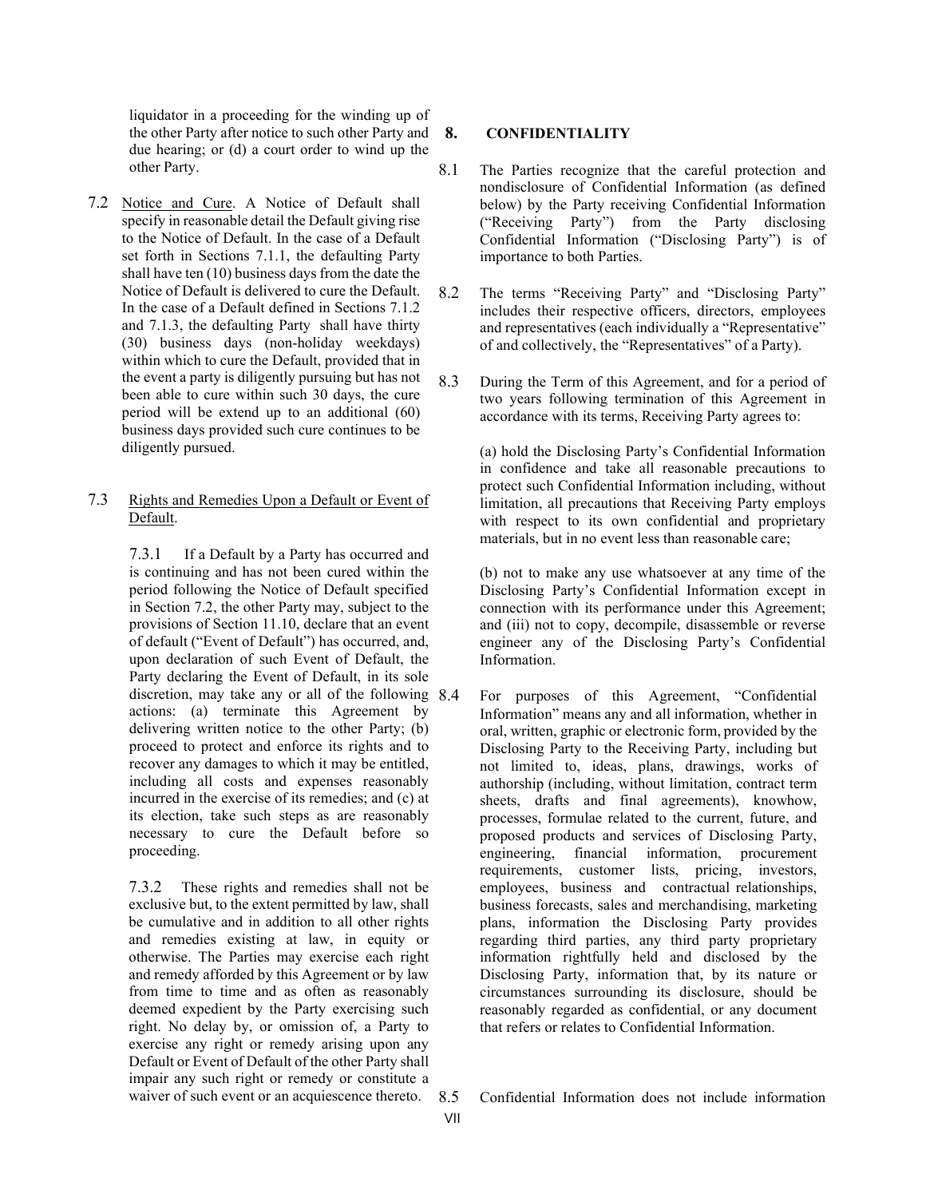liquidator in a proceeding for the winding up of the other Party after notice to such other Party and due hearing; or (d) a court order to wind up the other Party.

7.2 Notice and Cure. A Notice of Default shall specify in reasonable detail the Default giving rise to the Notice of Default. In the case of a Default set forth in Sections 7.1.1, the defaulting Party shall have ten (10) business days from the date the Notice of Default is delivered to cure the Default. In the case of a Default defined in Sections 7.1.2 and 7.1.3, the defaulting Party shall have thirty (30) business days (non-holiday weekdays) within which to cure the Default, provided that in the event a party is diligently pursuing but has not been able to cure within such 30 days, the cure period will be extend up to an additional (60) business days provided such cure continues to be diligently pursued.

7.3 Rights and Remedies Upon a Default or Event of Default.

7.3.1 If a Default by a Party has occurred and is continuing and has not been cured within the period following the Notice of Default specified in Section 7.2, the other Party may, subject to the provisions of Section 11.10, declare that an event of default ("Event of Default") has occurred, and, upon declaration of such Event of Default, the Party declaring the Event of Default, in its sole discretion, may take any or all of the following actions: (a) terminate this Agreement by delivering written notice to the other Party; (b) proceed to protect and enforce its rights and to recover any damages to which it may be entitled, including all costs and expenses reasonably incurred in the exercise of its remedies; and (c) at its election, take such steps as are reasonably necessary to cure the Default before so proceeding.

7.3.2 These rights and remedies shall not be exclusive but, to the extent permitted by law, shall be cumulative and in addition to all other rights and remedies existing at law, in equity or otherwise. The Parties may exercise each right and remedy afforded by this Agreement or by law from time to time and as often as reasonably deemed expedient by the Party exercising such right. No delay by, or omission of, a Party to exercise any right or remedy arising upon any Default or Event of Default of the other Party shall impair any such right or remedy or constitute a waiver of such event or an acquiescence thereto.

## 8. CONFIDENTIALITY

8.1 The Parties recognize that the careful protection and nondisclosure of Confidential Information (as defined below) by the Party receiving Confidential Information ("Receiving Party") from the Party disclosing Confidential Information ("Disclosing Party") is of importance to both Parties.

8.2 The terms "Receiving Party" and "Disclosing Party" includes their respective officers, directors, employees and representatives (each individually a "Representative" of and collectively, the "Representatives" of a Party).

8.3 During the Term of this Agreement, and for a period of two years following termination of this Agreement in accordance with its terms, Receiving Party agrees to:

(a) hold the Disclosing Party's Confidential Information in confidence and take all reasonable precautions to protect such Confidential Information including, without limitation, all precautions that Receiving Party employs with respect to its own confidential and proprietary materials, but in no event less than reasonable care;

(b) not to make any use whatsoever at any time of the Disclosing Party's Confidential Information except in connection with its performance under this Agreement; and (iii) not to copy, decompile, disassemble or reverse engineer any of the Disclosing Party's Confidential Information.

8.4 For purposes of this Agreement, "Confidential Information" means any and all information, whether in oral, written, graphic or electronic form, provided by the Disclosing Party to the Receiving Party, including but not limited to, ideas, plans, drawings, works of authorship (including, without limitation, contract term sheets, drafts and final agreements), knowhow, processes, formulae related to the current, future, and proposed products and services of Disclosing Party, engineering, financial information, procurement requirements, customer lists, pricing, investors, employees, business and contractual relationships, business forecasts, sales and merchandising, marketing plans, information the Disclosing Party provides regarding third parties, any third party proprietary information rightfully held and disclosed by the Disclosing Party, information that, by its nature or circumstances surrounding its disclosure, should be reasonably regarded as confidential, or any document that refers or relates to Confidential Information.

8.5 Confidential Information does not include information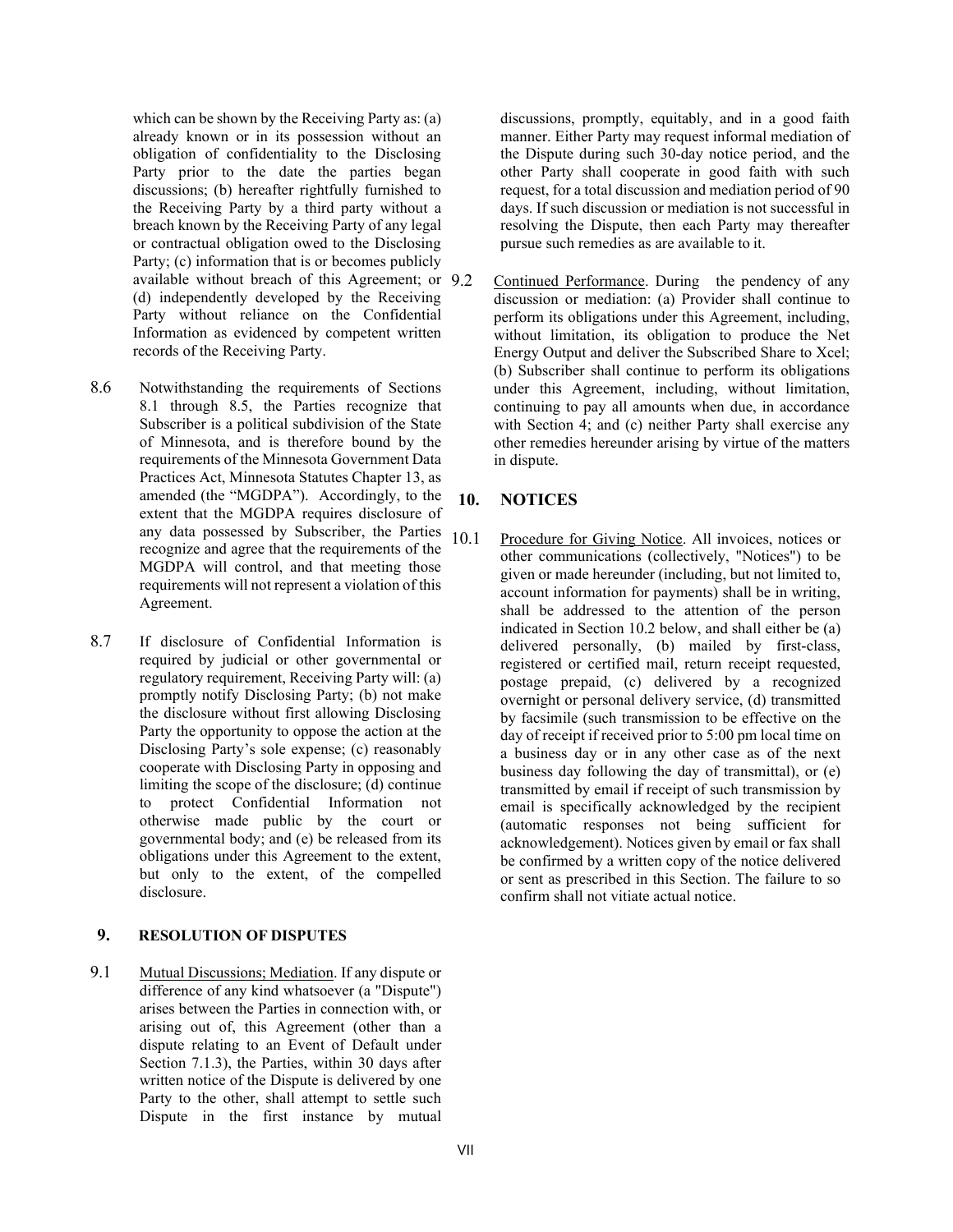which can be shown by the Receiving Party as: (a) already known or in its possession without an obligation of confidentiality to the Disclosing Party prior to the date the parties began discussions; (b) hereafter rightfully furnished to the Receiving Party by a third party without a breach known by the Receiving Party of any legal or contractual obligation owed to the Disclosing Party; (c) information that is or becomes publicly available without breach of this Agreement; or (d) independently developed by the Receiving Party without reliance on the Confidential Information as evidenced by competent written records of the Receiving Party.

8.6 Notwithstanding the requirements of Sections 8.1 through 8.5, the Parties recognize that Subscriber is a political subdivision of the State of Minnesota, and is therefore bound by the requirements of the Minnesota Government Data Practices Act, Minnesota Statutes Chapter 13, as amended (the "MGDPA"). Accordingly, to the extent that the MGDPA requires disclosure of any data possessed by Subscriber, the Parties recognize and agree that the requirements of the MGDPA will control, and that meeting those requirements will not represent a violation of this Agreement.

8.7 If disclosure of Confidential Information is required by judicial or other governmental or regulatory requirement, Receiving Party will: (a) promptly notify Disclosing Party; (b) not make the disclosure without first allowing Disclosing Party the opportunity to oppose the action at the Disclosing Party's sole expense; (c) reasonably cooperate with Disclosing Party in opposing and limiting the scope of the disclosure; (d) continue to protect Confidential Information not otherwise made public by the court or governmental body; and (e) be released from its obligations under this Agreement to the extent, but only to the extent, of the compelled disclosure.

## 9. RESOLUTION OF DISPUTES

9.1 Mutual Discussions; Mediation. If any dispute or difference of any kind whatsoever (a "Dispute") arises between the Parties in connection with, or arising out of, this Agreement (other than a dispute relating to an Event of Default under Section 7.1.3), the Parties, within 30 days after written notice of the Dispute is delivered by one Party to the other, shall attempt to settle such Dispute in the first instance by mutual discussions, promptly, equitably, and in a good faith manner. Either Party may request informal mediation of the Dispute during such 30-day notice period, and the other Party shall cooperate in good faith with such request, for a total discussion and mediation period of 90 days. If such discussion or mediation is not successful in resolving the Dispute, then each Party may thereafter pursue such remedies as are available to it.

9.2 Continued Performance. During the pendency of any discussion or mediation: (a) Provider shall continue to perform its obligations under this Agreement, including, without limitation, its obligation to produce the Net Energy Output and deliver the Subscribed Share to Xcel; (b) Subscriber shall continue to perform its obligations under this Agreement, including, without limitation, continuing to pay all amounts when due, in accordance with Section 4; and (c) neither Party shall exercise any other remedies hereunder arising by virtue of the matters in dispute.

## 10. NOTICES

10.1 Procedure for Giving Notice. All invoices, notices or other communications (collectively, "Notices") to be given or made hereunder (including, but not limited to, account information for payments) shall be in writing, shall be addressed to the attention of the person indicated in Section 10.2 below, and shall either be (a) delivered personally, (b) mailed by first-class, registered or certified mail, return receipt requested, postage prepaid, (c) delivered by a recognized overnight or personal delivery service, (d) transmitted by facsimile (such transmission to be effective on the day of receipt if received prior to 5:00 pm local time on a business day or in any other case as of the next business day following the day of transmittal), or (e) transmitted by email if receipt of such transmission by email is specifically acknowledged by the recipient (automatic responses not being sufficient for acknowledgement). Notices given by email or fax shall be confirmed by a written copy of the notice delivered or sent as prescribed in this Section. The failure to so confirm shall not vitiate actual notice.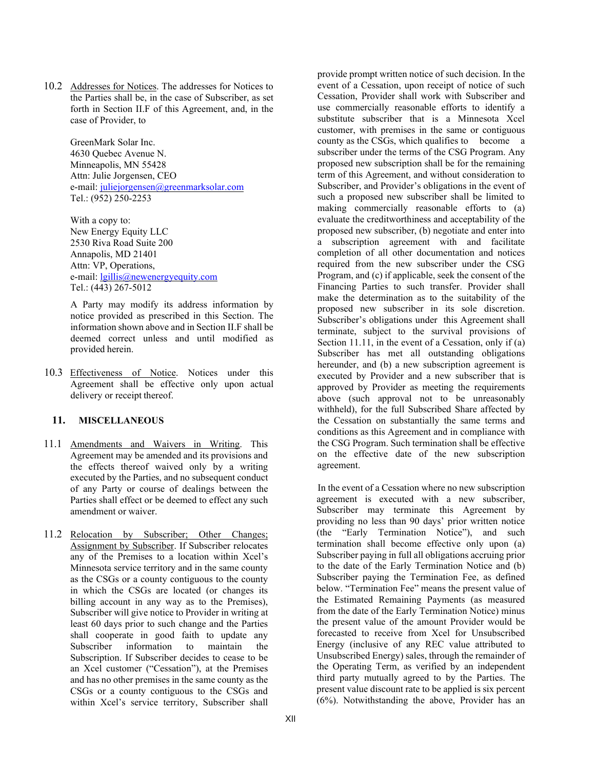10.2 Addresses for Notices. The addresses for Notices to the Parties shall be, in the case of Subscriber, as set forth in Section II.F of this Agreement, and, in the case of Provider, to

GreenMark Solar Inc.
4630 Quebec Avenue N.
Minneapolis, MN 55428
Attn: Julie Jorgensen, CEO
e-mail: juliejorgensen@greenmarksolar.com
Tel.: (952) 250-2253

With a copy to:
New Energy Equity LLC
2530 Riva Road Suite 200
Annapolis, MD 21401
Attn: VP, Operations,
e-mail: lgillis@newenergyequity.com
Tel.: (443) 267-5012

A Party may modify its address information by notice provided as prescribed in this Section. The information shown above and in Section II.F shall be deemed correct unless and until modified as provided herein.

10.3 Effectiveness of Notice. Notices under this Agreement shall be effective only upon actual delivery or receipt thereof.

## 11. MISCELLANEOUS

11.1 Amendments and Waivers in Writing. This Agreement may be amended and its provisions and the effects thereof waived only by a writing executed by the Parties, and no subsequent conduct of any Party or course of dealings between the Parties shall effect or be deemed to effect any such amendment or waiver.

11.2 Relocation by Subscriber; Other Changes; Assignment by Subscriber. If Subscriber relocates any of the Premises to a location within Xcel's Minnesota service territory and in the same county as the CSGs or a county contiguous to the county in which the CSGs are located (or changes its billing account in any way as to the Premises), Subscriber will give notice to Provider in writing at least 60 days prior to such change and the Parties shall cooperate in good faith to update any Subscriber information to maintain the Subscription. If Subscriber decides to cease to be an Xcel customer ("Cessation"), at the Premises and has no other premises in the same county as the CSGs or a county contiguous to the CSGs and within Xcel's service territory, Subscriber shall provide prompt written notice of such decision. In the event of a Cessation, upon receipt of notice of such Cessation, Provider shall work with Subscriber and use commercially reasonable efforts to identify a substitute subscriber that is a Minnesota Xcel customer, with premises in the same or contiguous county as the CSGs, which qualifies to become a subscriber under the terms of the CSG Program. Any proposed new subscription shall be for the remaining term of this Agreement, and without consideration to Subscriber, and Provider's obligations in the event of such a proposed new subscriber shall be limited to making commercially reasonable efforts to (a) evaluate the creditworthiness and acceptability of the proposed new subscriber, (b) negotiate and enter into a subscription agreement with and facilitate completion of all other documentation and notices required from the new subscriber under the CSG Program, and (c) if applicable, seek the consent of the Financing Parties to such transfer. Provider shall make the determination as to the suitability of the proposed new subscriber in its sole discretion. Subscriber's obligations under this Agreement shall terminate, subject to the survival provisions of Section 11.11, in the event of a Cessation, only if (a) Subscriber has met all outstanding obligations hereunder, and (b) a new subscription agreement is executed by Provider and a new subscriber that is approved by Provider as meeting the requirements above (such approval not to be unreasonably withheld), for the full Subscribed Share affected by the Cessation on substantially the same terms and conditions as this Agreement and in compliance with the CSG Program. Such termination shall be effective on the effective date of the new subscription agreement.

In the event of a Cessation where no new subscription agreement is executed with a new subscriber, Subscriber may terminate this Agreement by providing no less than 90 days' prior written notice (the "Early Termination Notice"), and such termination shall become effective only upon (a) Subscriber paying in full all obligations accruing prior to the date of the Early Termination Notice and (b) Subscriber paying the Termination Fee, as defined below. "Termination Fee" means the present value of the Estimated Remaining Payments (as measured from the date of the Early Termination Notice) minus the present value of the amount Provider would be forecasted to receive from Xcel for Unsubscribed Energy (inclusive of any REC value attributed to Unsubscribed Energy) sales, through the remainder of the Operating Term, as verified by an independent third party mutually agreed to by the Parties. The present value discount rate to be applied is six percent (6%). Notwithstanding the above, Provider has an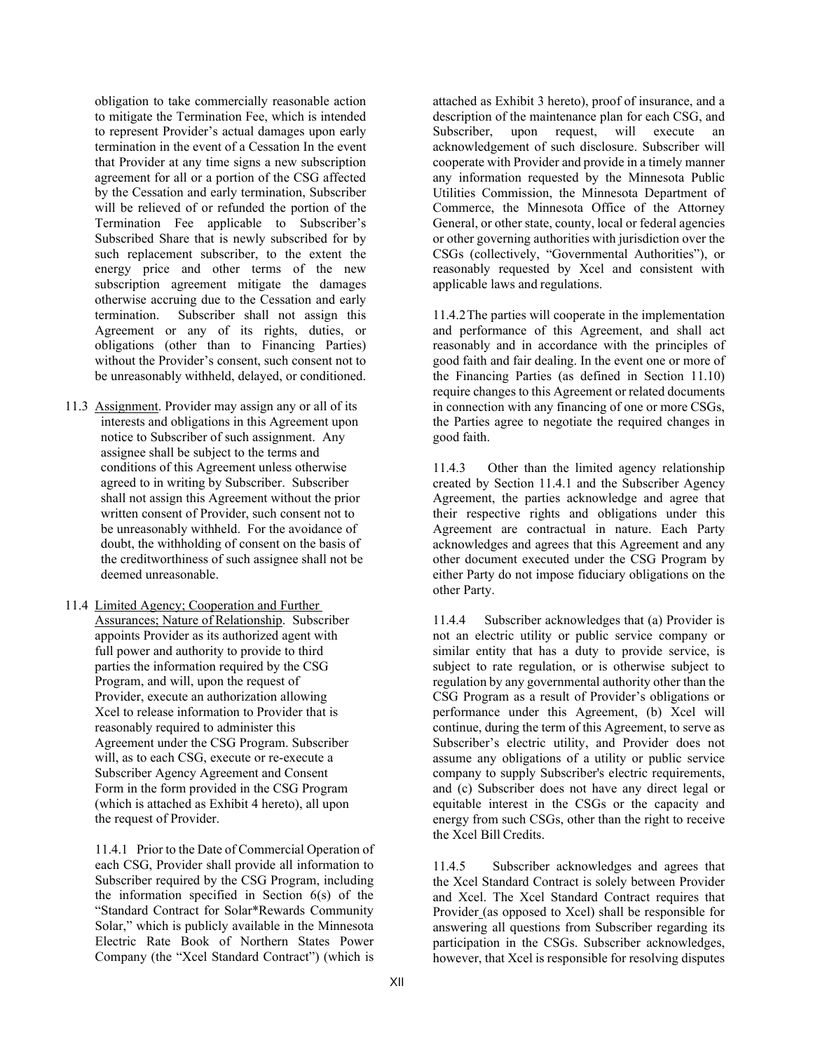obligation to take commercially reasonable action to mitigate the Termination Fee, which is intended to represent Provider's actual damages upon early termination in the event of a Cessation In the event that Provider at any time signs a new subscription agreement for all or a portion of the CSG affected by the Cessation and early termination, Subscriber will be relieved of or refunded the portion of the Termination Fee applicable to Subscriber's Subscribed Share that is newly subscribed for by such replacement subscriber, to the extent the energy price and other terms of the new subscription agreement mitigate the damages otherwise accruing due to the Cessation and early termination. Subscriber shall not assign this Agreement or any of its rights, duties, or obligations (other than to Financing Parties) without the Provider's consent, such consent not to be unreasonably withheld, delayed, or conditioned.

11.3 Assignment. Provider may assign any or all of its interests and obligations in this Agreement upon notice to Subscriber of such assignment. Any assignee shall be subject to the terms and conditions of this Agreement unless otherwise agreed to in writing by Subscriber. Subscriber shall not assign this Agreement without the prior written consent of Provider, such consent not to be unreasonably withheld. For the avoidance of doubt, the withholding of consent on the basis of the creditworthiness of such assignee shall not be deemed unreasonable.

11.4 Limited Agency; Cooperation and Further Assurances; Nature of Relationship. Subscriber appoints Provider as its authorized agent with full power and authority to provide to third parties the information required by the CSG Program, and will, upon the request of Provider, execute an authorization allowing Xcel to release information to Provider that is reasonably required to administer this Agreement under the CSG Program. Subscriber will, as to each CSG, execute or re-execute a Subscriber Agency Agreement and Consent Form in the form provided in the CSG Program (which is attached as Exhibit 4 hereto), all upon the request of Provider.

11.4.1 Prior to the Date of Commercial Operation of each CSG, Provider shall provide all information to Subscriber required by the CSG Program, including the information specified in Section 6(s) of the "Standard Contract for Solar*Rewards Community Solar," which is publicly available in the Minnesota Electric Rate Book of Northern States Power Company (the "Xcel Standard Contract") (which is attached as Exhibit 3 hereto), proof of insurance, and a description of the maintenance plan for each CSG, and Subscriber, upon request, will execute an acknowledgement of such disclosure. Subscriber will cooperate with Provider and provide in a timely manner any information requested by the Minnesota Public Utilities Commission, the Minnesota Department of Commerce, the Minnesota Office of the Attorney General, or other state, county, local or federal agencies or other governing authorities with jurisdiction over the CSGs (collectively, "Governmental Authorities"), or reasonably requested by Xcel and consistent with applicable laws and regulations.

11.4.2 The parties will cooperate in the implementation and performance of this Agreement, and shall act reasonably and in accordance with the principles of good faith and fair dealing. In the event one or more of the Financing Parties (as defined in Section 11.10) require changes to this Agreement or related documents in connection with any financing of one or more CSGs, the Parties agree to negotiate the required changes in good faith.

11.4.3 Other than the limited agency relationship created by Section 11.4.1 and the Subscriber Agency Agreement, the parties acknowledge and agree that their respective rights and obligations under this Agreement are contractual in nature. Each Party acknowledges and agrees that this Agreement and any other document executed under the CSG Program by either Party do not impose fiduciary obligations on the other Party.

11.4.4 Subscriber acknowledges that (a) Provider is not an electric utility or public service company or similar entity that has a duty to provide service, is subject to rate regulation, or is otherwise subject to regulation by any governmental authority other than the CSG Program as a result of Provider's obligations or performance under this Agreement, (b) Xcel will continue, during the term of this Agreement, to serve as Subscriber's electric utility, and Provider does not assume any obligations of a utility or public service company to supply Subscriber's electric requirements, and (c) Subscriber does not have any direct legal or equitable interest in the CSGs or the capacity and energy from such CSGs, other than the right to receive the Xcel Bill Credits.

11.4.5 Subscriber acknowledges and agrees that the Xcel Standard Contract is solely between Provider and Xcel. The Xcel Standard Contract requires that Provider (as opposed to Xcel) shall be responsible for answering all questions from Subscriber regarding its participation in the CSGs. Subscriber acknowledges, however, that Xcel is responsible for resolving disputes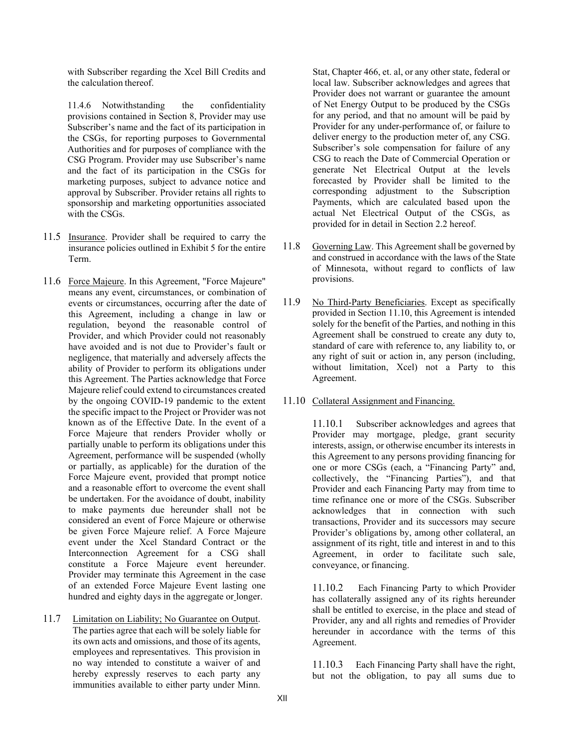with Subscriber regarding the Xcel Bill Credits and the calculation thereof.

11.4.6 Notwithstanding the confidentiality provisions contained in Section 8, Provider may use Subscriber's name and the fact of its participation in the CSGs, for reporting purposes to Governmental Authorities and for purposes of compliance with the CSG Program. Provider may use Subscriber's name and the fact of its participation in the CSGs for marketing purposes, subject to advance notice and approval by Subscriber. Provider retains all rights to sponsorship and marketing opportunities associated with the CSGs.

11.5 Insurance. Provider shall be required to carry the insurance policies outlined in Exhibit 5 for the entire Term.

11.6 Force Majeure. In this Agreement, "Force Majeure" means any event, circumstances, or combination of events or circumstances, occurring after the date of this Agreement, including a change in law or regulation, beyond the reasonable control of Provider, and which Provider could not reasonably have avoided and is not due to Provider's fault or negligence, that materially and adversely affects the ability of Provider to perform its obligations under this Agreement. The Parties acknowledge that Force Majeure relief could extend to circumstances created by the ongoing COVID-19 pandemic to the extent the specific impact to the Project or Provider was not known as of the Effective Date. In the event of a Force Majeure that renders Provider wholly or partially unable to perform its obligations under this Agreement, performance will be suspended (wholly or partially, as applicable) for the duration of the Force Majeure event, provided that prompt notice and a reasonable effort to overcome the event shall be undertaken. For the avoidance of doubt, inability to make payments due hereunder shall not be considered an event of Force Majeure or otherwise be given Force Majeure relief. A Force Majeure event under the Xcel Standard Contract or the Interconnection Agreement for a CSG shall constitute a Force Majeure event hereunder. Provider may terminate this Agreement in the case of an extended Force Majeure Event lasting one hundred and eighty days in the aggregate or longer.

11.7 Limitation on Liability; No Guarantee on Output. The parties agree that each will be solely liable for its own acts and omissions, and those of its agents, employees and representatives. This provision in no way intended to constitute a waiver of and hereby expressly reserves to each party any immunities available to either party under Minn. Stat, Chapter 466, et. al, or any other state, federal or local law. Subscriber acknowledges and agrees that Provider does not warrant or guarantee the amount of Net Energy Output to be produced by the CSGs for any period, and that no amount will be paid by Provider for any under-performance of, or failure to deliver energy to the production meter of, any CSG. Subscriber's sole compensation for failure of any CSG to reach the Date of Commercial Operation or generate Net Electrical Output at the levels forecasted by Provider shall be limited to the corresponding adjustment to the Subscription Payments, which are calculated based upon the actual Net Electrical Output of the CSGs, as provided for in detail in Section 2.2 hereof.

11.8 Governing Law. This Agreement shall be governed by and construed in accordance with the laws of the State of Minnesota, without regard to conflicts of law provisions.

11.9 No Third-Party Beneficiaries. Except as specifically provided in Section 11.10, this Agreement is intended solely for the benefit of the Parties, and nothing in this Agreement shall be construed to create any duty to, standard of care with reference to, any liability to, or any right of suit or action in, any person (including, without limitation, Xcel) not a Party to this Agreement.

11.10 Collateral Assignment and Financing.

11.10.1 Subscriber acknowledges and agrees that Provider may mortgage, pledge, grant security interests, assign, or otherwise encumber its interests in this Agreement to any persons providing financing for one or more CSGs (each, a "Financing Party" and, collectively, the "Financing Parties"), and that Provider and each Financing Party may from time to time refinance one or more of the CSGs. Subscriber acknowledges that in connection with such transactions, Provider and its successors may secure Provider's obligations by, among other collateral, an assignment of its right, title and interest in and to this Agreement, in order to facilitate such sale, conveyance, or financing.

11.10.2 Each Financing Party to which Provider has collaterally assigned any of its rights hereunder shall be entitled to exercise, in the place and stead of Provider, any and all rights and remedies of Provider hereunder in accordance with the terms of this Agreement.

11.10.3 Each Financing Party shall have the right, but not the obligation, to pay all sums due to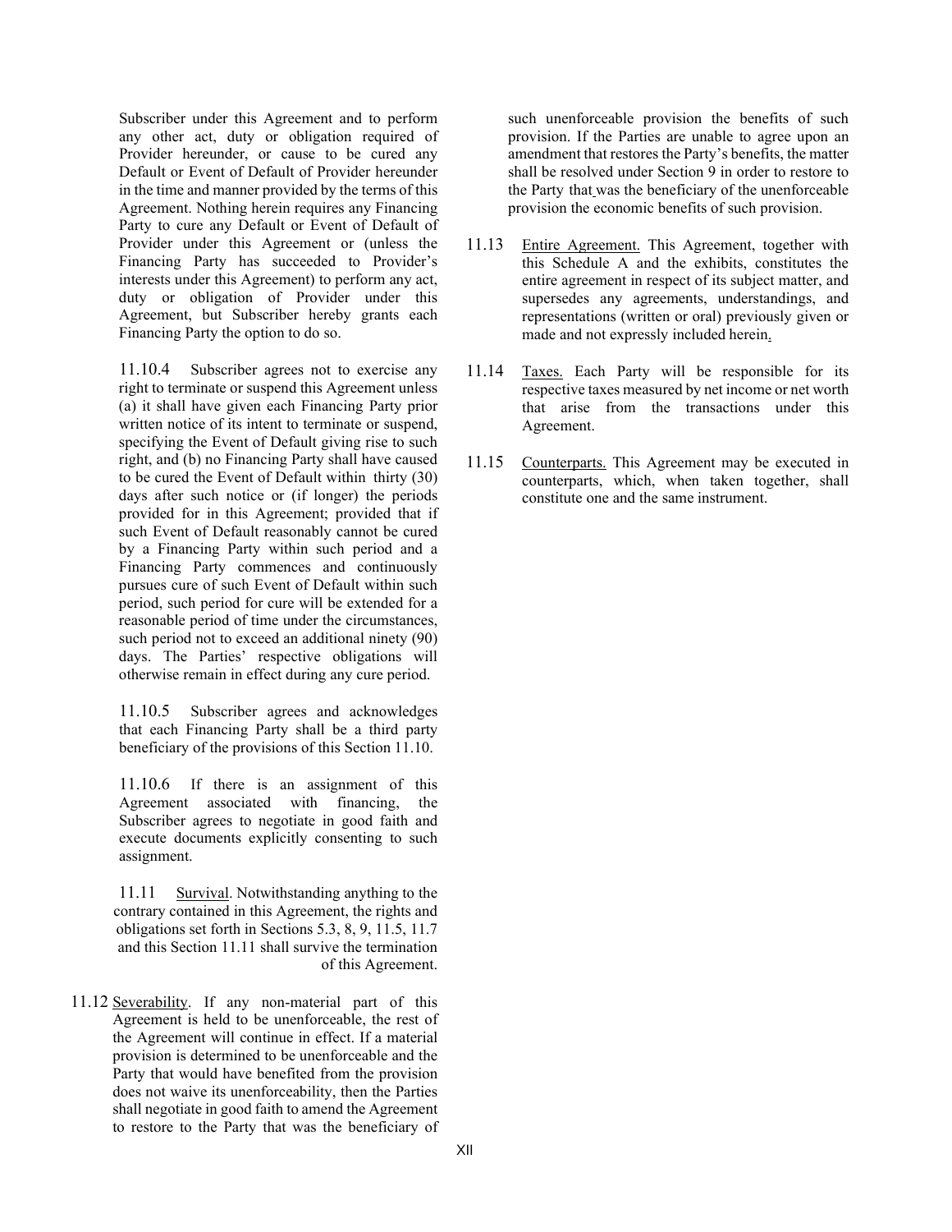Subscriber under this Agreement and to perform any other act, duty or obligation required of Provider hereunder, or cause to be cured any Default or Event of Default of Provider hereunder in the time and manner provided by the terms of this Agreement. Nothing herein requires any Financing Party to cure any Default or Event of Default of Provider under this Agreement or (unless the Financing Party has succeeded to Provider's interests under this Agreement) to perform any act, duty or obligation of Provider under this Agreement, but Subscriber hereby grants each Financing Party the option to do so.

11.10.4 Subscriber agrees not to exercise any right to terminate or suspend this Agreement unless (a) it shall have given each Financing Party prior written notice of its intent to terminate or suspend, specifying the Event of Default giving rise to such right, and (b) no Financing Party shall have caused to be cured the Event of Default within thirty (30) days after such notice or (if longer) the periods provided for in this Agreement; provided that if such Event of Default reasonably cannot be cured by a Financing Party within such period and a Financing Party commences and continuously pursues cure of such Event of Default within such period, such period for cure will be extended for a reasonable period of time under the circumstances, such period not to exceed an additional ninety (90) days. The Parties' respective obligations will otherwise remain in effect during any cure period.

11.10.5 Subscriber agrees and acknowledges that each Financing Party shall be a third party beneficiary of the provisions of this Section 11.10.

11.10.6 If there is an assignment of this Agreement associated with financing, the Subscriber agrees to negotiate in good faith and execute documents explicitly consenting to such assignment.

11.11 Survival. Notwithstanding anything to the contrary contained in this Agreement, the rights and obligations set forth in Sections 5.3, 8, 9, 11.5, 11.7 and this Section 11.11 shall survive the termination of this Agreement.

11.12 Severability. If any non-material part of this Agreement is held to be unenforceable, the rest of the Agreement will continue in effect. If a material provision is determined to be unenforceable and the Party that would have benefited from the provision does not waive its unenforceability, then the Parties shall negotiate in good faith to amend the Agreement to restore to the Party that was the beneficiary of such unenforceable provision the benefits of such provision. If the Parties are unable to agree upon an amendment that restores the Party's benefits, the matter shall be resolved under Section 9 in order to restore to the Party that was the beneficiary of the unenforceable provision the economic benefits of such provision.

11.13 Entire Agreement. This Agreement, together with this Schedule A and the exhibits, constitutes the entire agreement in respect of its subject matter, and supersedes any agreements, understandings, and representations (written or oral) previously given or made and not expressly included herein.

11.14 Taxes. Each Party will be responsible for its respective taxes measured by net income or net worth that arise from the transactions under this Agreement.

11.15 Counterparts. This Agreement may be executed in counterparts, which, when taken together, shall constitute one and the same instrument.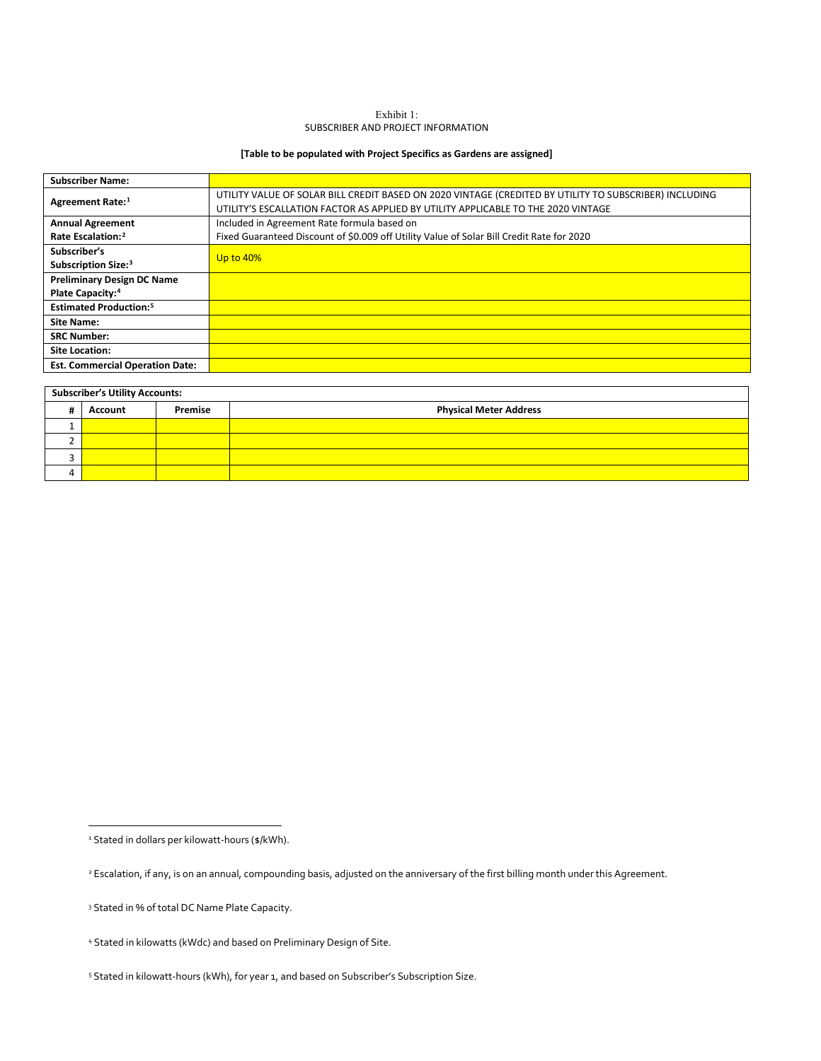Exhibit 1:
SUBSCRIBER AND PROJECT INFORMATION

**[Table to be populated with Project Specifics as Gardens are assigned]**

| **Subscriber Name:** | |
|---|---|
| **Agreement Rate:**[1] | UTILITY VALUE OF SOLAR BILL CREDIT BASED ON 2020 VINTAGE (CREDITED BY UTILITY TO SUBSCRIBER) INCLUDING UTILITY'S ESCALLATION FACTOR AS APPLIED BY UTILITY APPLICABLE TO THE 2020 VINTAGE |
| **Annual Agreement Rate Escalation:**[2] | Included in Agreement Rate formula based on Fixed Guaranteed Discount of \$0.009 off Utility Value of Solar Bill Credit Rate for 2020 |
| **Subscriber's Subscription Size:**[3] | Up to 40% |
| **Preliminary Design DC Name Plate Capacity:**[4] | |
| **Estimated Production:**[5] | |
| **Site Name:** | |
| **SRC Number:** | |
| **Site Location:** | |
| **Est. Commercial Operation Date:** | |

| **Subscriber's Utility Accounts:** | | | |
|---|---|---|---|
| **#** | **Account** | **Premise** | **Physical Meter Address** |
| 1 | | | |
| 2 | | | |
| 3 | | | |
| 4 | | | |

---

[1] Stated in dollars per kilowatt-hours (\$/kWh).

[2] Escalation, if any, is on an annual, compounding basis, adjusted on the anniversary of the first billing month under this Agreement.

[3] Stated in % of total DC Name Plate Capacity.

[4] Stated in kilowatts (kWdc) and based on Preliminary Design of Site.

[5] Stated in kilowatt-hours (kWh), for year 1, and based on Subscriber's Subscription Size.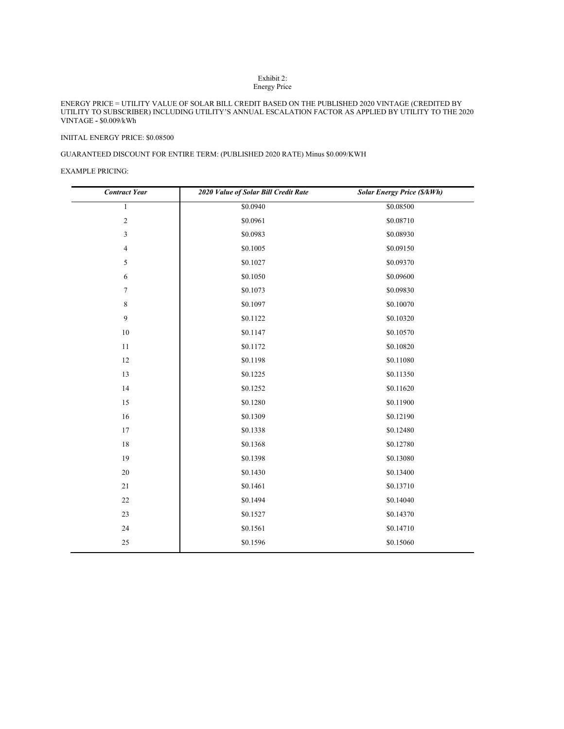Exhibit 2:
Energy Price

ENERGY PRICE = UTILITY VALUE OF SOLAR BILL CREDIT BASED ON THE PUBLISHED 2020 VINTAGE (CREDITED BY UTILITY TO SUBSCRIBER) INCLUDING UTILITY'S ANNUAL ESCALATION FACTOR AS APPLIED BY UTILITY TO THE 2020 VINTAGE **-** $0.009/kWh

INIITAL ENERGY PRICE: $0.08500

GUARANTEED DISCOUNT FOR ENTIRE TERM: (PUBLISHED 2020 RATE) Minus $0.009/KWH

EXAMPLE PRICING:

| *Contract Year* | *2020 Value of Solar Bill Credit Rate* | *Solar Energy Price ($/kWh)* |
|---|---|---|
| 1 | $0.0940 | $0.08500 |
| 2 | $0.0961 | $0.08710 |
| 3 | $0.0983 | $0.08930 |
| 4 | $0.1005 | $0.09150 |
| 5 | $0.1027 | $0.09370 |
| 6 | $0.1050 | $0.09600 |
| 7 | $0.1073 | $0.09830 |
| 8 | $0.1097 | $0.10070 |
| 9 | $0.1122 | $0.10320 |
| 10 | $0.1147 | $0.10570 |
| 11 | $0.1172 | $0.10820 |
| 12 | $0.1198 | $0.11080 |
| 13 | $0.1225 | $0.11350 |
| 14 | $0.1252 | $0.11620 |
| 15 | $0.1280 | $0.11900 |
| 16 | $0.1309 | $0.12190 |
| 17 | $0.1338 | $0.12480 |
| 18 | $0.1368 | $0.12780 |
| 19 | $0.1398 | $0.13080 |
| 20 | $0.1430 | $0.13400 |
| 21 | $0.1461 | $0.13710 |
| 22 | $0.1494 | $0.14040 |
| 23 | $0.1527 | $0.14370 |
| 24 | $0.1561 | $0.14710 |
| 25 | $0.1596 | $0.15060 |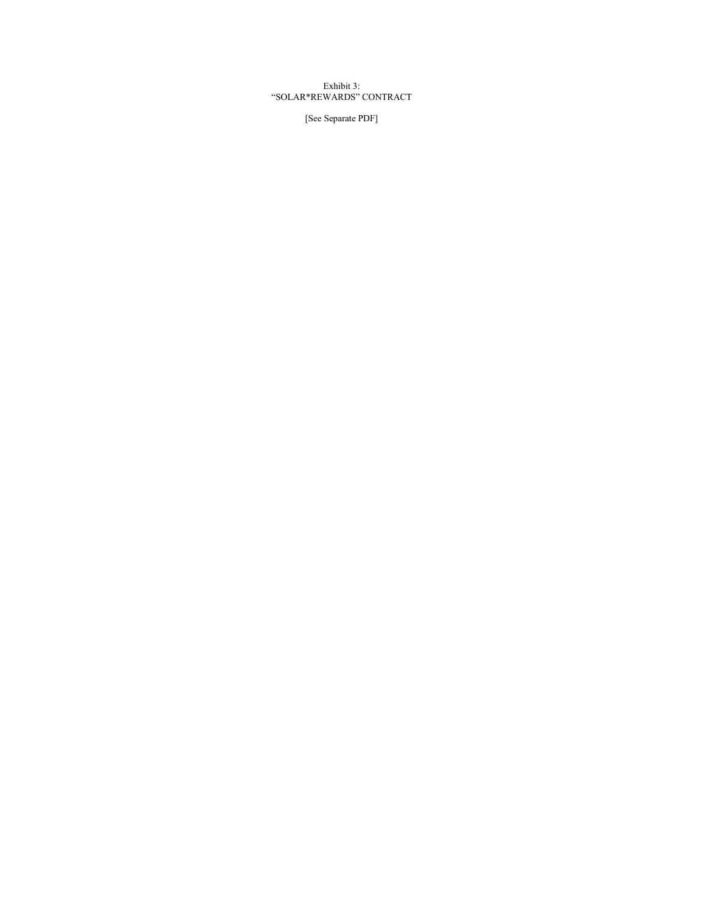Exhibit 3:
"SOLAR*REWARDS" CONTRACT

[See Separate PDF]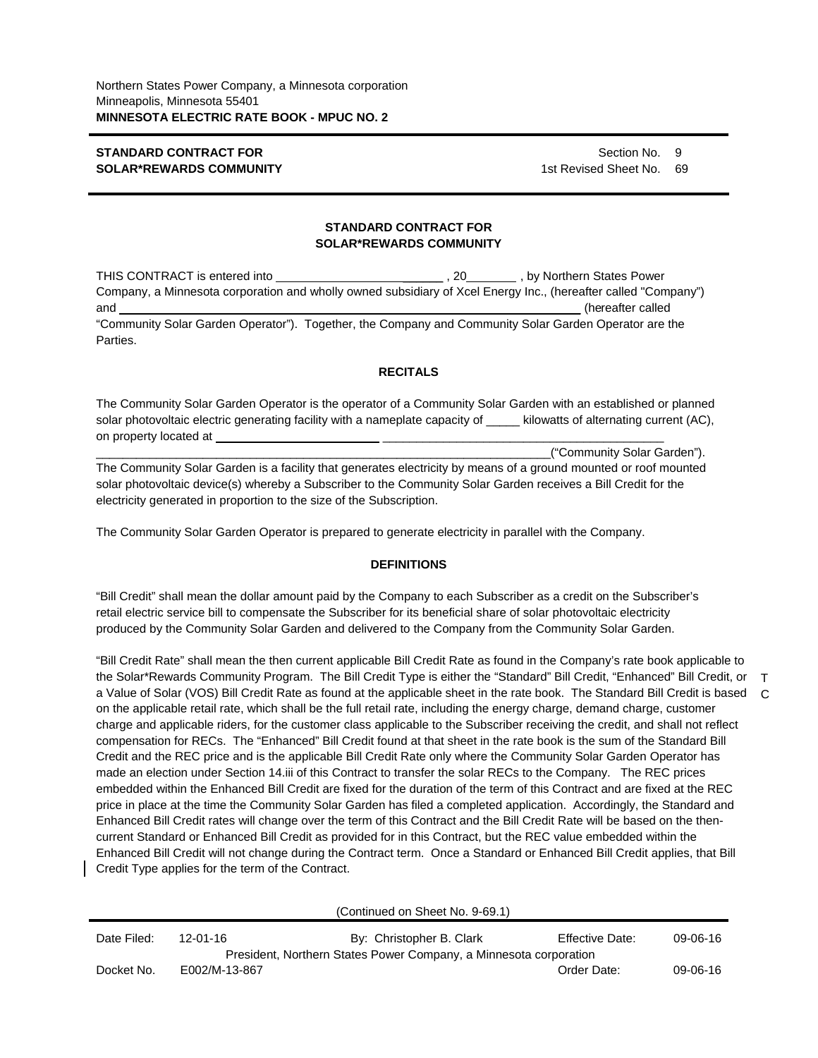Northern States Power Company, a Minnesota corporation
Minneapolis, Minnesota 55401
**MINNESOTA ELECTRIC RATE BOOK - MPUC NO. 2**

**STANDARD CONTRACT FOR SOLAR*REWARDS COMMUNITY** — Section No. 9, 1st Revised Sheet No. 69

## STANDARD CONTRACT FOR SOLAR*REWARDS COMMUNITY

THIS CONTRACT is entered into __________________________, 20________, by Northern States Power Company, a Minnesota corporation and wholly owned subsidiary of Xcel Energy Inc., (hereafter called "Company") and ______________________________________________________________ (hereafter called "Community Solar Garden Operator"). Together, the Company and Community Solar Garden Operator are the Parties.

### RECITALS

The Community Solar Garden Operator is the operator of a Community Solar Garden with an established or planned solar photovoltaic electric generating facility with a nameplate capacity of _____ kilowatts of alternating current (AC), on property located at ______________________________________________________________________ ______________________________________________________________________("Community Solar Garden"). The Community Solar Garden is a facility that generates electricity by means of a ground mounted or roof mounted solar photovoltaic device(s) whereby a Subscriber to the Community Solar Garden receives a Bill Credit for the electricity generated in proportion to the size of the Subscription.

The Community Solar Garden Operator is prepared to generate electricity in parallel with the Company.

### DEFINITIONS

"Bill Credit" shall mean the dollar amount paid by the Company to each Subscriber as a credit on the Subscriber's retail electric service bill to compensate the Subscriber for its beneficial share of solar photovoltaic electricity produced by the Community Solar Garden and delivered to the Company from the Community Solar Garden.

"Bill Credit Rate" shall mean the then current applicable Bill Credit Rate as found in the Company's rate book applicable to the Solar*Rewards Community Program. The Bill Credit Type is either the "Standard" Bill Credit, "Enhanced" Bill Credit, or a Value of Solar (VOS) Bill Credit Rate as found at the applicable sheet in the rate book. The Standard Bill Credit is based on the applicable retail rate, which shall be the full retail rate, including the energy charge, demand charge, customer charge and applicable riders, for the customer class applicable to the Subscriber receiving the credit, and shall not reflect compensation for RECs. The "Enhanced" Bill Credit found at that sheet in the rate book is the sum of the Standard Bill Credit and the REC price and is the applicable Bill Credit Rate only where the Community Solar Garden Operator has made an election under Section 14.iii of this Contract to transfer the solar RECs to the Company. The REC prices embedded within the Enhanced Bill Credit are fixed for the duration of the term of this Contract and are fixed at the REC price in place at the time the Community Solar Garden has filed a completed application. Accordingly, the Standard and Enhanced Bill Credit rates will change over the term of this Contract and the Bill Credit Rate will be based on the then-current Standard or Enhanced Bill Credit as provided for in this Contract, but the REC value embedded within the Enhanced Bill Credit will not change during the Contract term. Once a Standard or Enhanced Bill Credit applies, that Bill Credit Type applies for the term of the Contract.

(Continued on Sheet No. 9-69.1)

| Date Filed: | 12-01-16 | By: Christopher B. Clark | Effective Date: | 09-06-16 |
|---|---|---|---|---|
| | | President, Northern States Power Company, a Minnesota corporation | | |
| Docket No. | E002/M-13-867 | | Order Date: | 09-06-16 |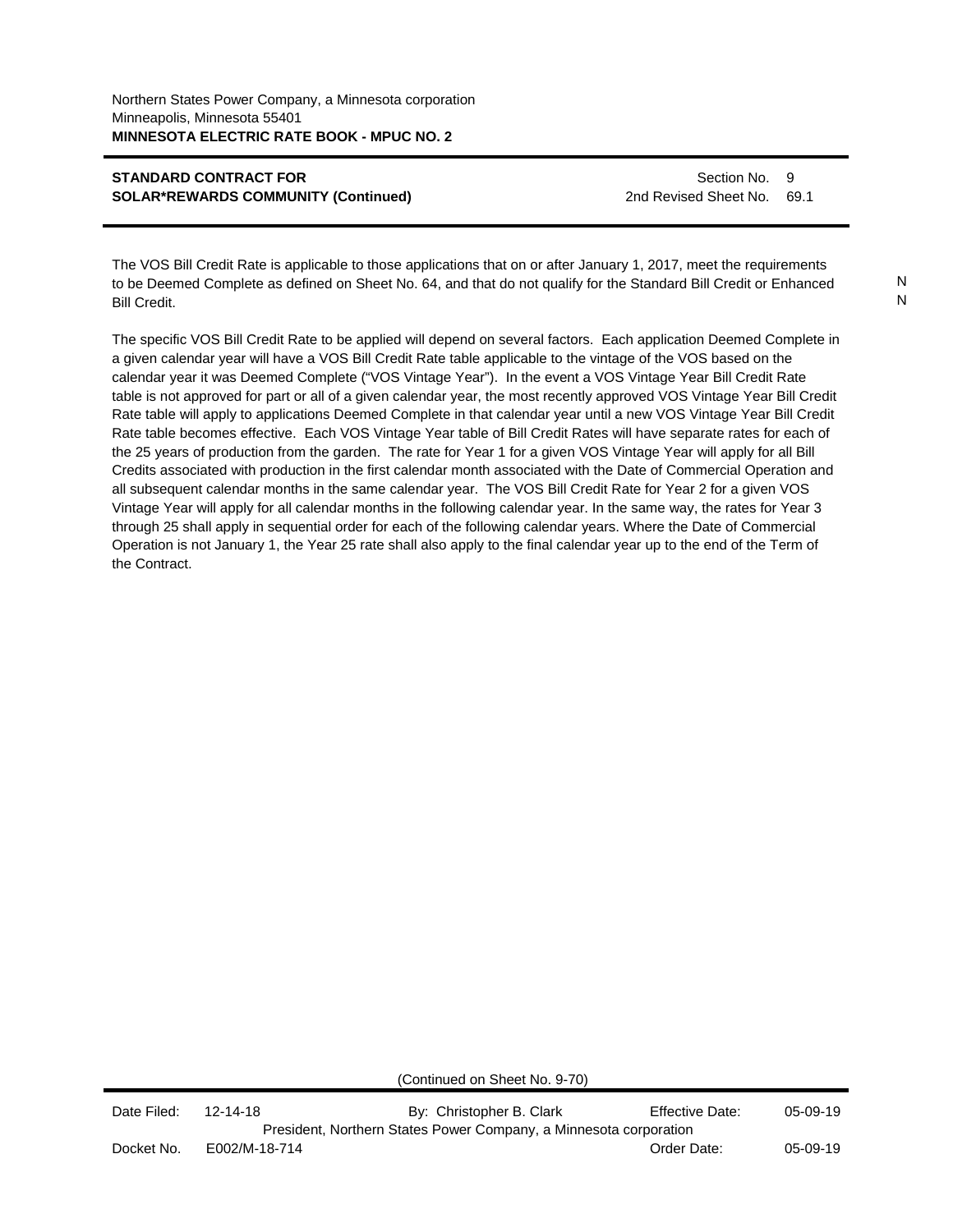**STANDARD CONTRACT FOR SOLAR*REWARDS COMMUNITY (Continued)**

Section No. 9
2nd Revised Sheet No. 69.1

The VOS Bill Credit Rate is applicable to those applications that on or after January 1, 2017, meet the requirements to be Deemed Complete as defined on Sheet No. 64, and that do not qualify for the Standard Bill Credit or Enhanced Bill Credit.

The specific VOS Bill Credit Rate to be applied will depend on several factors. Each application Deemed Complete in a given calendar year will have a VOS Bill Credit Rate table applicable to the vintage of the VOS based on the calendar year it was Deemed Complete ("VOS Vintage Year"). In the event a VOS Vintage Year Bill Credit Rate table is not approved for part or all of a given calendar year, the most recently approved VOS Vintage Year Bill Credit Rate table will apply to applications Deemed Complete in that calendar year until a new VOS Vintage Year Bill Credit Rate table becomes effective. Each VOS Vintage Year table of Bill Credit Rates will have separate rates for each of the 25 years of production from the garden. The rate for Year 1 for a given VOS Vintage Year will apply for all Bill Credits associated with production in the first calendar month associated with the Date of Commercial Operation and all subsequent calendar months in the same calendar year. The VOS Bill Credit Rate for Year 2 for a given VOS Vintage Year will apply for all calendar months in the following calendar year. In the same way, the rates for Year 3 through 25 shall apply in sequential order for each of the following calendar years. Where the Date of Commercial Operation is not January 1, the Year 25 rate shall also apply to the final calendar year up to the end of the Term of the Contract.

(Continued on Sheet No. 9-70)

| Date Filed: | 12-14-18 | By: Christopher B. Clark | Effective Date: | 05-09-19 |
|---|---|---|---|---|
| | | President, Northern States Power Company, a Minnesota corporation | | |
| Docket No. | E002/M-18-714 | | Order Date: | 05-09-19 |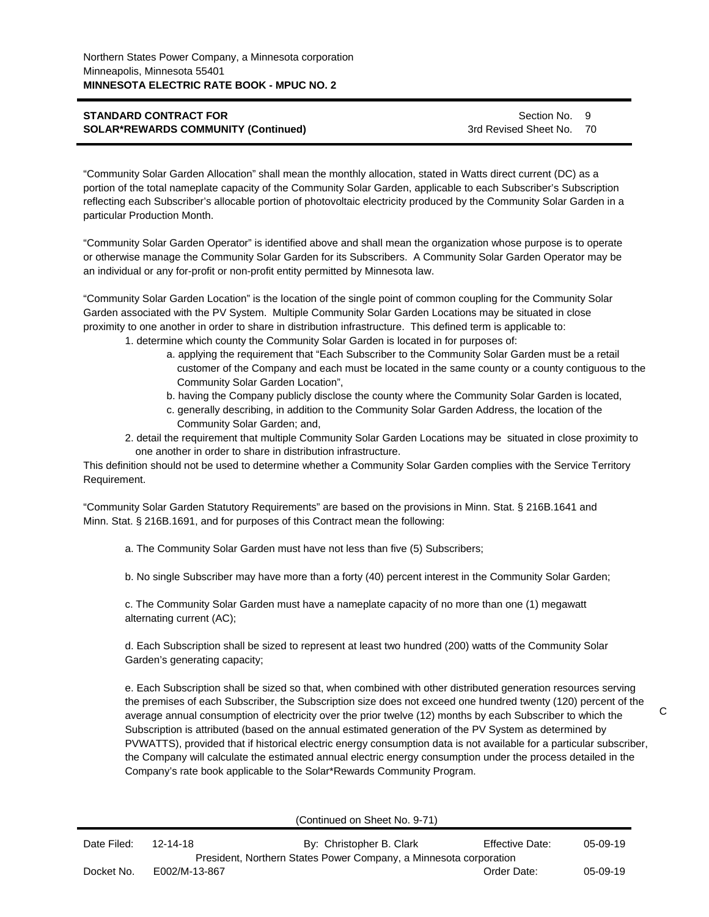Northern States Power Company, a Minnesota corporation
Minneapolis, Minnesota 55401
**MINNESOTA ELECTRIC RATE BOOK - MPUC NO. 2**

**STANDARD CONTRACT FOR SOLAR*REWARDS COMMUNITY (Continued)**

Section No. 9
3rd Revised Sheet No. 70

"Community Solar Garden Allocation" shall mean the monthly allocation, stated in Watts direct current (DC) as a portion of the total nameplate capacity of the Community Solar Garden, applicable to each Subscriber's Subscription reflecting each Subscriber's allocable portion of photovoltaic electricity produced by the Community Solar Garden in a particular Production Month.

"Community Solar Garden Operator" is identified above and shall mean the organization whose purpose is to operate or otherwise manage the Community Solar Garden for its Subscribers. A Community Solar Garden Operator may be an individual or any for-profit or non-profit entity permitted by Minnesota law.

"Community Solar Garden Location" is the location of the single point of common coupling for the Community Solar Garden associated with the PV System. Multiple Community Solar Garden Locations may be situated in close proximity to one another in order to share in distribution infrastructure. This defined term is applicable to:

1. determine which county the Community Solar Garden is located in for purposes of:
   a. applying the requirement that "Each Subscriber to the Community Solar Garden must be a retail customer of the Company and each must be located in the same county or a county contiguous to the Community Solar Garden Location",
   b. having the Company publicly disclose the county where the Community Solar Garden is located,
   c. generally describing, in addition to the Community Solar Garden Address, the location of the Community Solar Garden; and,
2. detail the requirement that multiple Community Solar Garden Locations may be situated in close proximity to one another in order to share in distribution infrastructure.

This definition should not be used to determine whether a Community Solar Garden complies with the Service Territory Requirement.

"Community Solar Garden Statutory Requirements" are based on the provisions in Minn. Stat. § 216B.1641 and Minn. Stat. § 216B.1691, and for purposes of this Contract mean the following:

a. The Community Solar Garden must have not less than five (5) Subscribers;

b. No single Subscriber may have more than a forty (40) percent interest in the Community Solar Garden;

c. The Community Solar Garden must have a nameplate capacity of no more than one (1) megawatt alternating current (AC);

d. Each Subscription shall be sized to represent at least two hundred (200) watts of the Community Solar Garden's generating capacity;

e. Each Subscription shall be sized so that, when combined with other distributed generation resources serving the premises of each Subscriber, the Subscription size does not exceed one hundred twenty (120) percent of the average annual consumption of electricity over the prior twelve (12) months by each Subscriber to which the Subscription is attributed (based on the annual estimated generation of the PV System as determined by PVWATTS), provided that if historical electric energy consumption data is not available for a particular subscriber, the Company will calculate the estimated annual electric energy consumption under the process detailed in the Company's rate book applicable to the Solar*Rewards Community Program. C

(Continued on Sheet No. 9-71)

| Date Filed: | 12-14-18 | By: Christopher B. Clark | Effective Date: | 05-09-19 |
|---|---|---|---|---|
| | | President, Northern States Power Company, a Minnesota corporation | | |
| Docket No. | E002/M-13-867 | | Order Date: | 05-09-19 |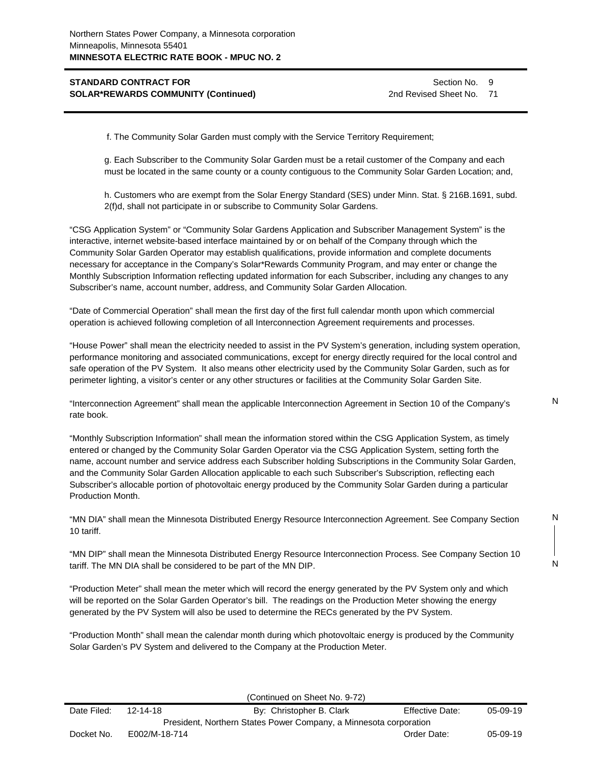Northern States Power Company, a Minnesota corporation
Minneapolis, Minnesota 55401
**MINNESOTA ELECTRIC RATE BOOK - MPUC NO. 2**

**STANDARD CONTRACT FOR SOLAR*REWARDS COMMUNITY (Continued)**

Section No. 9
2nd Revised Sheet No. 71

f. The Community Solar Garden must comply with the Service Territory Requirement;

g. Each Subscriber to the Community Solar Garden must be a retail customer of the Company and each must be located in the same county or a county contiguous to the Community Solar Garden Location; and,

h. Customers who are exempt from the Solar Energy Standard (SES) under Minn. Stat. § 216B.1691, subd. 2(f)d, shall not participate in or subscribe to Community Solar Gardens.

"CSG Application System" or "Community Solar Gardens Application and Subscriber Management System" is the interactive, internet website-based interface maintained by or on behalf of the Company through which the Community Solar Garden Operator may establish qualifications, provide information and complete documents necessary for acceptance in the Company's Solar*Rewards Community Program, and may enter or change the Monthly Subscription Information reflecting updated information for each Subscriber, including any changes to any Subscriber's name, account number, address, and Community Solar Garden Allocation.

"Date of Commercial Operation" shall mean the first day of the first full calendar month upon which commercial operation is achieved following completion of all Interconnection Agreement requirements and processes.

"House Power" shall mean the electricity needed to assist in the PV System's generation, including system operation, performance monitoring and associated communications, except for energy directly required for the local control and safe operation of the PV System. It also means other electricity used by the Community Solar Garden, such as for perimeter lighting, a visitor's center or any other structures or facilities at the Community Solar Garden Site.

"Interconnection Agreement" shall mean the applicable Interconnection Agreement in Section 10 of the Company's rate book. N

"Monthly Subscription Information" shall mean the information stored within the CSG Application System, as timely entered or changed by the Community Solar Garden Operator via the CSG Application System, setting forth the name, account number and service address each Subscriber holding Subscriptions in the Community Solar Garden, and the Community Solar Garden Allocation applicable to each such Subscriber's Subscription, reflecting each Subscriber's allocable portion of photovoltaic energy produced by the Community Solar Garden during a particular Production Month.

"MN DIA" shall mean the Minnesota Distributed Energy Resource Interconnection Agreement. See Company Section 10 tariff. N

"MN DIP" shall mean the Minnesota Distributed Energy Resource Interconnection Process. See Company Section 10 tariff. The MN DIA shall be considered to be part of the MN DIP. N

"Production Meter" shall mean the meter which will record the energy generated by the PV System only and which will be reported on the Solar Garden Operator's bill. The readings on the Production Meter showing the energy generated by the PV System will also be used to determine the RECs generated by the PV System.

"Production Month" shall mean the calendar month during which photovoltaic energy is produced by the Community Solar Garden's PV System and delivered to the Company at the Production Meter.

(Continued on Sheet No. 9-72)

| Date Filed: | 12-14-18 | By: Christopher B. Clark | Effective Date: | 05-09-19 |
|---|---|---|---|---|
| | | President, Northern States Power Company, a Minnesota corporation | | |
| Docket No. | E002/M-18-714 | | Order Date: | 05-09-19 |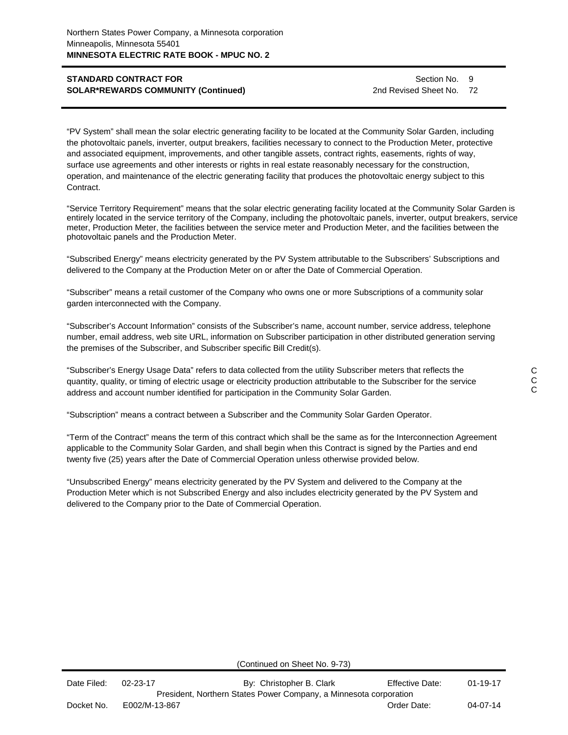**STANDARD CONTRACT FOR SOLAR*REWARDS COMMUNITY (Continued)**

"PV System" shall mean the solar electric generating facility to be located at the Community Solar Garden, including the photovoltaic panels, inverter, output breakers, facilities necessary to connect to the Production Meter, protective and associated equipment, improvements, and other tangible assets, contract rights, easements, rights of way, surface use agreements and other interests or rights in real estate reasonably necessary for the construction, operation, and maintenance of the electric generating facility that produces the photovoltaic energy subject to this Contract.

"Service Territory Requirement" means that the solar electric generating facility located at the Community Solar Garden is entirely located in the service territory of the Company, including the photovoltaic panels, inverter, output breakers, service meter, Production Meter, the facilities between the service meter and Production Meter, and the facilities between the photovoltaic panels and the Production Meter.

"Subscribed Energy" means electricity generated by the PV System attributable to the Subscribers' Subscriptions and delivered to the Company at the Production Meter on or after the Date of Commercial Operation.

"Subscriber" means a retail customer of the Company who owns one or more Subscriptions of a community solar garden interconnected with the Company.

"Subscriber's Account Information" consists of the Subscriber's name, account number, service address, telephone number, email address, web site URL, information on Subscriber participation in other distributed generation serving the premises of the Subscriber, and Subscriber specific Bill Credit(s).

"Subscriber's Energy Usage Data" refers to data collected from the utility Subscriber meters that reflects the quantity, quality, or timing of electric usage or electricity production attributable to the Subscriber for the service address and account number identified for participation in the Community Solar Garden.

"Subscription" means a contract between a Subscriber and the Community Solar Garden Operator.

"Term of the Contract" means the term of this contract which shall be the same as for the Interconnection Agreement applicable to the Community Solar Garden, and shall begin when this Contract is signed by the Parties and end twenty five (25) years after the Date of Commercial Operation unless otherwise provided below.

"Unsubscribed Energy" means electricity generated by the PV System and delivered to the Company at the Production Meter which is not Subscribed Energy and also includes electricity generated by the PV System and delivered to the Company prior to the Date of Commercial Operation.

(Continued on Sheet No. 9-73)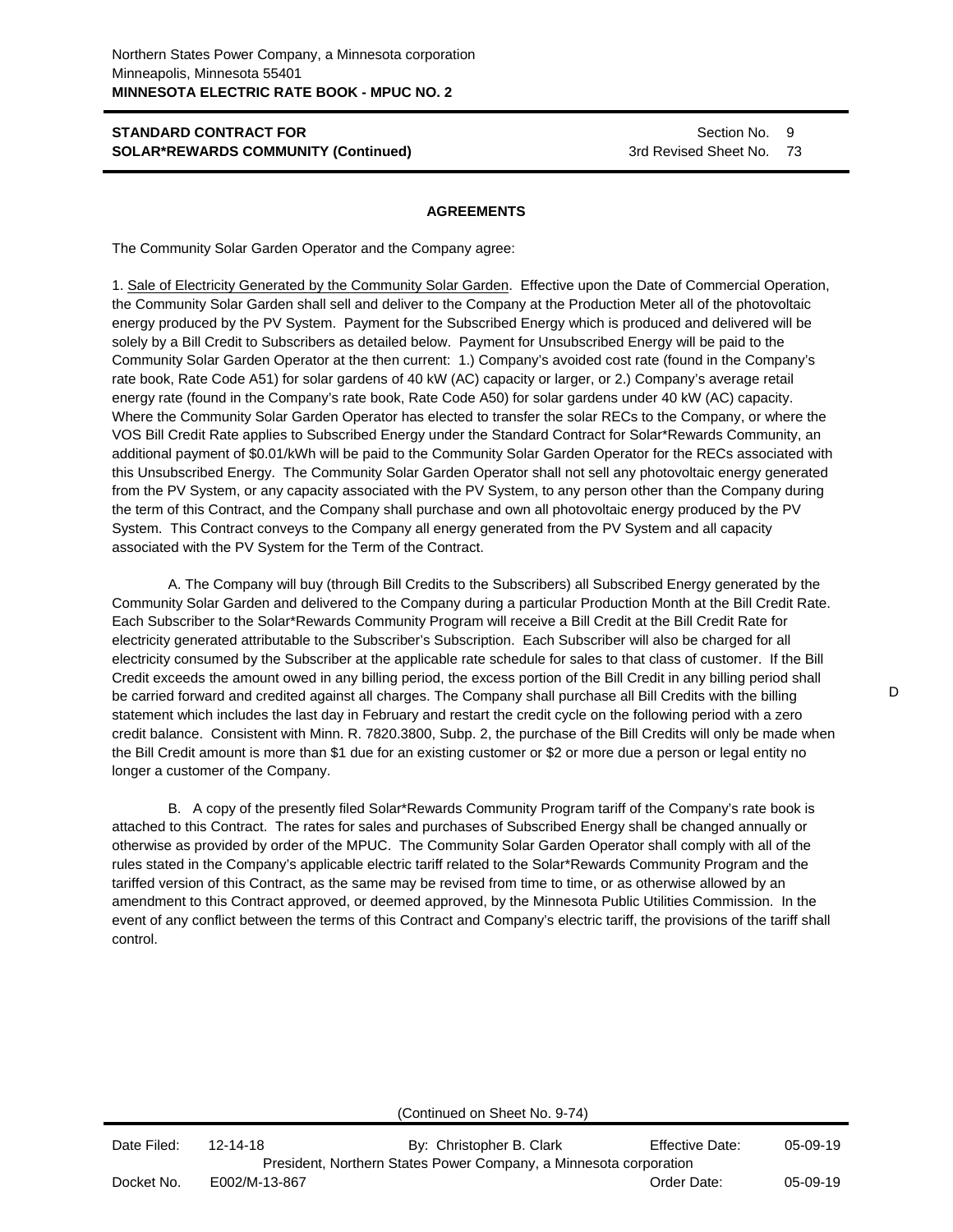Northern States Power Company, a Minnesota corporation
Minneapolis, Minnesota 55401
**MINNESOTA ELECTRIC RATE BOOK - MPUC NO. 2**

**STANDARD CONTRACT FOR SOLAR*REWARDS COMMUNITY (Continued)**

Section No. 9
3rd Revised Sheet No. 73

**AGREEMENTS**

The Community Solar Garden Operator and the Company agree:

1. Sale of Electricity Generated by the Community Solar Garden. Effective upon the Date of Commercial Operation, the Community Solar Garden shall sell and deliver to the Company at the Production Meter all of the photovoltaic energy produced by the PV System. Payment for the Subscribed Energy which is produced and delivered will be solely by a Bill Credit to Subscribers as detailed below. Payment for Unsubscribed Energy will be paid to the Community Solar Garden Operator at the then current: 1.) Company's avoided cost rate (found in the Company's rate book, Rate Code A51) for solar gardens of 40 kW (AC) capacity or larger, or 2.) Company's average retail energy rate (found in the Company's rate book, Rate Code A50) for solar gardens under 40 kW (AC) capacity. Where the Community Solar Garden Operator has elected to transfer the solar RECs to the Company, or where the VOS Bill Credit Rate applies to Subscribed Energy under the Standard Contract for Solar*Rewards Community, an additional payment of $0.01/kWh will be paid to the Community Solar Garden Operator for the RECs associated with this Unsubscribed Energy. The Community Solar Garden Operator shall not sell any photovoltaic energy generated from the PV System, or any capacity associated with the PV System, to any person other than the Company during the term of this Contract, and the Company shall purchase and own all photovoltaic energy produced by the PV System. This Contract conveys to the Company all energy generated from the PV System and all capacity associated with the PV System for the Term of the Contract.

A. The Company will buy (through Bill Credits to the Subscribers) all Subscribed Energy generated by the Community Solar Garden and delivered to the Company during a particular Production Month at the Bill Credit Rate. Each Subscriber to the Solar*Rewards Community Program will receive a Bill Credit at the Bill Credit Rate for electricity generated attributable to the Subscriber's Subscription. Each Subscriber will also be charged for all electricity consumed by the Subscriber at the applicable rate schedule for sales to that class of customer. If the Bill Credit exceeds the amount owed in any billing period, the excess portion of the Bill Credit in any billing period shall be carried forward and credited against all charges. The Company shall purchase all Bill Credits with the billing statement which includes the last day in February and restart the credit cycle on the following period with a zero credit balance. Consistent with Minn. R. 7820.3800, Subp. 2, the purchase of the Bill Credits will only be made when the Bill Credit amount is more than $1 due for an existing customer or $2 or more due a person or legal entity no longer a customer of the Company. D

B. A copy of the presently filed Solar*Rewards Community Program tariff of the Company's rate book is attached to this Contract. The rates for sales and purchases of Subscribed Energy shall be changed annually or otherwise as provided by order of the MPUC. The Community Solar Garden Operator shall comply with all of the rules stated in the Company's applicable electric tariff related to the Solar*Rewards Community Program and the tariffed version of this Contract, as the same may be revised from time to time, or as otherwise allowed by an amendment to this Contract approved, or deemed approved, by the Minnesota Public Utilities Commission. In the event of any conflict between the terms of this Contract and Company's electric tariff, the provisions of the tariff shall control.

(Continued on Sheet No. 9-74)

| Date Filed: | 12-14-18 | By: Christopher B. Clark | Effective Date: | 05-09-19 |
|---|---|---|---|---|
| | | President, Northern States Power Company, a Minnesota corporation | | |
| Docket No. | E002/M-13-867 | | Order Date: | 05-09-19 |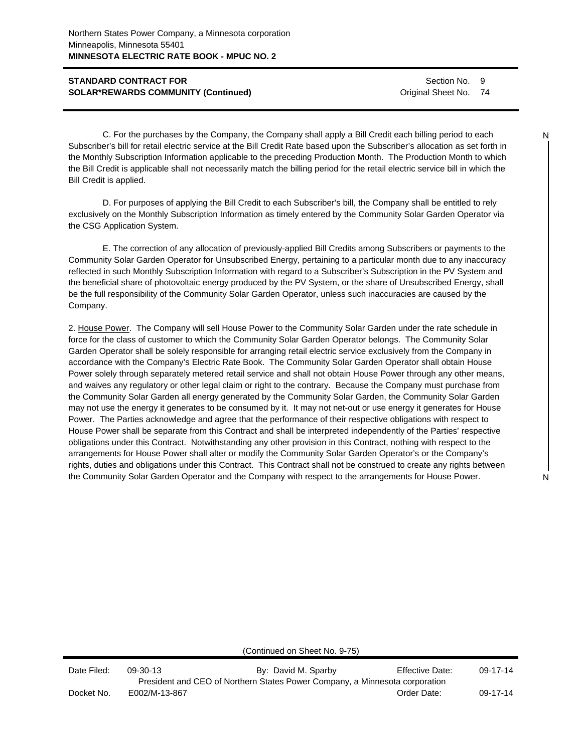C. For the purchases by the Company, the Company shall apply a Bill Credit each billing period to each Subscriber's bill for retail electric service at the Bill Credit Rate based upon the Subscriber's allocation as set forth in the Monthly Subscription Information applicable to the preceding Production Month. The Production Month to which the Bill Credit is applicable shall not necessarily match the billing period for the retail electric service bill in which the Bill Credit is applied.

D. For purposes of applying the Bill Credit to each Subscriber's bill, the Company shall be entitled to rely exclusively on the Monthly Subscription Information as timely entered by the Community Solar Garden Operator via the CSG Application System.

E. The correction of any allocation of previously-applied Bill Credits among Subscribers or payments to the Community Solar Garden Operator for Unsubscribed Energy, pertaining to a particular month due to any inaccuracy reflected in such Monthly Subscription Information with regard to a Subscriber's Subscription in the PV System and the beneficial share of photovoltaic energy produced by the PV System, or the share of Unsubscribed Energy, shall be the full responsibility of the Community Solar Garden Operator, unless such inaccuracies are caused by the Company.

2. House Power. The Company will sell House Power to the Community Solar Garden under the rate schedule in force for the class of customer to which the Community Solar Garden Operator belongs. The Community Solar Garden Operator shall be solely responsible for arranging retail electric service exclusively from the Company in accordance with the Company's Electric Rate Book. The Community Solar Garden Operator shall obtain House Power solely through separately metered retail service and shall not obtain House Power through any other means, and waives any regulatory or other legal claim or right to the contrary. Because the Company must purchase from the Community Solar Garden all energy generated by the Community Solar Garden, the Community Solar Garden may not use the energy it generates to be consumed by it. It may not net-out or use energy it generates for House Power. The Parties acknowledge and agree that the performance of their respective obligations with respect to House Power shall be separate from this Contract and shall be interpreted independently of the Parties' respective obligations under this Contract. Notwithstanding any other provision in this Contract, nothing with respect to the arrangements for House Power shall alter or modify the Community Solar Garden Operator's or the Company's rights, duties and obligations under this Contract. This Contract shall not be construed to create any rights between the Community Solar Garden Operator and the Company with respect to the arrangements for House Power.

(Continued on Sheet No. 9-75)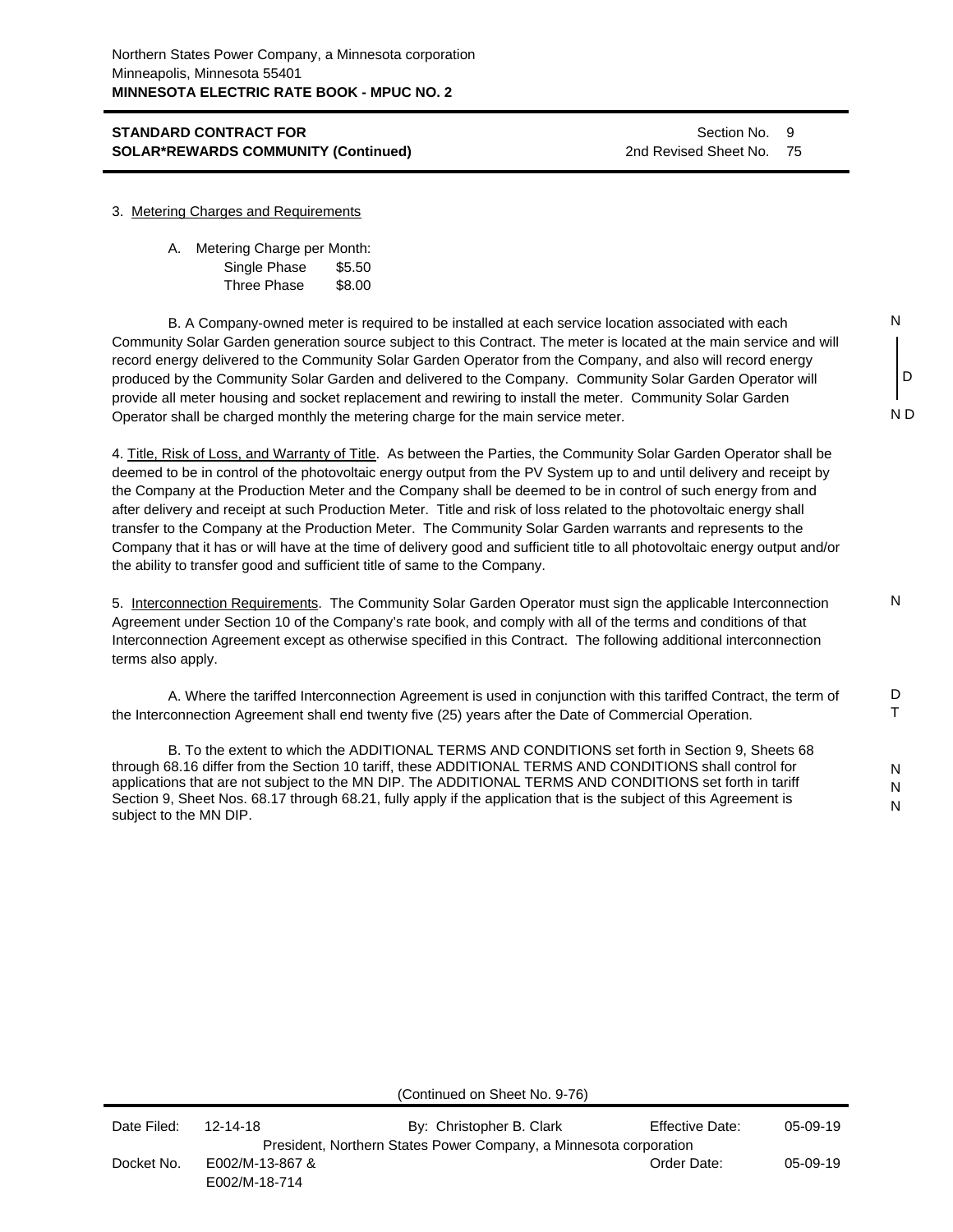**STANDARD CONTRACT FOR SOLAR*REWARDS COMMUNITY (Continued)**

Section No. 9
2nd Revised Sheet No. 75

3. Metering Charges and Requirements

A. Metering Charge per Month:

| | |
|---|---|
| Single Phase | $5.50 |
| Three Phase | $8.00 |

B. A Company-owned meter is required to be installed at each service location associated with each Community Solar Garden generation source subject to this Contract. The meter is located at the main service and will record energy delivered to the Community Solar Garden Operator from the Company, and also will record energy produced by the Community Solar Garden and delivered to the Company. Community Solar Garden Operator will provide all meter housing and socket replacement and rewiring to install the meter. Community Solar Garden Operator shall be charged monthly the metering charge for the main service meter.

4. Title, Risk of Loss, and Warranty of Title. As between the Parties, the Community Solar Garden Operator shall be deemed to be in control of the photovoltaic energy output from the PV System up to and until delivery and receipt by the Company at the Production Meter and the Company shall be deemed to be in control of such energy from and after delivery and receipt at such Production Meter. Title and risk of loss related to the photovoltaic energy shall transfer to the Company at the Production Meter. The Community Solar Garden warrants and represents to the Company that it has or will have at the time of delivery good and sufficient title to all photovoltaic energy output and/or the ability to transfer good and sufficient title of same to the Company.

5. Interconnection Requirements. The Community Solar Garden Operator must sign the applicable Interconnection Agreement under Section 10 of the Company's rate book, and comply with all of the terms and conditions of that Interconnection Agreement except as otherwise specified in this Contract. The following additional interconnection terms also apply.

A. Where the tariffed Interconnection Agreement is used in conjunction with this tariffed Contract, the term of the Interconnection Agreement shall end twenty five (25) years after the Date of Commercial Operation.

B. To the extent to which the ADDITIONAL TERMS AND CONDITIONS set forth in Section 9, Sheets 68 through 68.16 differ from the Section 10 tariff, these ADDITIONAL TERMS AND CONDITIONS shall control for applications that are not subject to the MN DIP. The ADDITIONAL TERMS AND CONDITIONS set forth in tariff Section 9, Sheet Nos. 68.17 through 68.21, fully apply if the application that is the subject of this Agreement is subject to the MN DIP.

(Continued on Sheet No. 9-76)

| | | | | |
|---|---|---|---|---|
| Date Filed: | 12-14-18 | By: Christopher B. Clark | Effective Date: | 05-09-19 |
| | | President, Northern States Power Company, a Minnesota corporation | | |
| Docket No. | E002/M-13-867 & E002/M-18-714 | | Order Date: | 05-09-19 |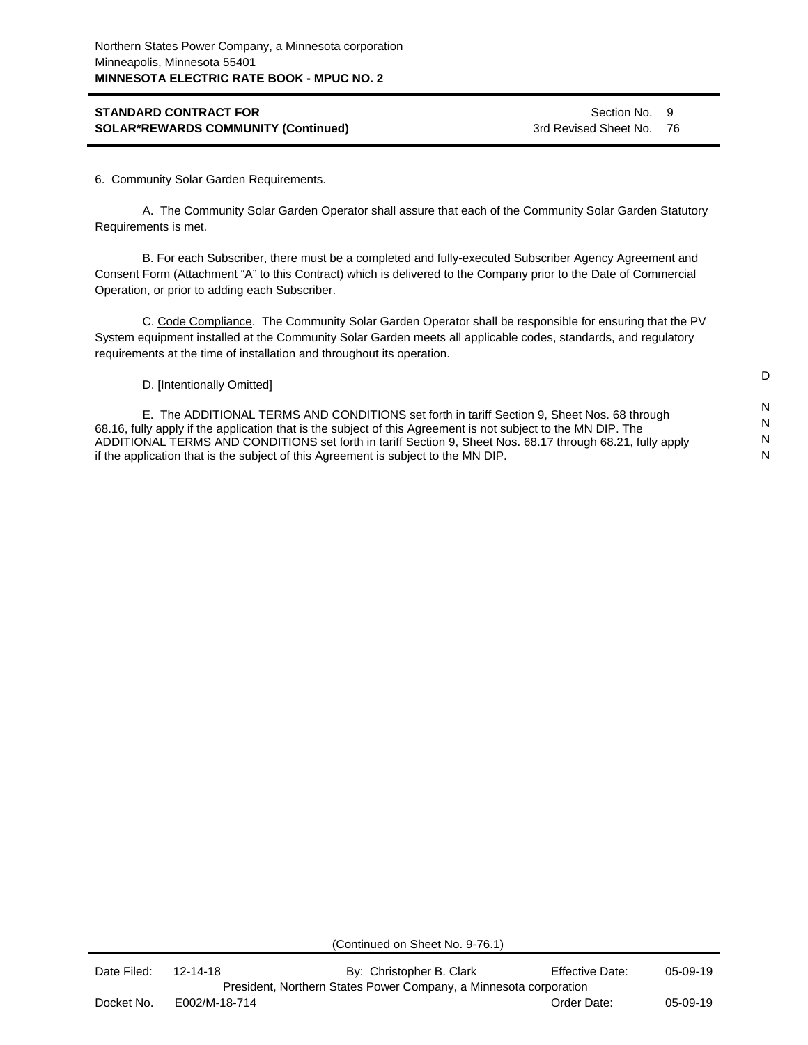STANDARD CONTRACT FOR SOLAR*REWARDS COMMUNITY (Continued)

Section No. 9
3rd Revised Sheet No. 76

6. Community Solar Garden Requirements.

A. The Community Solar Garden Operator shall assure that each of the Community Solar Garden Statutory Requirements is met.

B. For each Subscriber, there must be a completed and fully-executed Subscriber Agency Agreement and Consent Form (Attachment "A" to this Contract) which is delivered to the Company prior to the Date of Commercial Operation, or prior to adding each Subscriber.

C. Code Compliance. The Community Solar Garden Operator shall be responsible for ensuring that the PV System equipment installed at the Community Solar Garden meets all applicable codes, standards, and regulatory requirements at the time of installation and throughout its operation.

D. [Intentionally Omitted] D

E. The ADDITIONAL TERMS AND CONDITIONS set forth in tariff Section 9, Sheet Nos. 68 through 68.16, fully apply if the application that is the subject of this Agreement is not subject to the MN DIP. The ADDITIONAL TERMS AND CONDITIONS set forth in tariff Section 9, Sheet Nos. 68.17 through 68.21, fully apply if the application that is the subject of this Agreement is subject to the MN DIP. N N N N

(Continued on Sheet No. 9-76.1)

Date Filed: 12-14-18 By: Christopher B. Clark Effective Date: 05-09-19
President, Northern States Power Company, a Minnesota corporation
Docket No. E002/M-18-714 Order Date: 05-09-19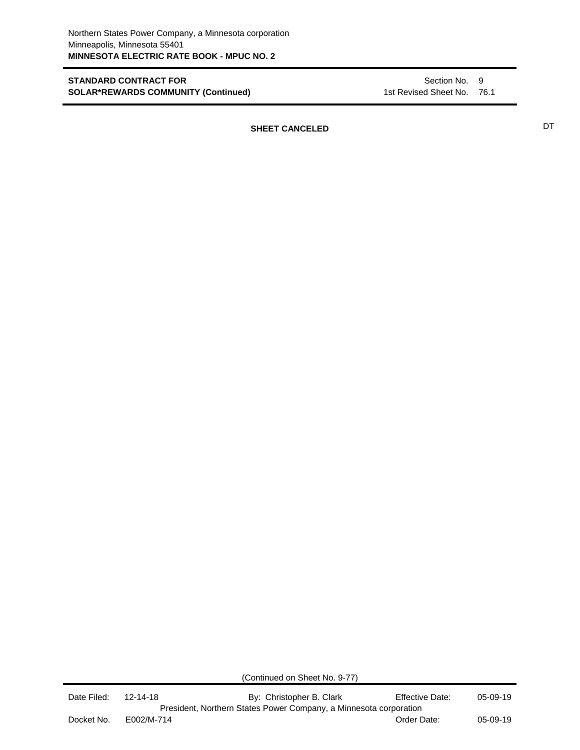Northern States Power Company, a Minnesota corporation
Minneapolis, Minnesota 55401
**MINNESOTA ELECTRIC RATE BOOK - MPUC NO. 2**

**STANDARD CONTRACT FOR SOLAR*REWARDS COMMUNITY (Continued)**

Section No. 9
1st Revised Sheet No. 76.1

**SHEET CANCELED** DT

(Continued on Sheet No. 9-77)

| Date Filed: | 12-14-18 | By: Christopher B. Clark | Effective Date: | 05-09-19 |
|---|---|---|---|---|
| | | President, Northern States Power Company, a Minnesota corporation | | |
| Docket No. | E002/M-714 | | Order Date: | 05-09-19 |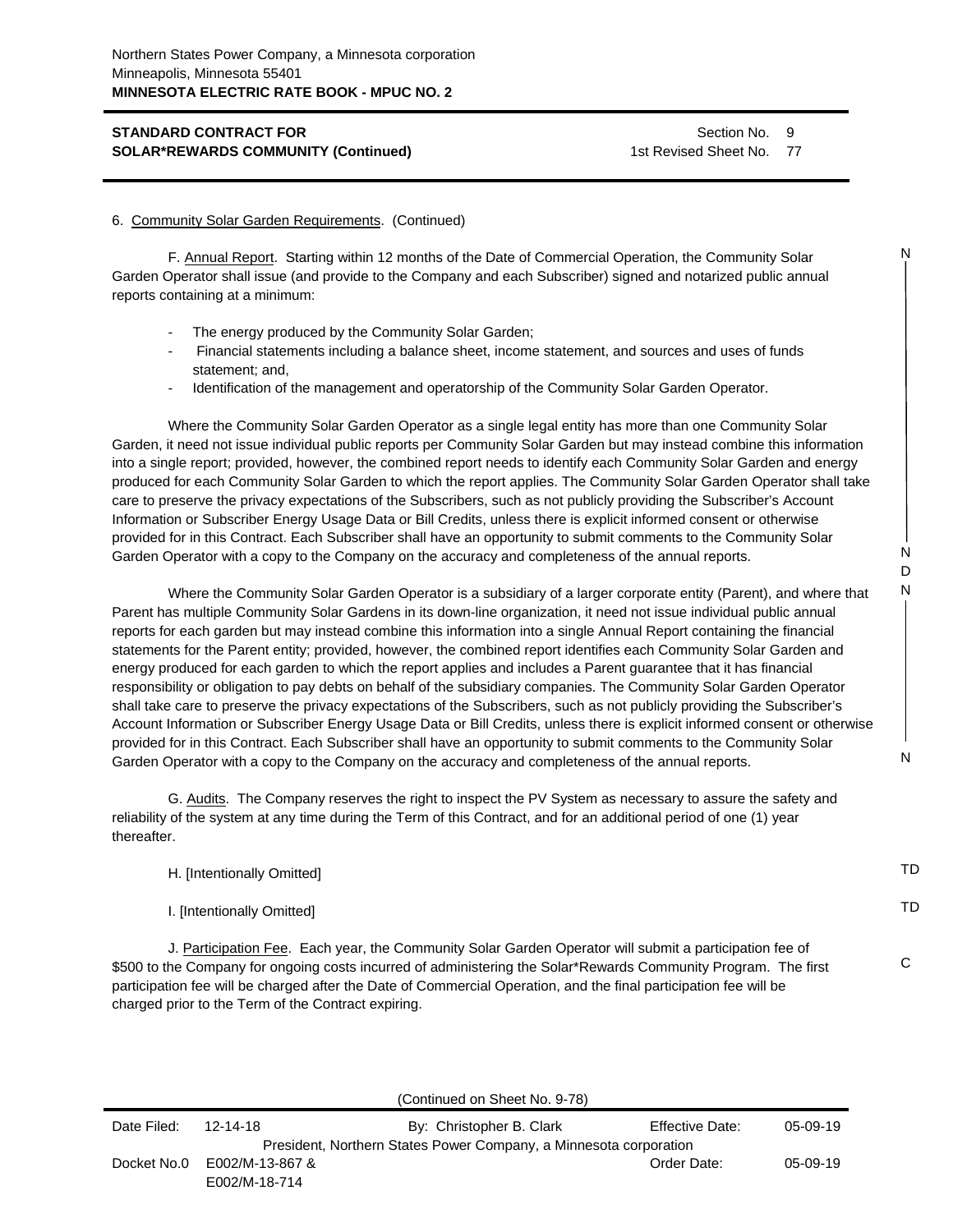Northern States Power Company, a Minnesota corporation
Minneapolis, Minnesota 55401
**MINNESOTA ELECTRIC RATE BOOK - MPUC NO. 2**

**STANDARD CONTRACT FOR SOLAR*REWARDS COMMUNITY (Continued)**

Section No. 9
1st Revised Sheet No. 77

6. Community Solar Garden Requirements. (Continued)

F. Annual Report. Starting within 12 months of the Date of Commercial Operation, the Community Solar Garden Operator shall issue (and provide to the Company and each Subscriber) signed and notarized public annual reports containing at a minimum:

- The energy produced by the Community Solar Garden;
- Financial statements including a balance sheet, income statement, and sources and uses of funds statement; and,
- Identification of the management and operatorship of the Community Solar Garden Operator.

Where the Community Solar Garden Operator as a single legal entity has more than one Community Solar Garden, it need not issue individual public reports per Community Solar Garden but may instead combine this information into a single report; provided, however, the combined report needs to identify each Community Solar Garden and energy produced for each Community Solar Garden to which the report applies. The Community Solar Garden Operator shall take care to preserve the privacy expectations of the Subscribers, such as not publicly providing the Subscriber's Account Information or Subscriber Energy Usage Data or Bill Credits, unless there is explicit informed consent or otherwise provided for in this Contract. Each Subscriber shall have an opportunity to submit comments to the Community Solar Garden Operator with a copy to the Company on the accuracy and completeness of the annual reports.

Where the Community Solar Garden Operator is a subsidiary of a larger corporate entity (Parent), and where that Parent has multiple Community Solar Gardens in its down-line organization, it need not issue individual public annual reports for each garden but may instead combine this information into a single Annual Report containing the financial statements for the Parent entity; provided, however, the combined report identifies each Community Solar Garden and energy produced for each garden to which the report applies and includes a Parent guarantee that it has financial responsibility or obligation to pay debts on behalf of the subsidiary companies. The Community Solar Garden Operator shall take care to preserve the privacy expectations of the Subscribers, such as not publicly providing the Subscriber's Account Information or Subscriber Energy Usage Data or Bill Credits, unless there is explicit informed consent or otherwise provided for in this Contract. Each Subscriber shall have an opportunity to submit comments to the Community Solar Garden Operator with a copy to the Company on the accuracy and completeness of the annual reports.

G. Audits. The Company reserves the right to inspect the PV System as necessary to assure the safety and reliability of the system at any time during the Term of this Contract, and for an additional period of one (1) year thereafter.

H. [Intentionally Omitted]

I. [Intentionally Omitted]

J. Participation Fee. Each year, the Community Solar Garden Operator will submit a participation fee of $500 to the Company for ongoing costs incurred of administering the Solar*Rewards Community Program. The first participation fee will be charged after the Date of Commercial Operation, and the final participation fee will be charged prior to the Term of the Contract expiring.

(Continued on Sheet No. 9-78)

| Date Filed: | 12-14-18 | By: Christopher B. Clark | Effective Date: | 05-09-19 |
|---|---|---|---|---|
| | | President, Northern States Power Company, a Minnesota corporation | | |
| Docket No. | E002/M-13-867 & E002/M-18-714 | | Order Date: | 05-09-19 |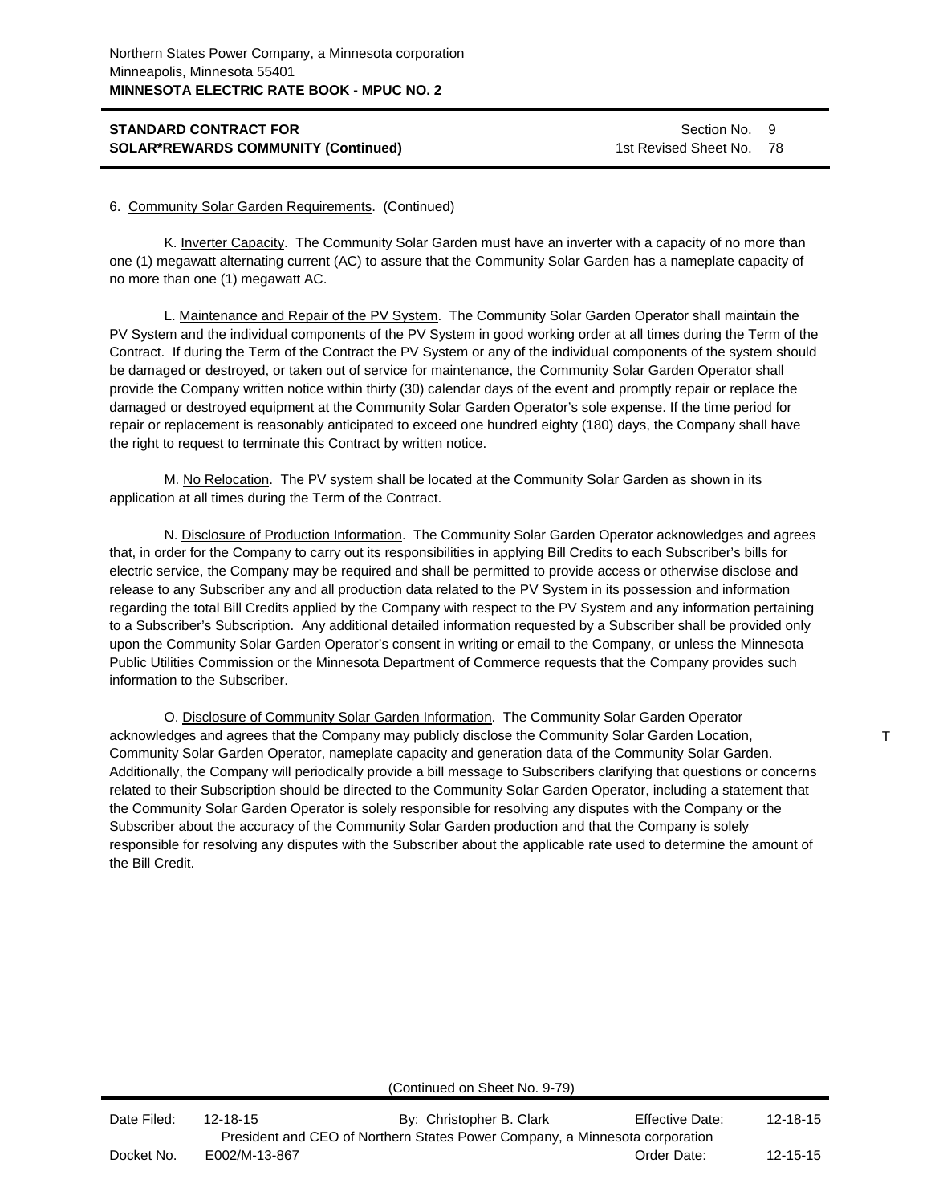6. Community Solar Garden Requirements. (Continued)

K. Inverter Capacity. The Community Solar Garden must have an inverter with a capacity of no more than one (1) megawatt alternating current (AC) to assure that the Community Solar Garden has a nameplate capacity of no more than one (1) megawatt AC.

L. Maintenance and Repair of the PV System. The Community Solar Garden Operator shall maintain the PV System and the individual components of the PV System in good working order at all times during the Term of the Contract. If during the Term of the Contract the PV System or any of the individual components of the system should be damaged or destroyed, or taken out of service for maintenance, the Community Solar Garden Operator shall provide the Company written notice within thirty (30) calendar days of the event and promptly repair or replace the damaged or destroyed equipment at the Community Solar Garden Operator's sole expense. If the time period for repair or replacement is reasonably anticipated to exceed one hundred eighty (180) days, the Company shall have the right to request to terminate this Contract by written notice.

M. No Relocation. The PV system shall be located at the Community Solar Garden as shown in its application at all times during the Term of the Contract.

N. Disclosure of Production Information. The Community Solar Garden Operator acknowledges and agrees that, in order for the Company to carry out its responsibilities in applying Bill Credits to each Subscriber's bills for electric service, the Company may be required and shall be permitted to provide access or otherwise disclose and release to any Subscriber any and all production data related to the PV System in its possession and information regarding the total Bill Credits applied by the Company with respect to the PV System and any information pertaining to a Subscriber's Subscription. Any additional detailed information requested by a Subscriber shall be provided only upon the Community Solar Garden Operator's consent in writing or email to the Company, or unless the Minnesota Public Utilities Commission or the Minnesota Department of Commerce requests that the Company provides such information to the Subscriber.

O. Disclosure of Community Solar Garden Information. The Community Solar Garden Operator acknowledges and agrees that the Company may publicly disclose the Community Solar Garden Location, Community Solar Garden Operator, nameplate capacity and generation data of the Community Solar Garden. Additionally, the Company will periodically provide a bill message to Subscribers clarifying that questions or concerns related to their Subscription should be directed to the Community Solar Garden Operator, including a statement that the Community Solar Garden Operator is solely responsible for resolving any disputes with the Company or the Subscriber about the accuracy of the Community Solar Garden production and that the Company is solely responsible for resolving any disputes with the Subscriber about the applicable rate used to determine the amount of the Bill Credit. T

(Continued on Sheet No. 9-79)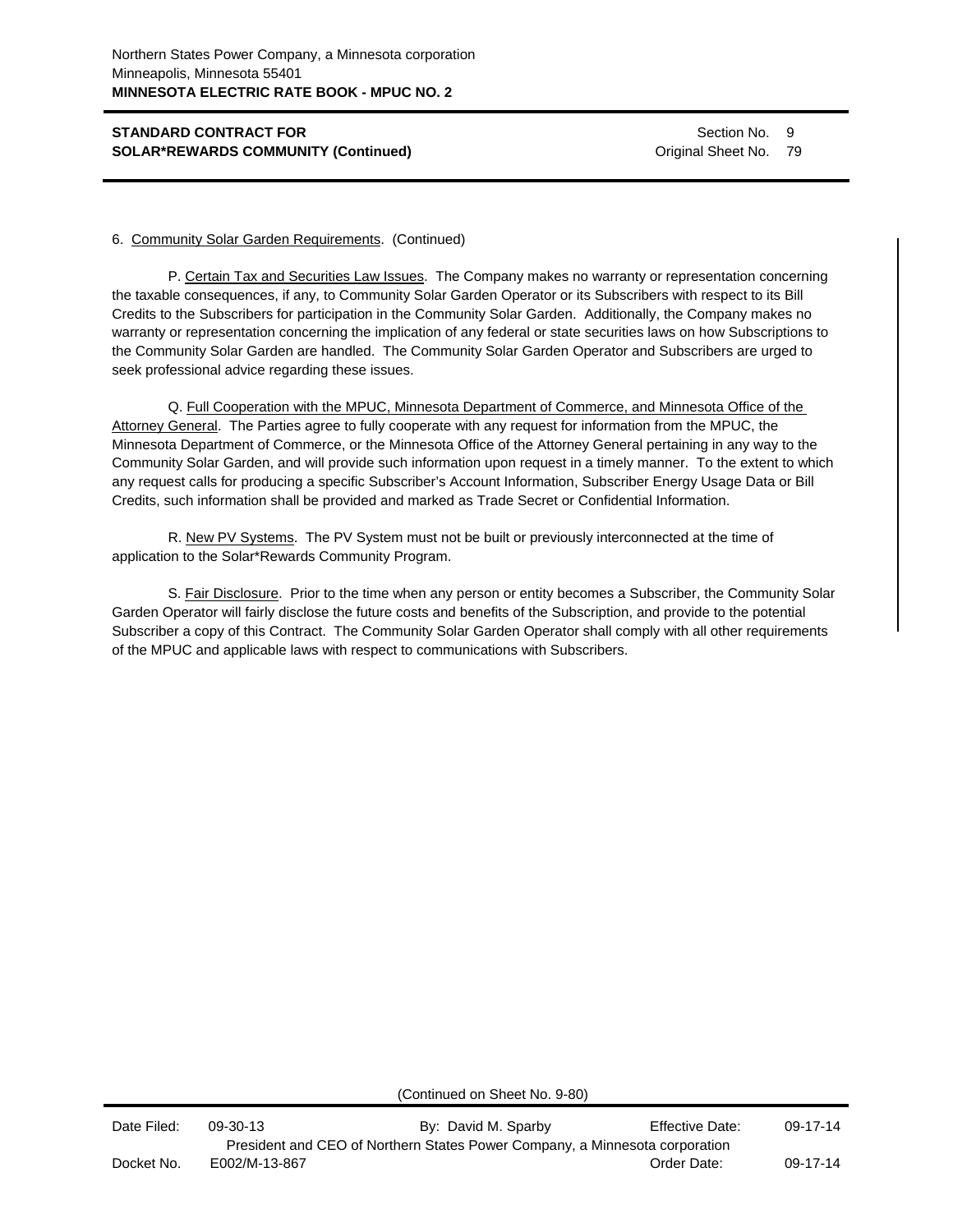**STANDARD CONTRACT FOR SOLAR*REWARDS COMMUNITY (Continued)**

Section No. 9
Original Sheet No. 79

6. Community Solar Garden Requirements. (Continued)

P. Certain Tax and Securities Law Issues. The Company makes no warranty or representation concerning the taxable consequences, if any, to Community Solar Garden Operator or its Subscribers with respect to its Bill Credits to the Subscribers for participation in the Community Solar Garden. Additionally, the Company makes no warranty or representation concerning the implication of any federal or state securities laws on how Subscriptions to the Community Solar Garden are handled. The Community Solar Garden Operator and Subscribers are urged to seek professional advice regarding these issues.

Q. Full Cooperation with the MPUC, Minnesota Department of Commerce, and Minnesota Office of the Attorney General. The Parties agree to fully cooperate with any request for information from the MPUC, the Minnesota Department of Commerce, or the Minnesota Office of the Attorney General pertaining in any way to the Community Solar Garden, and will provide such information upon request in a timely manner. To the extent to which any request calls for producing a specific Subscriber's Account Information, Subscriber Energy Usage Data or Bill Credits, such information shall be provided and marked as Trade Secret or Confidential Information.

R. New PV Systems. The PV System must not be built or previously interconnected at the time of application to the Solar*Rewards Community Program.

S. Fair Disclosure. Prior to the time when any person or entity becomes a Subscriber, the Community Solar Garden Operator will fairly disclose the future costs and benefits of the Subscription, and provide to the potential Subscriber a copy of this Contract. The Community Solar Garden Operator shall comply with all other requirements of the MPUC and applicable laws with respect to communications with Subscribers.

(Continued on Sheet No. 9-80)

| Date Filed: | 09-30-13 | By: David M. Sparby | Effective Date: | 09-17-14 |
|---|---|---|---|---|
| | President and CEO of Northern States Power Company, a Minnesota corporation | | | |
| Docket No. | E002/M-13-867 | | Order Date: | 09-17-14 |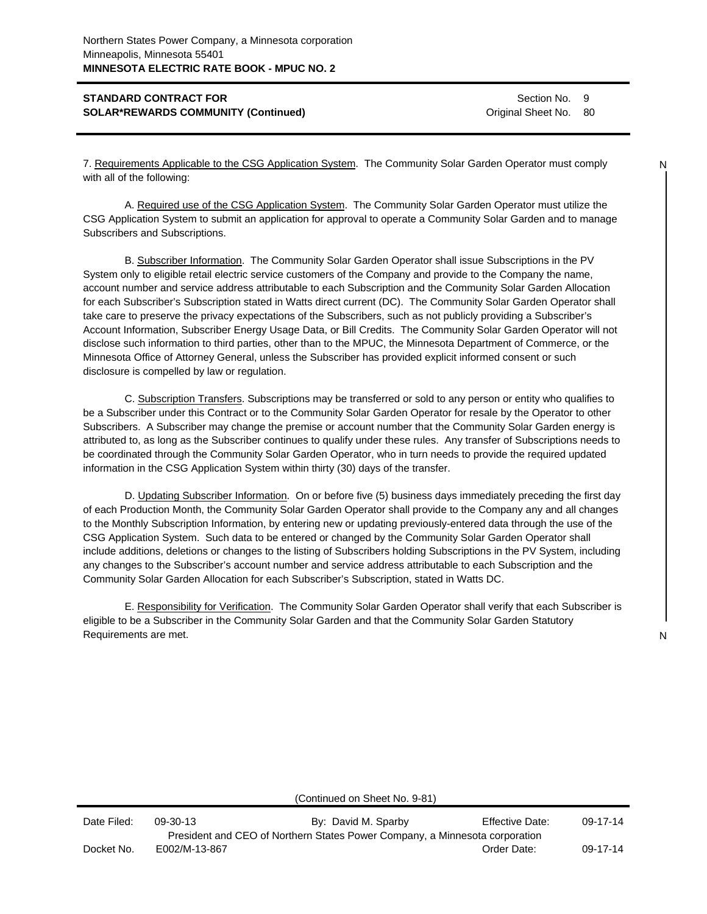**STANDARD CONTRACT FOR SOLAR*REWARDS COMMUNITY (Continued)**

Section No. 9
Original Sheet No. 80

7. Requirements Applicable to the CSG Application System. The Community Solar Garden Operator must comply with all of the following:

A. Required use of the CSG Application System. The Community Solar Garden Operator must utilize the CSG Application System to submit an application for approval to operate a Community Solar Garden and to manage Subscribers and Subscriptions.

B. Subscriber Information. The Community Solar Garden Operator shall issue Subscriptions in the PV System only to eligible retail electric service customers of the Company and provide to the Company the name, account number and service address attributable to each Subscription and the Community Solar Garden Allocation for each Subscriber's Subscription stated in Watts direct current (DC). The Community Solar Garden Operator shall take care to preserve the privacy expectations of the Subscribers, such as not publicly providing a Subscriber's Account Information, Subscriber Energy Usage Data, or Bill Credits. The Community Solar Garden Operator will not disclose such information to third parties, other than to the MPUC, the Minnesota Department of Commerce, or the Minnesota Office of Attorney General, unless the Subscriber has provided explicit informed consent or such disclosure is compelled by law or regulation.

C. Subscription Transfers. Subscriptions may be transferred or sold to any person or entity who qualifies to be a Subscriber under this Contract or to the Community Solar Garden Operator for resale by the Operator to other Subscribers. A Subscriber may change the premise or account number that the Community Solar Garden energy is attributed to, as long as the Subscriber continues to qualify under these rules. Any transfer of Subscriptions needs to be coordinated through the Community Solar Garden Operator, who in turn needs to provide the required updated information in the CSG Application System within thirty (30) days of the transfer.

D. Updating Subscriber Information. On or before five (5) business days immediately preceding the first day of each Production Month, the Community Solar Garden Operator shall provide to the Company any and all changes to the Monthly Subscription Information, by entering new or updating previously-entered data through the use of the CSG Application System. Such data to be entered or changed by the Community Solar Garden Operator shall include additions, deletions or changes to the listing of Subscribers holding Subscriptions in the PV System, including any changes to the Subscriber's account number and service address attributable to each Subscription and the Community Solar Garden Allocation for each Subscriber's Subscription, stated in Watts DC.

E. Responsibility for Verification. The Community Solar Garden Operator shall verify that each Subscriber is eligible to be a Subscriber in the Community Solar Garden and that the Community Solar Garden Statutory Requirements are met.

(Continued on Sheet No. 9-81)

| Date Filed: | 09-30-13 | By: David M. Sparby | Effective Date: | 09-17-14 |
|---|---|---|---|---|
| | | President and CEO of Northern States Power Company, a Minnesota corporation | | |
| Docket No. | E002/M-13-867 | | Order Date: | 09-17-14 |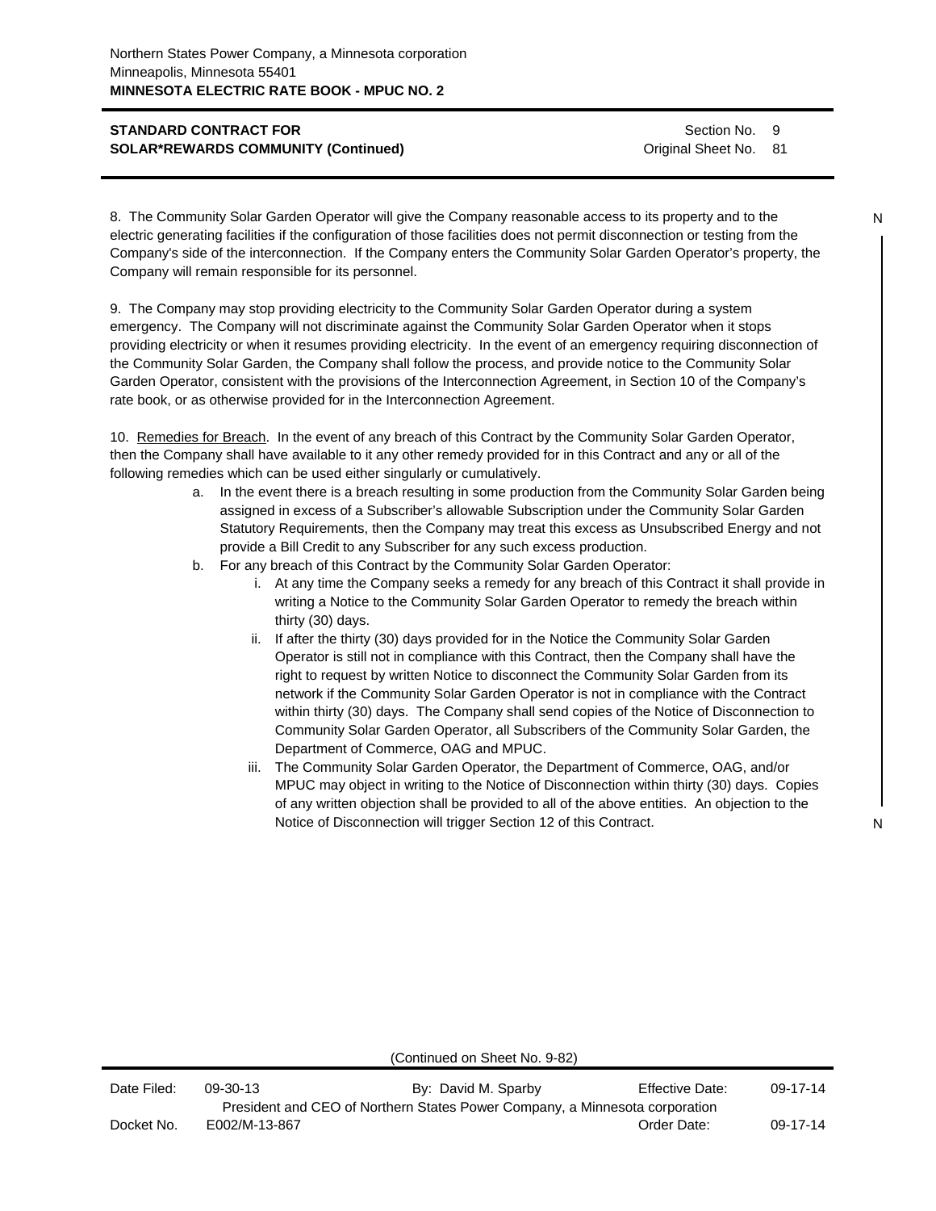**STANDARD CONTRACT FOR SOLAR*REWARDS COMMUNITY (Continued)**

Section No. 9
Original Sheet No. 81

8. The Community Solar Garden Operator will give the Company reasonable access to its property and to the electric generating facilities if the configuration of those facilities does not permit disconnection or testing from the Company's side of the interconnection. If the Company enters the Community Solar Garden Operator's property, the Company will remain responsible for its personnel.

9. The Company may stop providing electricity to the Community Solar Garden Operator during a system emergency. The Company will not discriminate against the Community Solar Garden Operator when it stops providing electricity or when it resumes providing electricity. In the event of an emergency requiring disconnection of the Community Solar Garden, the Company shall follow the process, and provide notice to the Community Solar Garden Operator, consistent with the provisions of the Interconnection Agreement, in Section 10 of the Company's rate book, or as otherwise provided for in the Interconnection Agreement.

10. Remedies for Breach. In the event of any breach of this Contract by the Community Solar Garden Operator, then the Company shall have available to it any other remedy provided for in this Contract and any or all of the following remedies which can be used either singularly or cumulatively.

a. In the event there is a breach resulting in some production from the Community Solar Garden being assigned in excess of a Subscriber's allowable Subscription under the Community Solar Garden Statutory Requirements, then the Company may treat this excess as Unsubscribed Energy and not provide a Bill Credit to any Subscriber for any such excess production.

b. For any breach of this Contract by the Community Solar Garden Operator:

   i. At any time the Company seeks a remedy for any breach of this Contract it shall provide in writing a Notice to the Community Solar Garden Operator to remedy the breach within thirty (30) days.

   ii. If after the thirty (30) days provided for in the Notice the Community Solar Garden Operator is still not in compliance with this Contract, then the Company shall have the right to request by written Notice to disconnect the Community Solar Garden from its network if the Community Solar Garden Operator is not in compliance with the Contract within thirty (30) days. The Company shall send copies of the Notice of Disconnection to Community Solar Garden Operator, all Subscribers of the Community Solar Garden, the Department of Commerce, OAG and MPUC.

   iii. The Community Solar Garden Operator, the Department of Commerce, OAG, and/or MPUC may object in writing to the Notice of Disconnection within thirty (30) days. Copies of any written objection shall be provided to all of the above entities. An objection to the Notice of Disconnection will trigger Section 12 of this Contract.

(Continued on Sheet No. 9-82)

| Date Filed: | 09-30-13 | By: David M. Sparby | Effective Date: | 09-17-14 |
|---|---|---|---|---|
| | President and CEO of Northern States Power Company, a Minnesota corporation | | | |
| Docket No. | E002/M-13-867 | | Order Date: | 09-17-14 |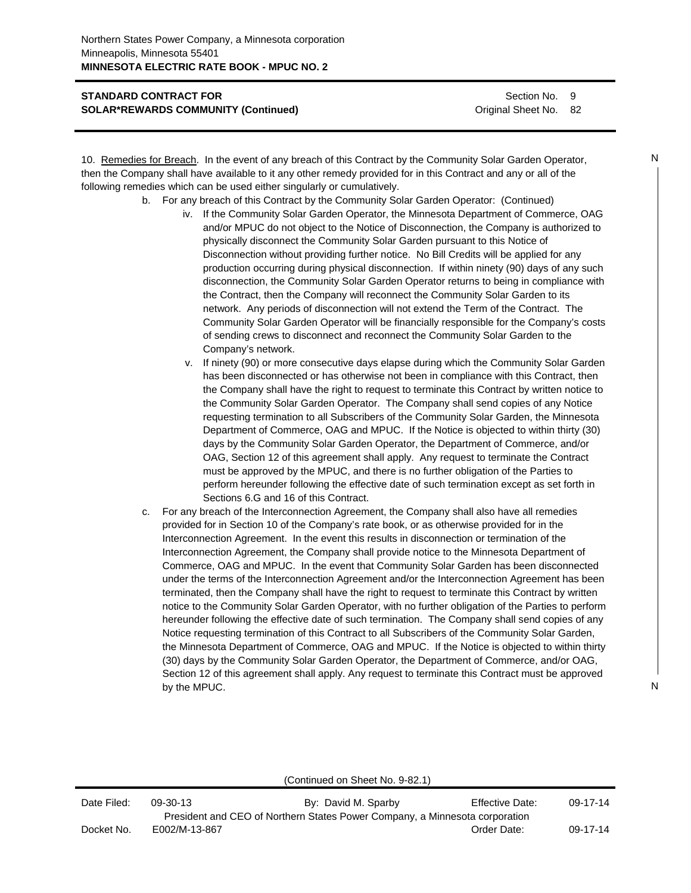**STANDARD CONTRACT FOR SOLAR*REWARDS COMMUNITY (Continued)**

Section No. 9
Original Sheet No. 82

10. Remedies for Breach. In the event of any breach of this Contract by the Community Solar Garden Operator, then the Company shall have available to it any other remedy provided for in this Contract and any or all of the following remedies which can be used either singularly or cumulatively.

b. For any breach of this Contract by the Community Solar Garden Operator: (Continued)

iv. If the Community Solar Garden Operator, the Minnesota Department of Commerce, OAG and/or MPUC do not object to the Notice of Disconnection, the Company is authorized to physically disconnect the Community Solar Garden pursuant to this Notice of Disconnection without providing further notice. No Bill Credits will be applied for any production occurring during physical disconnection. If within ninety (90) days of any such disconnection, the Community Solar Garden Operator returns to being in compliance with the Contract, then the Company will reconnect the Community Solar Garden to its network. Any periods of disconnection will not extend the Term of the Contract. The Community Solar Garden Operator will be financially responsible for the Company's costs of sending crews to disconnect and reconnect the Community Solar Garden to the Company's network.

v. If ninety (90) or more consecutive days elapse during which the Community Solar Garden has been disconnected or has otherwise not been in compliance with this Contract, then the Company shall have the right to request to terminate this Contract by written notice to the Community Solar Garden Operator. The Company shall send copies of any Notice requesting termination to all Subscribers of the Community Solar Garden, the Minnesota Department of Commerce, OAG and MPUC. If the Notice is objected to within thirty (30) days by the Community Solar Garden Operator, the Department of Commerce, and/or OAG, Section 12 of this agreement shall apply. Any request to terminate the Contract must be approved by the MPUC, and there is no further obligation of the Parties to perform hereunder following the effective date of such termination except as set forth in Sections 6.G and 16 of this Contract.

c. For any breach of the Interconnection Agreement, the Company shall also have all remedies provided for in Section 10 of the Company's rate book, or as otherwise provided for in the Interconnection Agreement. In the event this results in disconnection or termination of the Interconnection Agreement, the Company shall provide notice to the Minnesota Department of Commerce, OAG and MPUC. In the event that Community Solar Garden has been disconnected under the terms of the Interconnection Agreement and/or the Interconnection Agreement has been terminated, then the Company shall have the right to request to terminate this Contract by written notice to the Community Solar Garden Operator, with no further obligation of the Parties to perform hereunder following the effective date of such termination. The Company shall send copies of any Notice requesting termination of this Contract to all Subscribers of the Community Solar Garden, the Minnesota Department of Commerce, OAG and MPUC. If the Notice is objected to within thirty (30) days by the Community Solar Garden Operator, the Department of Commerce, and/or OAG, Section 12 of this agreement shall apply. Any request to terminate this Contract must be approved by the MPUC.

(Continued on Sheet No. 9-82.1)

| Date Filed: | 09-30-13 | By: David M. Sparby | Effective Date: | 09-17-14 |
|---|---|---|---|---|
| | | President and CEO of Northern States Power Company, a Minnesota corporation | | |
| Docket No. | E002/M-13-867 | | Order Date: | 09-17-14 |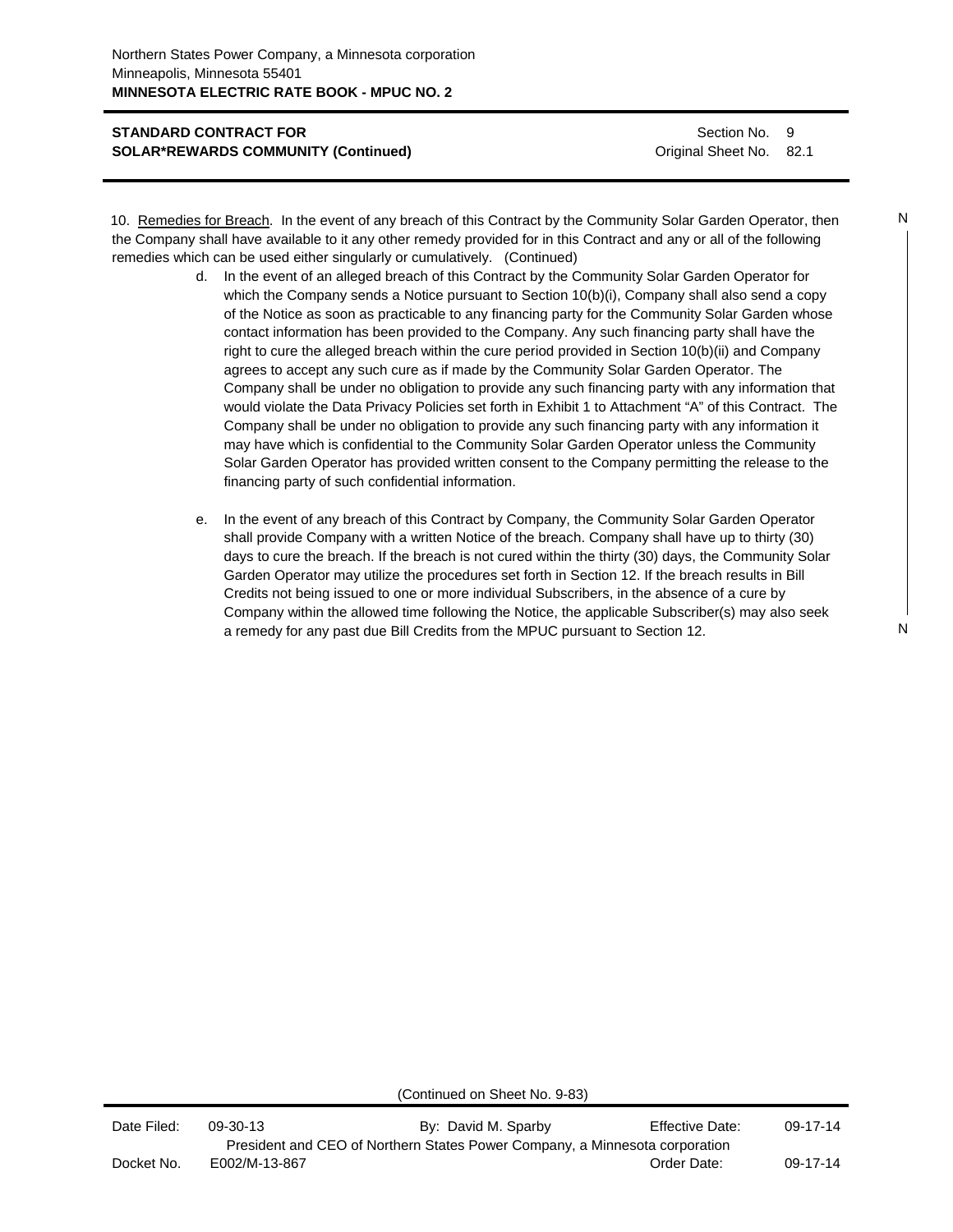**STANDARD CONTRACT FOR SOLAR*REWARDS COMMUNITY (Continued)**

Section No. 9
Original Sheet No. 82.1

10. Remedies for Breach. In the event of any breach of this Contract by the Community Solar Garden Operator, then the Company shall have available to it any other remedy provided for in this Contract and any or all of the following remedies which can be used either singularly or cumulatively. (Continued)

d. In the event of an alleged breach of this Contract by the Community Solar Garden Operator for which the Company sends a Notice pursuant to Section 10(b)(i), Company shall also send a copy of the Notice as soon as practicable to any financing party for the Community Solar Garden whose contact information has been provided to the Company. Any such financing party shall have the right to cure the alleged breach within the cure period provided in Section 10(b)(ii) and Company agrees to accept any such cure as if made by the Community Solar Garden Operator. The Company shall be under no obligation to provide any such financing party with any information that would violate the Data Privacy Policies set forth in Exhibit 1 to Attachment "A" of this Contract. The Company shall be under no obligation to provide any such financing party with any information it may have which is confidential to the Community Solar Garden Operator unless the Community Solar Garden Operator has provided written consent to the Company permitting the release to the financing party of such confidential information.

e. In the event of any breach of this Contract by Company, the Community Solar Garden Operator shall provide Company with a written Notice of the breach. Company shall have up to thirty (30) days to cure the breach. If the breach is not cured within the thirty (30) days, the Community Solar Garden Operator may utilize the procedures set forth in Section 12. If the breach results in Bill Credits not being issued to one or more individual Subscribers, in the absence of a cure by Company within the allowed time following the Notice, the applicable Subscriber(s) may also seek a remedy for any past due Bill Credits from the MPUC pursuant to Section 12.

(Continued on Sheet No. 9-83)

| Date Filed: | 09-30-13 | By: David M. Sparby | Effective Date: | 09-17-14 |
|---|---|---|---|---|
| | | President and CEO of Northern States Power Company, a Minnesota corporation | | |
| Docket No. | E002/M-13-867 | | Order Date: | 09-17-14 |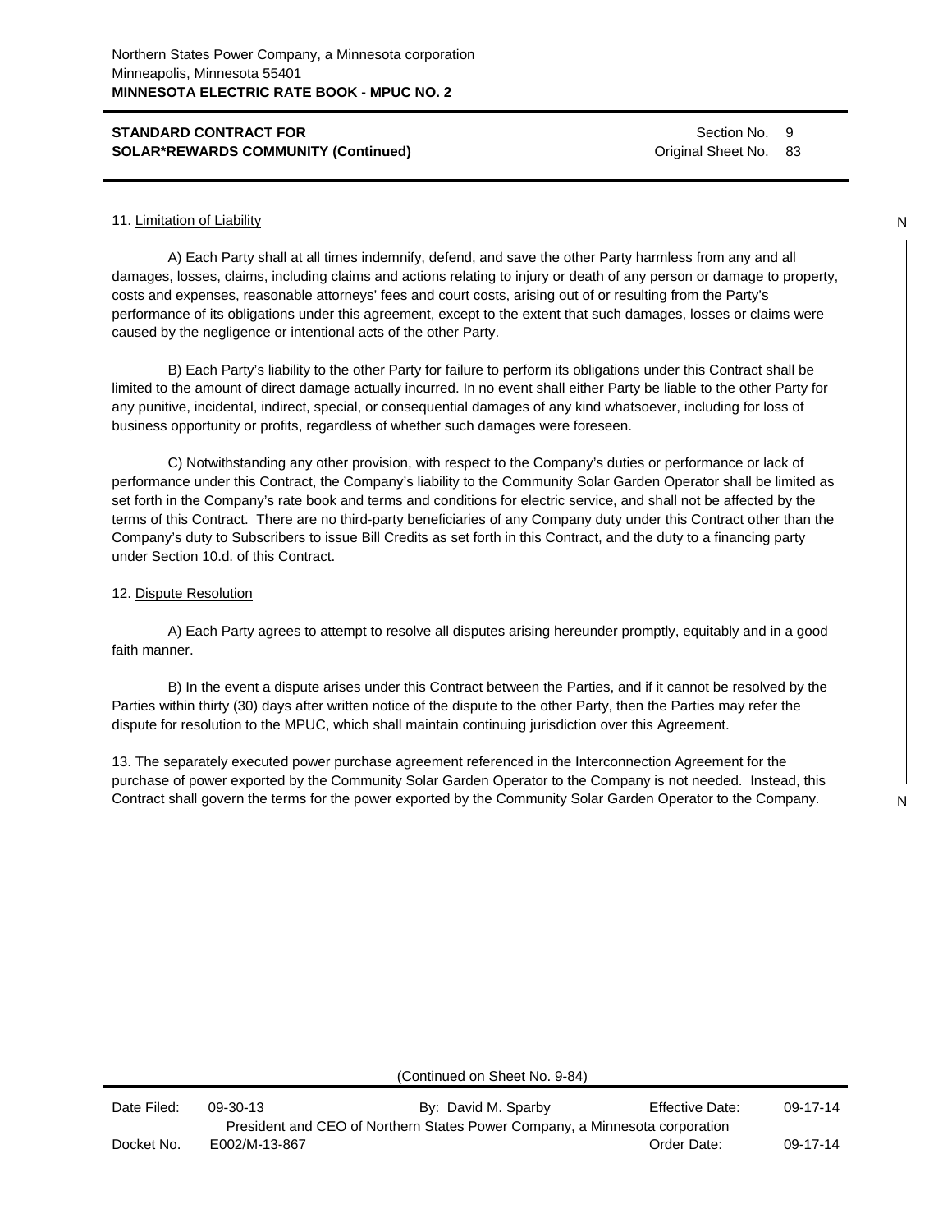**STANDARD CONTRACT FOR SOLAR*REWARDS COMMUNITY (Continued)**

Section No. 9
Original Sheet No. 83

11. Limitation of Liability

A) Each Party shall at all times indemnify, defend, and save the other Party harmless from any and all damages, losses, claims, including claims and actions relating to injury or death of any person or damage to property, costs and expenses, reasonable attorneys' fees and court costs, arising out of or resulting from the Party's performance of its obligations under this agreement, except to the extent that such damages, losses or claims were caused by the negligence or intentional acts of the other Party.

B) Each Party's liability to the other Party for failure to perform its obligations under this Contract shall be limited to the amount of direct damage actually incurred. In no event shall either Party be liable to the other Party for any punitive, incidental, indirect, special, or consequential damages of any kind whatsoever, including for loss of business opportunity or profits, regardless of whether such damages were foreseen.

C) Notwithstanding any other provision, with respect to the Company's duties or performance or lack of performance under this Contract, the Company's liability to the Community Solar Garden Operator shall be limited as set forth in the Company's rate book and terms and conditions for electric service, and shall not be affected by the terms of this Contract. There are no third-party beneficiaries of any Company duty under this Contract other than the Company's duty to Subscribers to issue Bill Credits as set forth in this Contract, and the duty to a financing party under Section 10.d. of this Contract.

12. Dispute Resolution

A) Each Party agrees to attempt to resolve all disputes arising hereunder promptly, equitably and in a good faith manner.

B) In the event a dispute arises under this Contract between the Parties, and if it cannot be resolved by the Parties within thirty (30) days after written notice of the dispute to the other Party, then the Parties may refer the dispute for resolution to the MPUC, which shall maintain continuing jurisdiction over this Agreement.

13. The separately executed power purchase agreement referenced in the Interconnection Agreement for the purchase of power exported by the Community Solar Garden Operator to the Company is not needed. Instead, this Contract shall govern the terms for the power exported by the Community Solar Garden Operator to the Company.

(Continued on Sheet No. 9-84)

| Date Filed: | 09-30-13 | By: David M. Sparby | Effective Date: | 09-17-14 |
|---|---|---|---|---|
| | | President and CEO of Northern States Power Company, a Minnesota corporation | | |
| Docket No. | E002/M-13-867 | | Order Date: | 09-17-14 |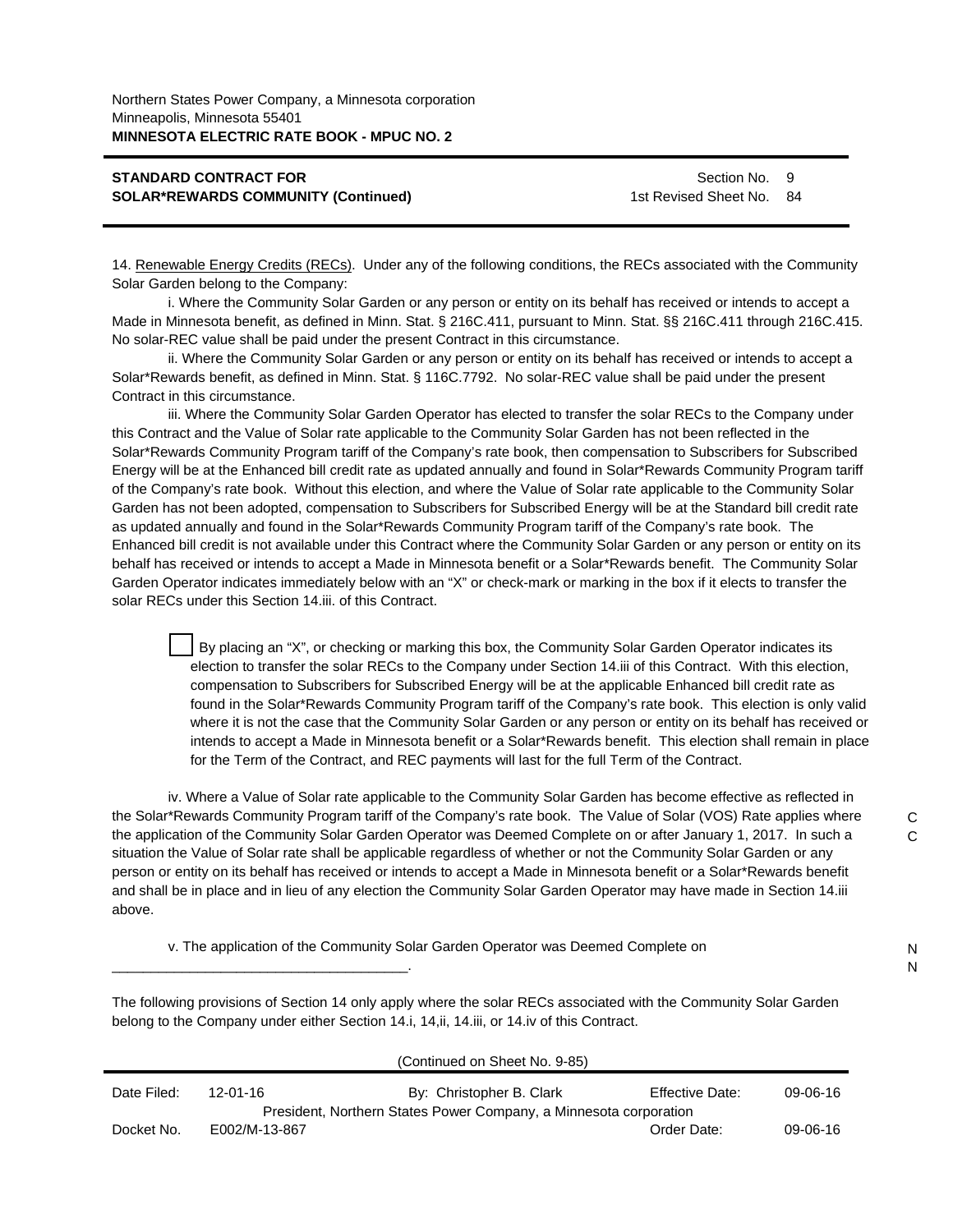Northern States Power Company, a Minnesota corporation
Minneapolis, Minnesota 55401
**MINNESOTA ELECTRIC RATE BOOK - MPUC NO. 2**

**STANDARD CONTRACT FOR SOLAR*REWARDS COMMUNITY (Continued)**

Section No. 9
1st Revised Sheet No. 84

14. Renewable Energy Credits (RECs). Under any of the following conditions, the RECs associated with the Community Solar Garden belong to the Company:

i. Where the Community Solar Garden or any person or entity on its behalf has received or intends to accept a Made in Minnesota benefit, as defined in Minn. Stat. § 216C.411, pursuant to Minn. Stat. §§ 216C.411 through 216C.415. No solar-REC value shall be paid under the present Contract in this circumstance.

ii. Where the Community Solar Garden or any person or entity on its behalf has received or intends to accept a Solar*Rewards benefit, as defined in Minn. Stat. § 116C.7792. No solar-REC value shall be paid under the present Contract in this circumstance.

iii. Where the Community Solar Garden Operator has elected to transfer the solar RECs to the Company under this Contract and the Value of Solar rate applicable to the Community Solar Garden has not been reflected in the Solar*Rewards Community Program tariff of the Company's rate book, then compensation to Subscribers for Subscribed Energy will be at the Enhanced bill credit rate as updated annually and found in Solar*Rewards Community Program tariff of the Company's rate book. Without this election, and where the Value of Solar rate applicable to the Community Solar Garden has not been adopted, compensation to Subscribers for Subscribed Energy will be at the Standard bill credit rate as updated annually and found in the Solar*Rewards Community Program tariff of the Company's rate book. The Enhanced bill credit is not available under this Contract where the Community Solar Garden or any person or entity on its behalf has received or intends to accept a Made in Minnesota benefit or a Solar*Rewards benefit. The Community Solar Garden Operator indicates immediately below with an "X" or check-mark or marking in the box if it elects to transfer the solar RECs under this Section 14.iii. of this Contract.

☐ By placing an "X", or checking or marking this box, the Community Solar Garden Operator indicates its election to transfer the solar RECs to the Company under Section 14.iii of this Contract. With this election, compensation to Subscribers for Subscribed Energy will be at the applicable Enhanced bill credit rate as found in the Solar*Rewards Community Program tariff of the Company's rate book. This election is only valid where it is not the case that the Community Solar Garden or any person or entity on its behalf has received or intends to accept a Made in Minnesota benefit or a Solar*Rewards benefit. This election shall remain in place for the Term of the Contract, and REC payments will last for the full Term of the Contract.

iv. Where a Value of Solar rate applicable to the Community Solar Garden has become effective as reflected in the Solar*Rewards Community Program tariff of the Company's rate book. The Value of Solar (VOS) Rate applies where the application of the Community Solar Garden Operator was Deemed Complete on or after January 1, 2017. In such a situation the Value of Solar rate shall be applicable regardless of whether or not the Community Solar Garden or any person or entity on its behalf has received or intends to accept a Made in Minnesota benefit or a Solar*Rewards benefit and shall be in place and in lieu of any election the Community Solar Garden Operator may have made in Section 14.iii above. C C

v. The application of the Community Solar Garden Operator was Deemed Complete on _____________________________________. N N

The following provisions of Section 14 only apply where the solar RECs associated with the Community Solar Garden belong to the Company under either Section 14.i, 14,ii, 14.iii, or 14.iv of this Contract.

(Continued on Sheet No. 9-85)

| Date Filed: | 12-01-16 | By: Christopher B. Clark | Effective Date: | 09-06-16 |
|---|---|---|---|---|
| | | President, Northern States Power Company, a Minnesota corporation | | |
| Docket No. | E002/M-13-867 | | Order Date: | 09-06-16 |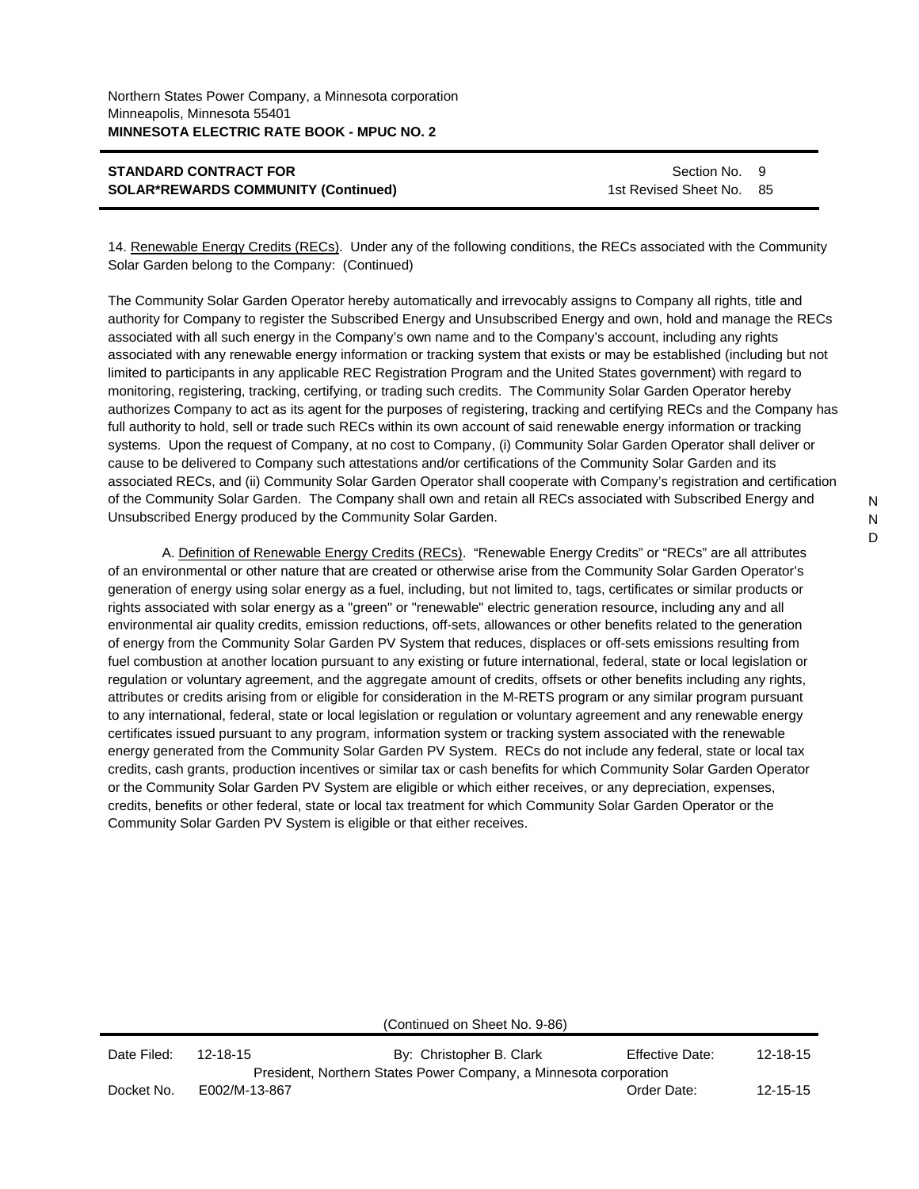Northern States Power Company, a Minnesota corporation
Minneapolis, Minnesota 55401
**MINNESOTA ELECTRIC RATE BOOK - MPUC NO. 2**

**STANDARD CONTRACT FOR SOLAR*REWARDS COMMUNITY (Continued)**

Section No. 9
1st Revised Sheet No. 85

14. Renewable Energy Credits (RECs). Under any of the following conditions, the RECs associated with the Community Solar Garden belong to the Company: (Continued)

The Community Solar Garden Operator hereby automatically and irrevocably assigns to Company all rights, title and authority for Company to register the Subscribed Energy and Unsubscribed Energy and own, hold and manage the RECs associated with all such energy in the Company's own name and to the Company's account, including any rights associated with any renewable energy information or tracking system that exists or may be established (including but not limited to participants in any applicable REC Registration Program and the United States government) with regard to monitoring, registering, tracking, certifying, or trading such credits. The Community Solar Garden Operator hereby authorizes Company to act as its agent for the purposes of registering, tracking and certifying RECs and the Company has full authority to hold, sell or trade such RECs within its own account of said renewable energy information or tracking systems. Upon the request of Company, at no cost to Company, (i) Community Solar Garden Operator shall deliver or cause to be delivered to Company such attestations and/or certifications of the Community Solar Garden and its associated RECs, and (ii) Community Solar Garden Operator shall cooperate with Company's registration and certification of the Community Solar Garden. The Company shall own and retain all RECs associated with Subscribed Energy and Unsubscribed Energy produced by the Community Solar Garden. N N D

A. Definition of Renewable Energy Credits (RECs). "Renewable Energy Credits" or "RECs" are all attributes of an environmental or other nature that are created or otherwise arise from the Community Solar Garden Operator's generation of energy using solar energy as a fuel, including, but not limited to, tags, certificates or similar products or rights associated with solar energy as a "green" or "renewable" electric generation resource, including any and all environmental air quality credits, emission reductions, off-sets, allowances or other benefits related to the generation of energy from the Community Solar Garden PV System that reduces, displaces or off-sets emissions resulting from fuel combustion at another location pursuant to any existing or future international, federal, state or local legislation or regulation or voluntary agreement, and the aggregate amount of credits, offsets or other benefits including any rights, attributes or credits arising from or eligible for consideration in the M-RETS program or any similar program pursuant to any international, federal, state or local legislation or regulation or voluntary agreement and any renewable energy certificates issued pursuant to any program, information system or tracking system associated with the renewable energy generated from the Community Solar Garden PV System. RECs do not include any federal, state or local tax credits, cash grants, production incentives or similar tax or cash benefits for which Community Solar Garden Operator or the Community Solar Garden PV System are eligible or which either receives, or any depreciation, expenses, credits, benefits or other federal, state or local tax treatment for which Community Solar Garden Operator or the Community Solar Garden PV System is eligible or that either receives.

(Continued on Sheet No. 9-86)

| Date Filed: | 12-18-15 | By: Christopher B. Clark | Effective Date: | 12-18-15 |
|---|---|---|---|---|
| | | President, Northern States Power Company, a Minnesota corporation | | |
| Docket No. | E002/M-13-867 | | Order Date: | 12-15-15 |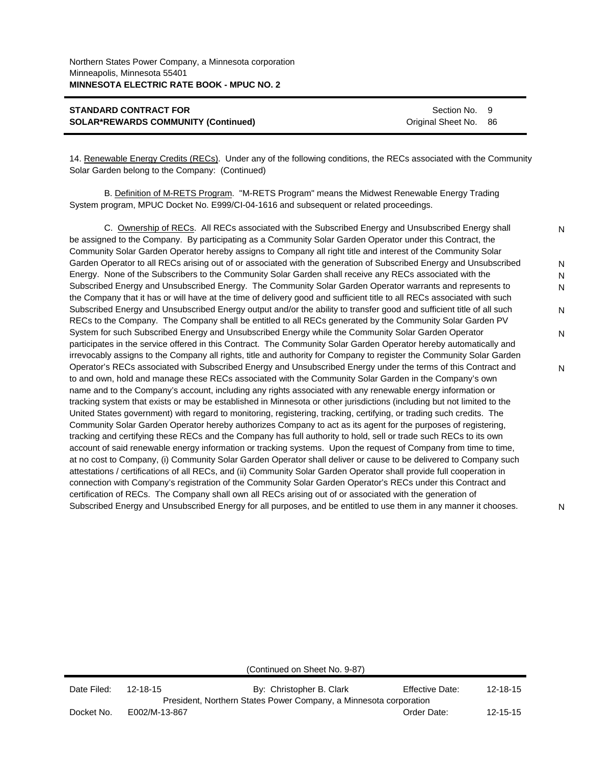**STANDARD CONTRACT FOR SOLAR*REWARDS COMMUNITY (Continued)**

Section No. 9
Original Sheet No. 86

14. Renewable Energy Credits (RECs). Under any of the following conditions, the RECs associated with the Community Solar Garden belong to the Company: (Continued)

B. Definition of M-RETS Program. "M-RETS Program" means the Midwest Renewable Energy Trading System program, MPUC Docket No. E999/CI-04-1616 and subsequent or related proceedings.

C. Ownership of RECs. All RECs associated with the Subscribed Energy and Unsubscribed Energy shall be assigned to the Company. By participating as a Community Solar Garden Operator under this Contract, the Community Solar Garden Operator hereby assigns to Company all right title and interest of the Community Solar Garden Operator to all RECs arising out of or associated with the generation of Subscribed Energy and Unsubscribed Energy. None of the Subscribers to the Community Solar Garden shall receive any RECs associated with the Subscribed Energy and Unsubscribed Energy. The Community Solar Garden Operator warrants and represents to the Company that it has or will have at the time of delivery good and sufficient title to all RECs associated with such Subscribed Energy and Unsubscribed Energy output and/or the ability to transfer good and sufficient title of all such RECs to the Company. The Company shall be entitled to all RECs generated by the Community Solar Garden PV System for such Subscribed Energy and Unsubscribed Energy while the Community Solar Garden Operator participates in the service offered in this Contract. The Community Solar Garden Operator hereby automatically and irrevocably assigns to the Company all rights, title and authority for Company to register the Community Solar Garden Operator's RECs associated with Subscribed Energy and Unsubscribed Energy under the terms of this Contract and to and own, hold and manage these RECs associated with the Community Solar Garden in the Company's own name and to the Company's account, including any rights associated with any renewable energy information or tracking system that exists or may be established in Minnesota or other jurisdictions (including but not limited to the United States government) with regard to monitoring, registering, tracking, certifying, or trading such credits. The Community Solar Garden Operator hereby authorizes Company to act as its agent for the purposes of registering, tracking and certifying these RECs and the Company has full authority to hold, sell or trade such RECs to its own account of said renewable energy information or tracking systems. Upon the request of Company from time to time, at no cost to Company, (i) Community Solar Garden Operator shall deliver or cause to be delivered to Company such attestations / certifications of all RECs, and (ii) Community Solar Garden Operator shall provide full cooperation in connection with Company's registration of the Community Solar Garden Operator's RECs under this Contract and certification of RECs. The Company shall own all RECs arising out of or associated with the generation of Subscribed Energy and Unsubscribed Energy for all purposes, and be entitled to use them in any manner it chooses.

(Continued on Sheet No. 9-87)

| Date Filed: | 12-18-15 | By: Christopher B. Clark | Effective Date: | 12-18-15 |
|---|---|---|---|---|
| | | President, Northern States Power Company, a Minnesota corporation | | |
| Docket No. | E002/M-13-867 | | Order Date: | 12-15-15 |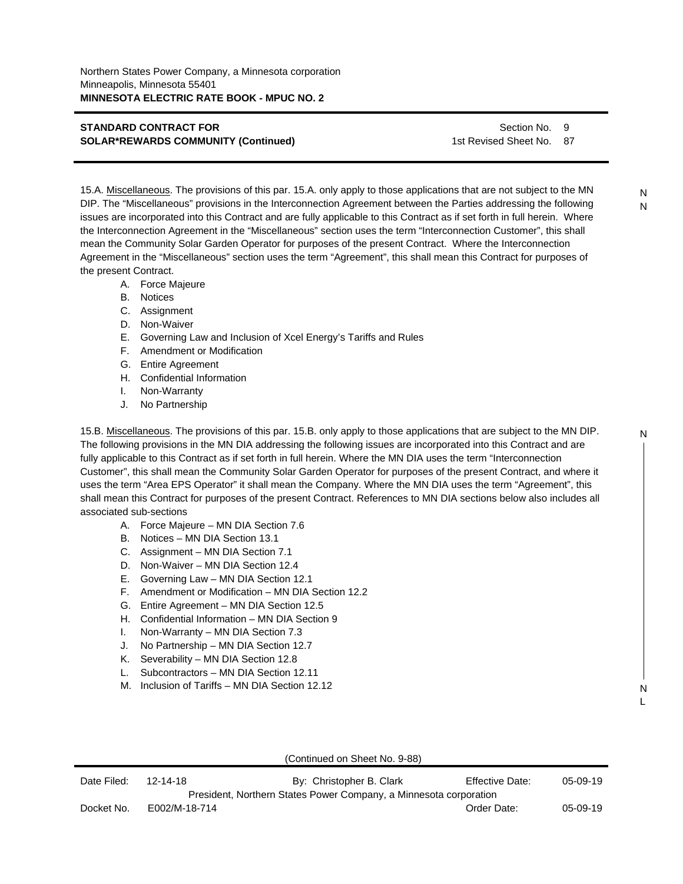**STANDARD CONTRACT FOR SOLAR*REWARDS COMMUNITY (Continued)**

Section No. 9
1st Revised Sheet No. 87

15.A. Miscellaneous. The provisions of this par. 15.A. only apply to those applications that are not subject to the MN DIP. The "Miscellaneous" provisions in the Interconnection Agreement between the Parties addressing the following issues are incorporated into this Contract and are fully applicable to this Contract as if set forth in full herein. Where the Interconnection Agreement in the "Miscellaneous" section uses the term "Interconnection Customer", this shall mean the Community Solar Garden Operator for purposes of the present Contract. Where the Interconnection Agreement in the "Miscellaneous" section uses the term "Agreement", this shall mean this Contract for purposes of the present Contract.

A. Force Majeure
B. Notices
C. Assignment
D. Non-Waiver
E. Governing Law and Inclusion of Xcel Energy's Tariffs and Rules
F. Amendment or Modification
G. Entire Agreement
H. Confidential Information
I. Non-Warranty
J. No Partnership

15.B. Miscellaneous. The provisions of this par. 15.B. only apply to those applications that are subject to the MN DIP. The following provisions in the MN DIA addressing the following issues are incorporated into this Contract and are fully applicable to this Contract as if set forth in full herein. Where the MN DIA uses the term "Interconnection Customer", this shall mean the Community Solar Garden Operator for purposes of the present Contract, and where it uses the term "Area EPS Operator" it shall mean the Company. Where the MN DIA uses the term "Agreement", this shall mean this Contract for purposes of the present Contract. References to MN DIA sections below also includes all associated sub-sections

A. Force Majeure – MN DIA Section 7.6
B. Notices – MN DIA Section 13.1
C. Assignment – MN DIA Section 7.1
D. Non-Waiver – MN DIA Section 12.4
E. Governing Law – MN DIA Section 12.1
F. Amendment or Modification – MN DIA Section 12.2
G. Entire Agreement – MN DIA Section 12.5
H. Confidential Information – MN DIA Section 9
I. Non-Warranty – MN DIA Section 7.3
J. No Partnership – MN DIA Section 12.7
K. Severability – MN DIA Section 12.8
L. Subcontractors – MN DIA Section 12.11
M. Inclusion of Tariffs – MN DIA Section 12.12

(Continued on Sheet No. 9-88)

Date Filed: 12-14-18 By: Christopher B. Clark Effective Date: 05-09-19
President, Northern States Power Company, a Minnesota corporation
Docket No. E002/M-18-714 Order Date: 05-09-19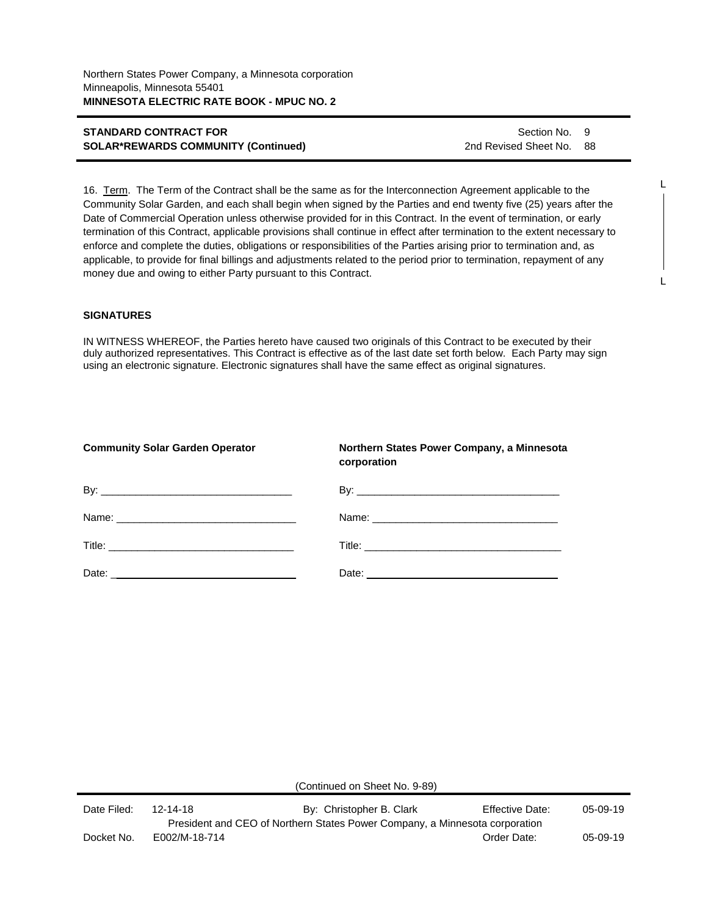16. Term. The Term of the Contract shall be the same as for the Interconnection Agreement applicable to the Community Solar Garden, and each shall begin when signed by the Parties and end twenty five (25) years after the Date of Commercial Operation unless otherwise provided for in this Contract. In the event of termination, or early termination of this Contract, applicable provisions shall continue in effect after termination to the extent necessary to enforce and complete the duties, obligations or responsibilities of the Parties arising prior to termination and, as applicable, to provide for final billings and adjustments related to the period prior to termination, repayment of any money due and owing to either Party pursuant to this Contract.

**SIGNATURES**

IN WITNESS WHEREOF, the Parties hereto have caused two originals of this Contract to be executed by their duly authorized representatives. This Contract is effective as of the last date set forth below. Each Party may sign using an electronic signature. Electronic signatures shall have the same effect as original signatures.

| **Community Solar Garden Operator** | **Northern States Power Company, a Minnesota corporation** |
|---|---|
| By: ________________________________ | By: ___________________________________ |
| Name: ______________________________ | Name: _________________________________ |
| Title: _______________________________ | Title: __________________________________ |
| Date: _______________________________ | Date: __________________________________ |

(Continued on Sheet No. 9-89)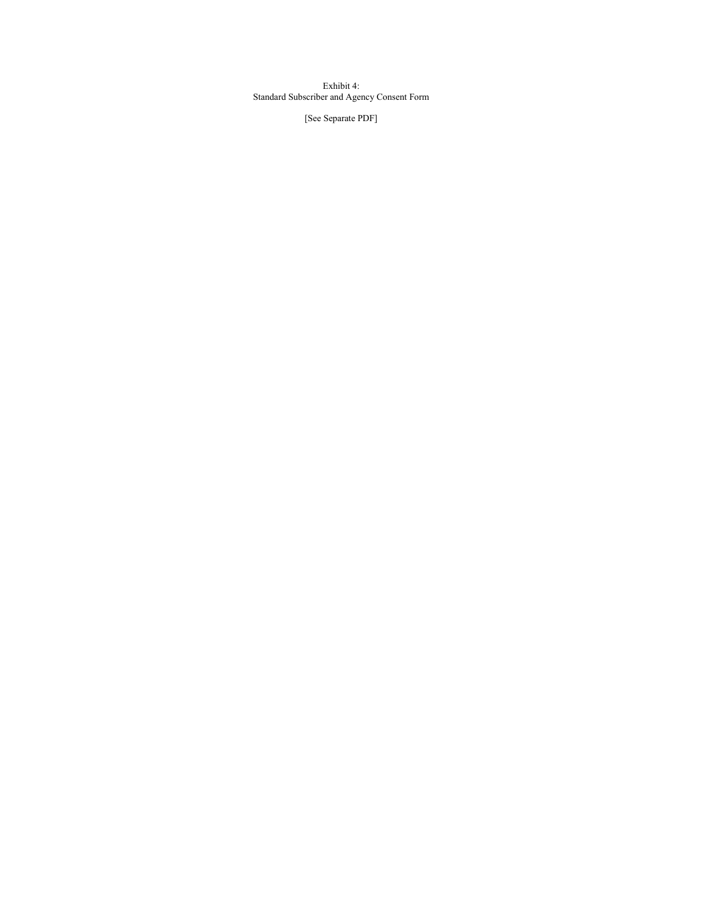Exhibit 4:
Standard Subscriber and Agency Consent Form

[See Separate PDF]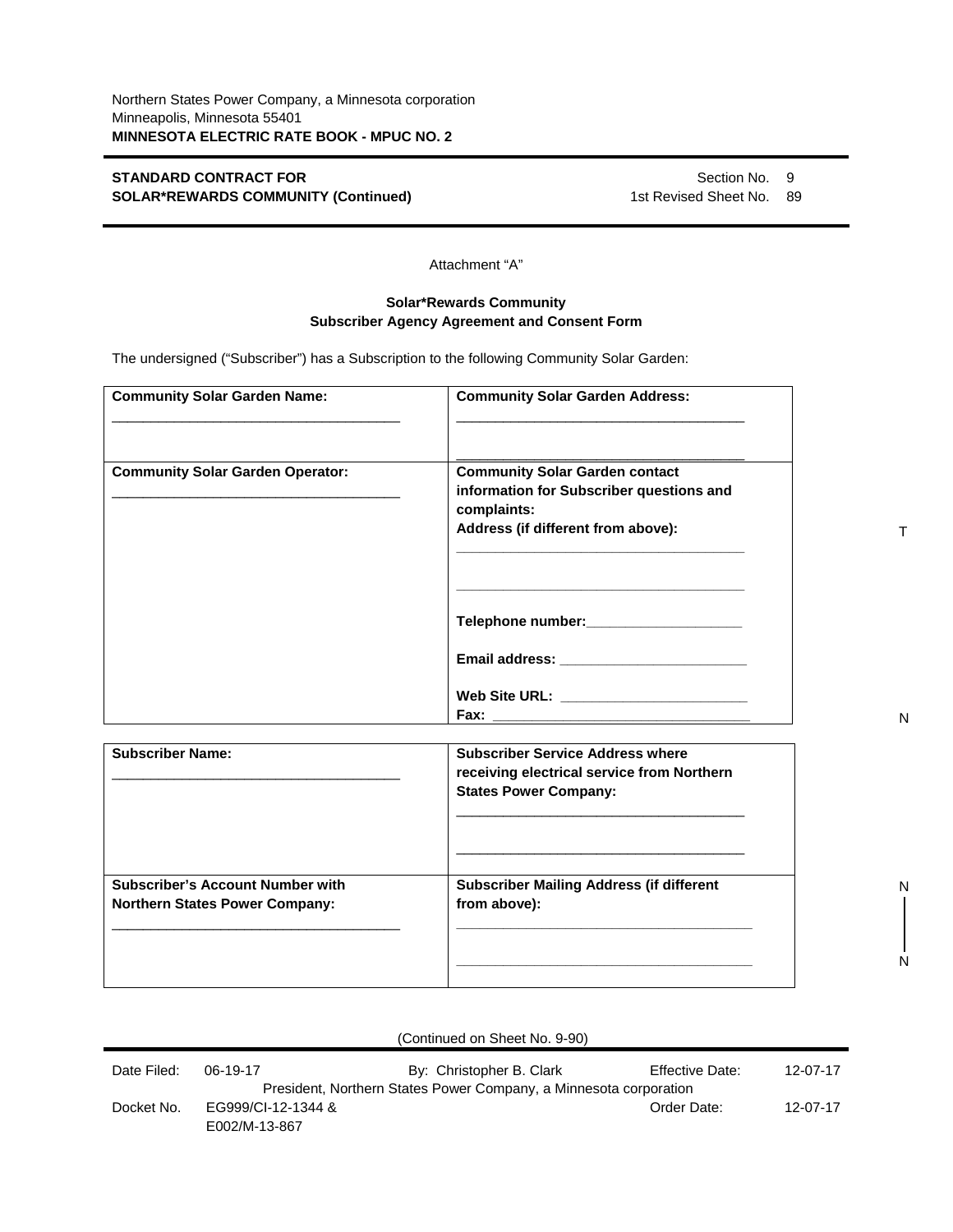Northern States Power Company, a Minnesota corporation
Minneapolis, Minnesota 55401
**MINNESOTA ELECTRIC RATE BOOK - MPUC NO. 2**

**STANDARD CONTRACT FOR SOLAR*REWARDS COMMUNITY (Continued)**

Section No. 9
1st Revised Sheet No. 89

Attachment "A"

**Solar*Rewards Community**
**Subscriber Agency Agreement and Consent Form**

The undersigned ("Subscriber") has a Subscription to the following Community Solar Garden:

| **Community Solar Garden Name:**<br>_____________________________________ | **Community Solar Garden Address:**<br>_____________________________________<br>_____________________________________ |
|---|---|
| **Community Solar Garden Operator:**<br>_____________________________________ | **Community Solar Garden contact information for Subscriber questions and complaints:**<br>**Address (if different from above):**<br>_____________________________________<br>_____________________________________<br>**Telephone number:**____________________<br>**Email address:** ________________________<br>**Web Site URL:** ________________________<br>**Fax:** _________________________________ |

T

N

| **Subscriber Name:**<br>_____________________________________ | **Subscriber Service Address where receiving electrical service from Northern States Power Company:**<br>_____________________________________<br>_____________________________________ |
|---|---|
| **Subscriber's Account Number with Northern States Power Company:**<br>_____________________________________ | **Subscriber Mailing Address (if different from above):**<br>_____________________________________<br>_____________________________________ |

N
N

(Continued on Sheet No. 9-90)

| Date Filed: | 06-19-17 | By: Christopher B. Clark | Effective Date: | 12-07-17 |
|---|---|---|---|---|
| | | President, Northern States Power Company, a Minnesota corporation | | |
| Docket No. | EG999/CI-12-1344 & E002/M-13-867 | | Order Date: | 12-07-17 |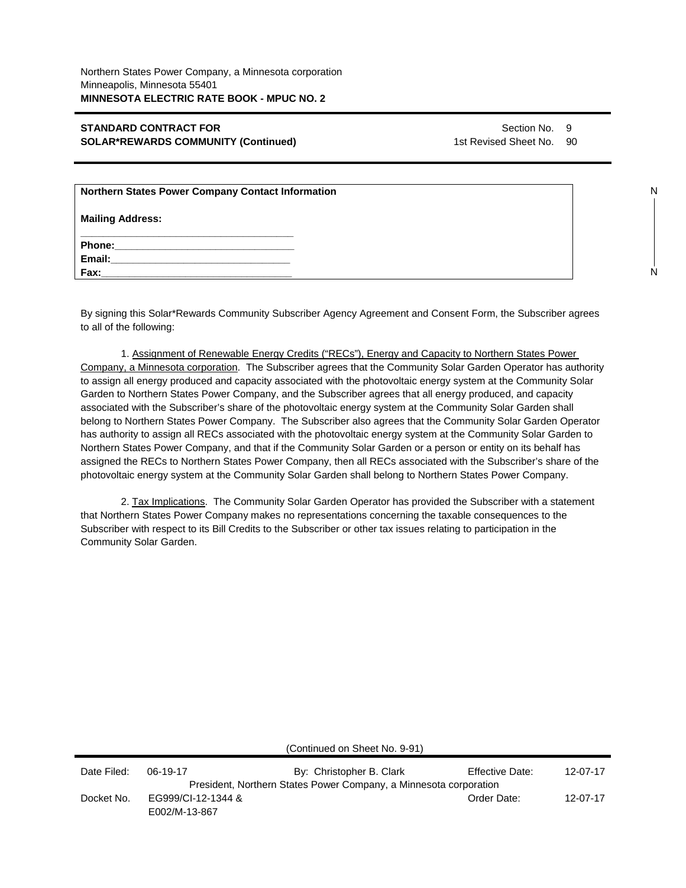Northern States Power Company, a Minnesota corporation
Minneapolis, Minnesota 55401
**MINNESOTA ELECTRIC RATE BOOK - MPUC NO. 2**

**STANDARD CONTRACT FOR SOLAR*REWARDS COMMUNITY (Continued)**

Section No. 9
1st Revised Sheet No. 90

| **Northern States Power Company Contact Information** |
|---|
| **Mailing Address:** |
| ___________________________________ |
| **Phone:**_______________________________ |
| **Email:**_______________________________ |
| **Fax:**_________________________________ |

By signing this Solar*Rewards Community Subscriber Agency Agreement and Consent Form, the Subscriber agrees to all of the following:

1. Assignment of Renewable Energy Credits ("RECs"), Energy and Capacity to Northern States Power Company, a Minnesota corporation. The Subscriber agrees that the Community Solar Garden Operator has authority to assign all energy produced and capacity associated with the photovoltaic energy system at the Community Solar Garden to Northern States Power Company, and the Subscriber agrees that all energy produced, and capacity associated with the Subscriber's share of the photovoltaic energy system at the Community Solar Garden shall belong to Northern States Power Company. The Subscriber also agrees that the Community Solar Garden Operator has authority to assign all RECs associated with the photovoltaic energy system at the Community Solar Garden to Northern States Power Company, and that if the Community Solar Garden or a person or entity on its behalf has assigned the RECs to Northern States Power Company, then all RECs associated with the Subscriber's share of the photovoltaic energy system at the Community Solar Garden shall belong to Northern States Power Company.

2. Tax Implications. The Community Solar Garden Operator has provided the Subscriber with a statement that Northern States Power Company makes no representations concerning the taxable consequences to the Subscriber with respect to its Bill Credits to the Subscriber or other tax issues relating to participation in the Community Solar Garden.

(Continued on Sheet No. 9-91)

| Date Filed: | 06-19-17 | By: Christopher B. Clark | Effective Date: | 12-07-17 |
|---|---|---|---|---|
| | | President, Northern States Power Company, a Minnesota corporation | | |
| Docket No. | EG999/CI-12-1344 & E002/M-13-867 | | Order Date: | 12-07-17 |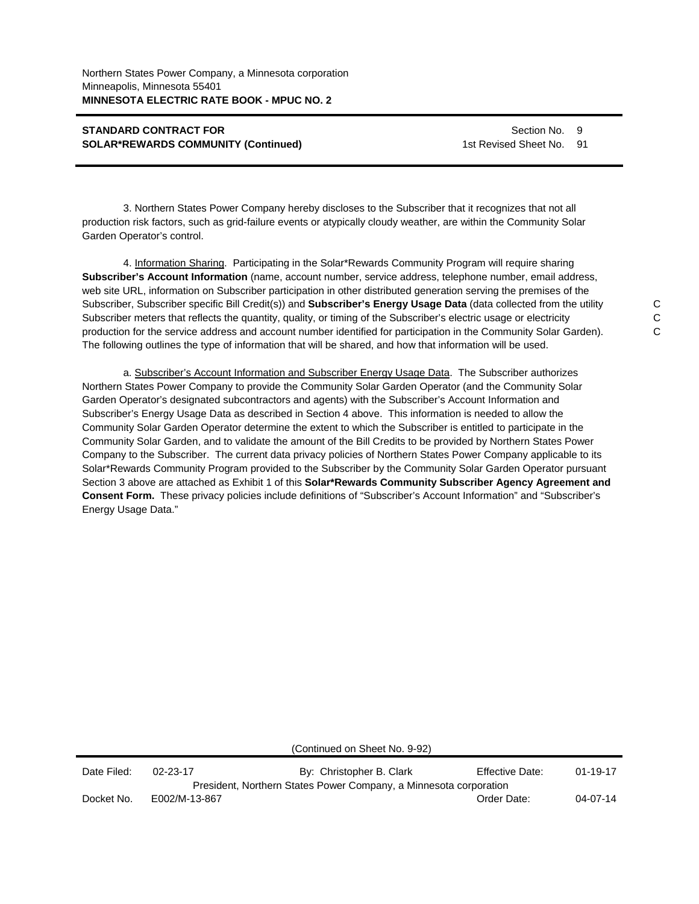Northern States Power Company, a Minnesota corporation
Minneapolis, Minnesota 55401
**MINNESOTA ELECTRIC RATE BOOK - MPUC NO. 2**

**STANDARD CONTRACT FOR SOLAR*REWARDS COMMUNITY (Continued)**

Section No. 9
1st Revised Sheet No. 91

3. Northern States Power Company hereby discloses to the Subscriber that it recognizes that not all production risk factors, such as grid-failure events or atypically cloudy weather, are within the Community Solar Garden Operator's control.

4. Information Sharing. Participating in the Solar*Rewards Community Program will require sharing **Subscriber's Account Information** (name, account number, service address, telephone number, email address, web site URL, information on Subscriber participation in other distributed generation serving the premises of the Subscriber, Subscriber specific Bill Credit(s)) and **Subscriber's Energy Usage Data** (data collected from the utility Subscriber meters that reflects the quantity, quality, or timing of the Subscriber's electric usage or electricity production for the service address and account number identified for participation in the Community Solar Garden). The following outlines the type of information that will be shared, and how that information will be used. C C C

a. Subscriber's Account Information and Subscriber Energy Usage Data. The Subscriber authorizes Northern States Power Company to provide the Community Solar Garden Operator (and the Community Solar Garden Operator's designated subcontractors and agents) with the Subscriber's Account Information and Subscriber's Energy Usage Data as described in Section 4 above. This information is needed to allow the Community Solar Garden Operator determine the extent to which the Subscriber is entitled to participate in the Community Solar Garden, and to validate the amount of the Bill Credits to be provided by Northern States Power Company to the Subscriber. The current data privacy policies of Northern States Power Company applicable to its Solar*Rewards Community Program provided to the Subscriber by the Community Solar Garden Operator pursuant Section 3 above are attached as Exhibit 1 of this **Solar*Rewards Community Subscriber Agency Agreement and Consent Form.** These privacy policies include definitions of "Subscriber's Account Information" and "Subscriber's Energy Usage Data."

(Continued on Sheet No. 9-92)

| Date Filed: | 02-23-17 | By: Christopher B. Clark | Effective Date: | 01-19-17 |
|---|---|---|---|---|
| | | President, Northern States Power Company, a Minnesota corporation | | |
| Docket No. | E002/M-13-867 | | Order Date: | 04-07-14 |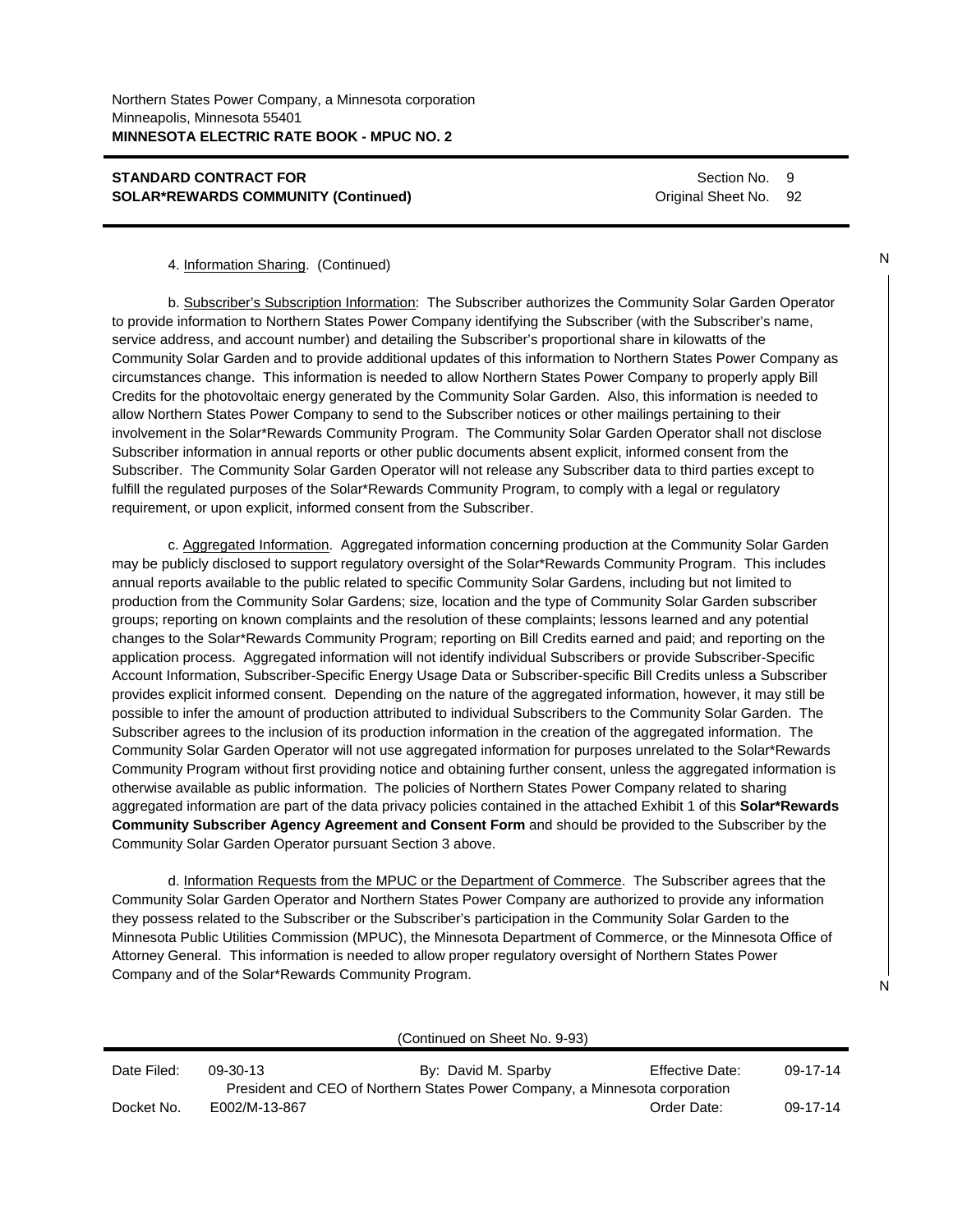4. Information Sharing. (Continued)

b. Subscriber's Subscription Information: The Subscriber authorizes the Community Solar Garden Operator to provide information to Northern States Power Company identifying the Subscriber (with the Subscriber's name, service address, and account number) and detailing the Subscriber's proportional share in kilowatts of the Community Solar Garden and to provide additional updates of this information to Northern States Power Company as circumstances change. This information is needed to allow Northern States Power Company to properly apply Bill Credits for the photovoltaic energy generated by the Community Solar Garden. Also, this information is needed to allow Northern States Power Company to send to the Subscriber notices or other mailings pertaining to their involvement in the Solar*Rewards Community Program. The Community Solar Garden Operator shall not disclose Subscriber information in annual reports or other public documents absent explicit, informed consent from the Subscriber. The Community Solar Garden Operator will not release any Subscriber data to third parties except to fulfill the regulated purposes of the Solar*Rewards Community Program, to comply with a legal or regulatory requirement, or upon explicit, informed consent from the Subscriber.

c. Aggregated Information. Aggregated information concerning production at the Community Solar Garden may be publicly disclosed to support regulatory oversight of the Solar*Rewards Community Program. This includes annual reports available to the public related to specific Community Solar Gardens, including but not limited to production from the Community Solar Gardens; size, location and the type of Community Solar Garden subscriber groups; reporting on known complaints and the resolution of these complaints; lessons learned and any potential changes to the Solar*Rewards Community Program; reporting on Bill Credits earned and paid; and reporting on the application process. Aggregated information will not identify individual Subscribers or provide Subscriber-Specific Account Information, Subscriber-Specific Energy Usage Data or Subscriber-specific Bill Credits unless a Subscriber provides explicit informed consent. Depending on the nature of the aggregated information, however, it may still be possible to infer the amount of production attributed to individual Subscribers to the Community Solar Garden. The Subscriber agrees to the inclusion of its production information in the creation of the aggregated information. The Community Solar Garden Operator will not use aggregated information for purposes unrelated to the Solar*Rewards Community Program without first providing notice and obtaining further consent, unless the aggregated information is otherwise available as public information. The policies of Northern States Power Company related to sharing aggregated information are part of the data privacy policies contained in the attached Exhibit 1 of this **Solar*Rewards Community Subscriber Agency Agreement and Consent Form** and should be provided to the Subscriber by the Community Solar Garden Operator pursuant Section 3 above.

d. Information Requests from the MPUC or the Department of Commerce. The Subscriber agrees that the Community Solar Garden Operator and Northern States Power Company are authorized to provide any information they possess related to the Subscriber or the Subscriber's participation in the Community Solar Garden to the Minnesota Public Utilities Commission (MPUC), the Minnesota Department of Commerce, or the Minnesota Office of Attorney General. This information is needed to allow proper regulatory oversight of Northern States Power Company and of the Solar*Rewards Community Program.

(Continued on Sheet No. 9-93)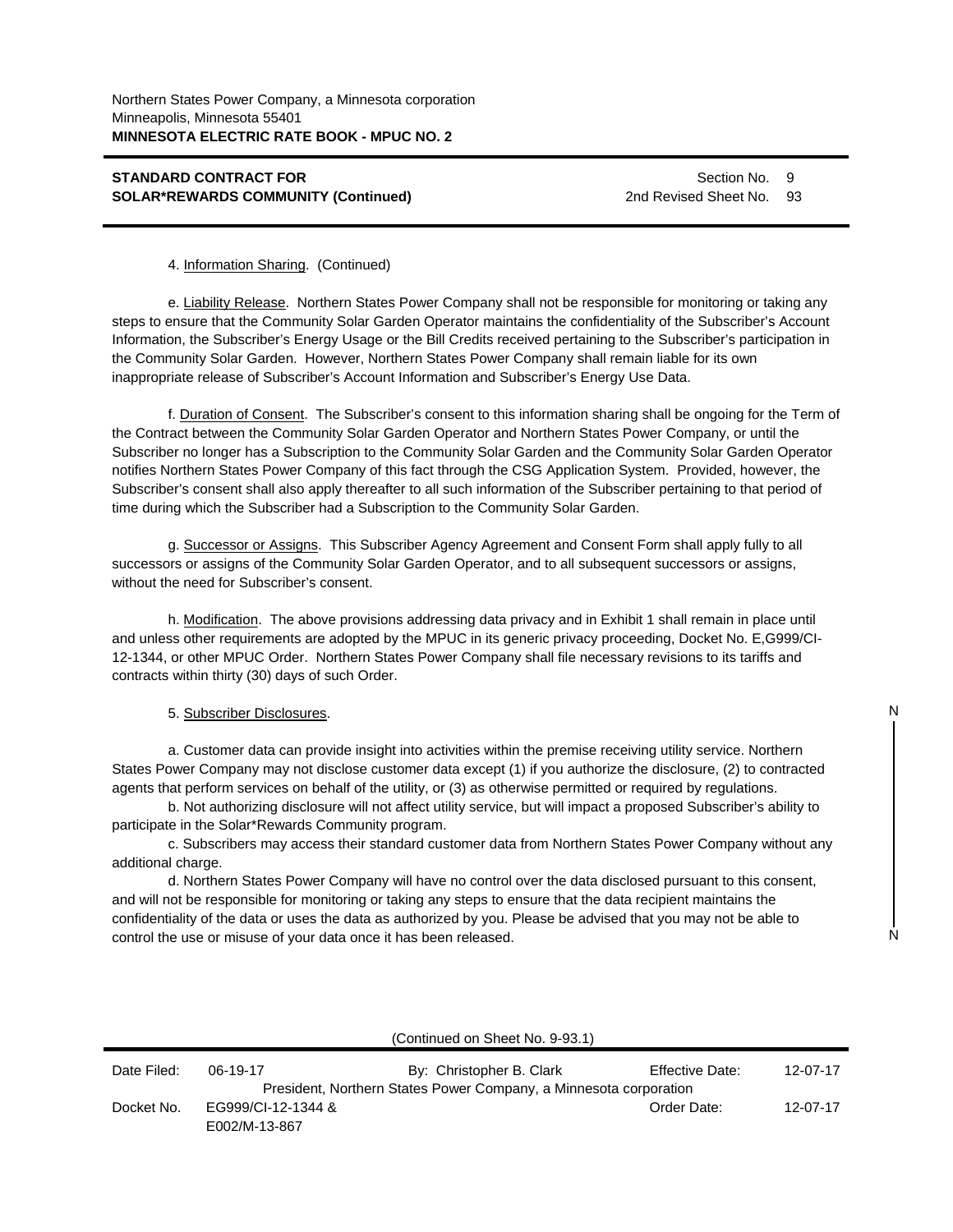Northern States Power Company, a Minnesota corporation
Minneapolis, Minnesota 55401
**MINNESOTA ELECTRIC RATE BOOK - MPUC NO. 2**

**STANDARD CONTRACT FOR SOLAR*REWARDS COMMUNITY (Continued)**

Section No. 9
2nd Revised Sheet No. 93

4. Information Sharing. (Continued)

e. Liability Release. Northern States Power Company shall not be responsible for monitoring or taking any steps to ensure that the Community Solar Garden Operator maintains the confidentiality of the Subscriber's Account Information, the Subscriber's Energy Usage or the Bill Credits received pertaining to the Subscriber's participation in the Community Solar Garden. However, Northern States Power Company shall remain liable for its own inappropriate release of Subscriber's Account Information and Subscriber's Energy Use Data.

f. Duration of Consent. The Subscriber's consent to this information sharing shall be ongoing for the Term of the Contract between the Community Solar Garden Operator and Northern States Power Company, or until the Subscriber no longer has a Subscription to the Community Solar Garden and the Community Solar Garden Operator notifies Northern States Power Company of this fact through the CSG Application System. Provided, however, the Subscriber's consent shall also apply thereafter to all such information of the Subscriber pertaining to that period of time during which the Subscriber had a Subscription to the Community Solar Garden.

g. Successor or Assigns. This Subscriber Agency Agreement and Consent Form shall apply fully to all successors or assigns of the Community Solar Garden Operator, and to all subsequent successors or assigns, without the need for Subscriber's consent.

h. Modification. The above provisions addressing data privacy and in Exhibit 1 shall remain in place until and unless other requirements are adopted by the MPUC in its generic privacy proceeding, Docket No. E,G999/CI-12-1344, or other MPUC Order. Northern States Power Company shall file necessary revisions to its tariffs and contracts within thirty (30) days of such Order.

5. Subscriber Disclosures. N

a. Customer data can provide insight into activities within the premise receiving utility service. Northern States Power Company may not disclose customer data except (1) if you authorize the disclosure, (2) to contracted agents that perform services on behalf of the utility, or (3) as otherwise permitted or required by regulations.

b. Not authorizing disclosure will not affect utility service, but will impact a proposed Subscriber's ability to participate in the Solar*Rewards Community program.

c. Subscribers may access their standard customer data from Northern States Power Company without any additional charge.

d. Northern States Power Company will have no control over the data disclosed pursuant to this consent, and will not be responsible for monitoring or taking any steps to ensure that the data recipient maintains the confidentiality of the data or uses the data as authorized by you. Please be advised that you may not be able to control the use or misuse of your data once it has been released. N

(Continued on Sheet No. 9-93.1)

| Date Filed: | 06-19-17 | By: Christopher B. Clark | Effective Date: | 12-07-17 |
|---|---|---|---|---|
| | | President, Northern States Power Company, a Minnesota corporation | | |
| Docket No. | EG999/CI-12-1344 & E002/M-13-867 | | Order Date: | 12-07-17 |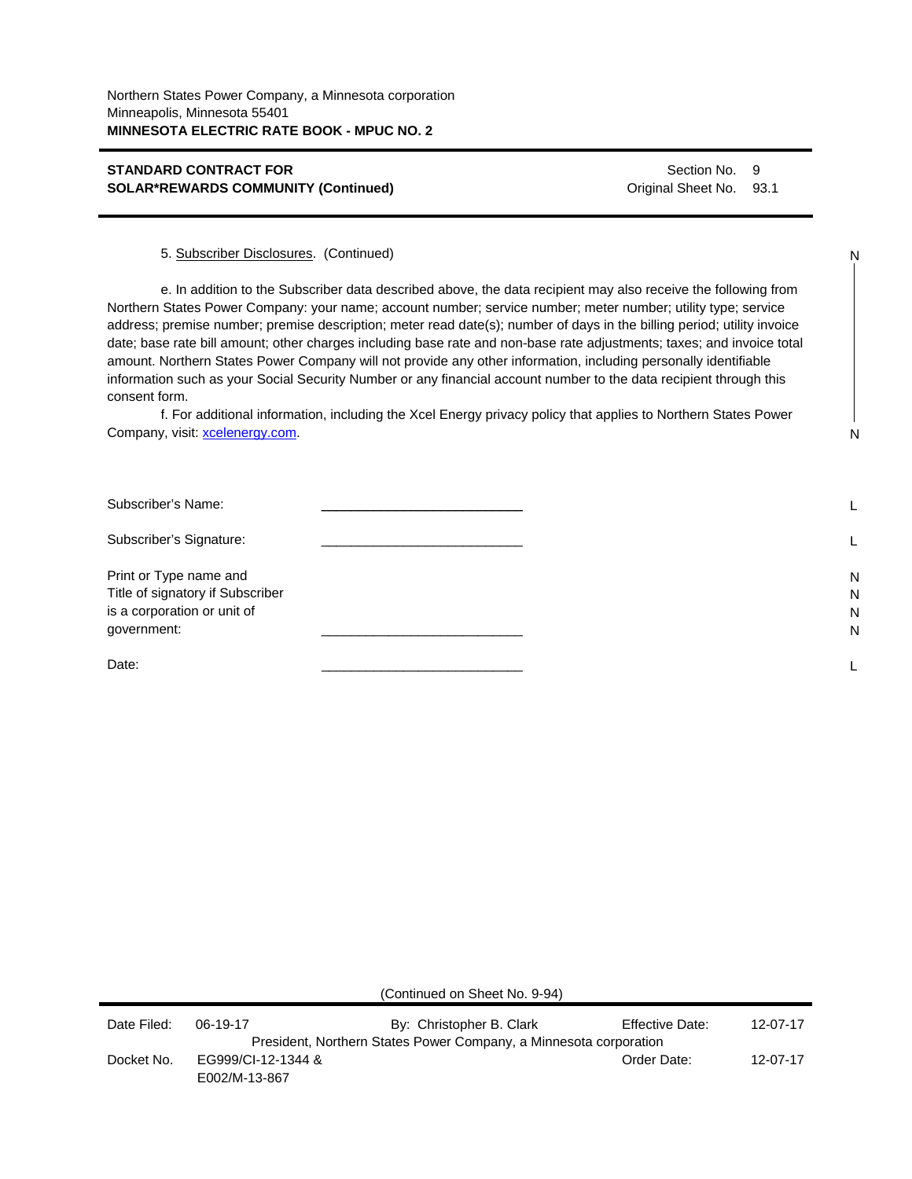Northern States Power Company, a Minnesota corporation
Minneapolis, Minnesota 55401
**MINNESOTA ELECTRIC RATE BOOK - MPUC NO. 2**

**STANDARD CONTRACT FOR SOLAR*REWARDS COMMUNITY (Continued)**

Section No. 9
Original Sheet No. 93.1

5. Subscriber Disclosures. (Continued)

e. In addition to the Subscriber data described above, the data recipient may also receive the following from Northern States Power Company: your name; account number; service number; meter number; utility type; service address; premise number; premise description; meter read date(s); number of days in the billing period; utility invoice date; base rate bill amount; other charges including base rate and non-base rate adjustments; taxes; and invoice total amount. Northern States Power Company will not provide any other information, including personally identifiable information such as your Social Security Number or any financial account number to the data recipient through this consent form.

f. For additional information, including the Xcel Energy privacy policy that applies to Northern States Power Company, visit: xcelenergy.com.

Subscriber's Name: ___________________________

Subscriber's Signature: ___________________________

Print or Type name and Title of signatory if Subscriber is a corporation or unit of government: ___________________________

Date: ___________________________

(Continued on Sheet No. 9-94)

| Date Filed: | 06-19-17 | By: Christopher B. Clark | Effective Date: | 12-07-17 |
|---|---|---|---|---|
| | | President, Northern States Power Company, a Minnesota corporation | | |
| Docket No. | EG999/CI-12-1344 & E002/M-13-867 | | Order Date: | 12-07-17 |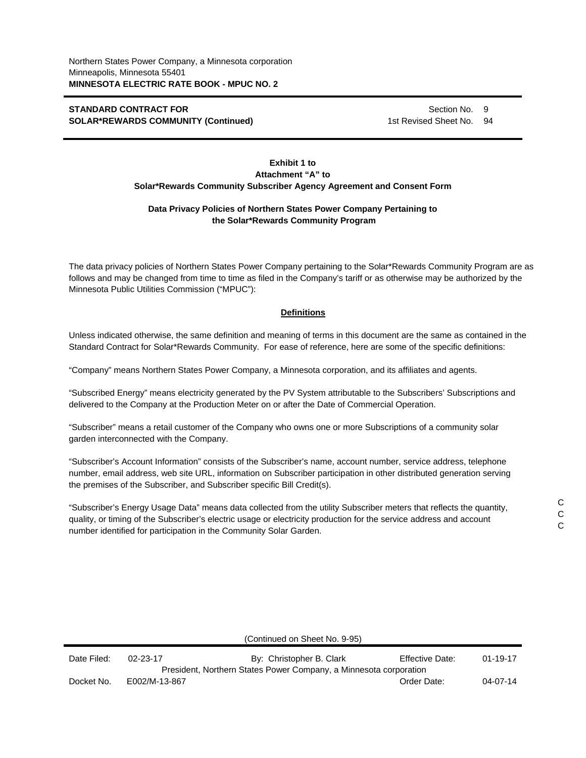**Exhibit 1 to**
**Attachment "A" to**
**Solar*Rewards Community Subscriber Agency Agreement and Consent Form**

**Data Privacy Policies of Northern States Power Company Pertaining to the Solar*Rewards Community Program**

The data privacy policies of Northern States Power Company pertaining to the Solar*Rewards Community Program are as follows and may be changed from time to time as filed in the Company's tariff or as otherwise may be authorized by the Minnesota Public Utilities Commission ("MPUC"):

## Definitions

Unless indicated otherwise, the same definition and meaning of terms in this document are the same as contained in the Standard Contract for Solar*Rewards Community. For ease of reference, here are some of the specific definitions:

"Company" means Northern States Power Company, a Minnesota corporation, and its affiliates and agents.

"Subscribed Energy" means electricity generated by the PV System attributable to the Subscribers' Subscriptions and delivered to the Company at the Production Meter on or after the Date of Commercial Operation.

"Subscriber" means a retail customer of the Company who owns one or more Subscriptions of a community solar garden interconnected with the Company.

"Subscriber's Account Information" consists of the Subscriber's name, account number, service address, telephone number, email address, web site URL, information on Subscriber participation in other distributed generation serving the premises of the Subscriber, and Subscriber specific Bill Credit(s).

"Subscriber's Energy Usage Data" means data collected from the utility Subscriber meters that reflects the quantity, quality, or timing of the Subscriber's electric usage or electricity production for the service address and account number identified for participation in the Community Solar Garden.

(Continued on Sheet No. 9-95)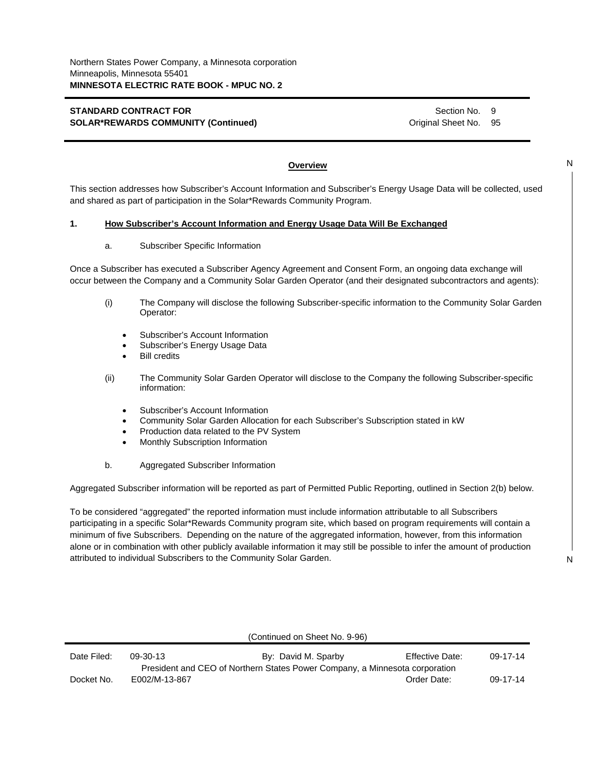**STANDARD CONTRACT FOR SOLAR*REWARDS COMMUNITY (Continued)**

Section No. 9
Original Sheet No. 95

## Overview

This section addresses how Subscriber's Account Information and Subscriber's Energy Usage Data will be collected, used and shared as part of participation in the Solar*Rewards Community Program.

### 1. How Subscriber's Account Information and Energy Usage Data Will Be Exchanged

a. Subscriber Specific Information

Once a Subscriber has executed a Subscriber Agency Agreement and Consent Form, an ongoing data exchange will occur between the Company and a Community Solar Garden Operator (and their designated subcontractors and agents):

(i) The Company will disclose the following Subscriber-specific information to the Community Solar Garden Operator:

- Subscriber's Account Information
- Subscriber's Energy Usage Data
- Bill credits

(ii) The Community Solar Garden Operator will disclose to the Company the following Subscriber-specific information:

- Subscriber's Account Information
- Community Solar Garden Allocation for each Subscriber's Subscription stated in kW
- Production data related to the PV System
- Monthly Subscription Information

b. Aggregated Subscriber Information

Aggregated Subscriber information will be reported as part of Permitted Public Reporting, outlined in Section 2(b) below.

To be considered "aggregated" the reported information must include information attributable to all Subscribers participating in a specific Solar*Rewards Community program site, which based on program requirements will contain a minimum of five Subscribers. Depending on the nature of the aggregated information, however, from this information alone or in combination with other publicly available information it may still be possible to infer the amount of production attributed to individual Subscribers to the Community Solar Garden.

(Continued on Sheet No. 9-96)

| Date Filed: | 09-30-13 | By: David M. Sparby | Effective Date: | 09-17-14 |
|---|---|---|---|---|
| | President and CEO of Northern States Power Company, a Minnesota corporation | | | |
| Docket No. | E002/M-13-867 | | Order Date: | 09-17-14 |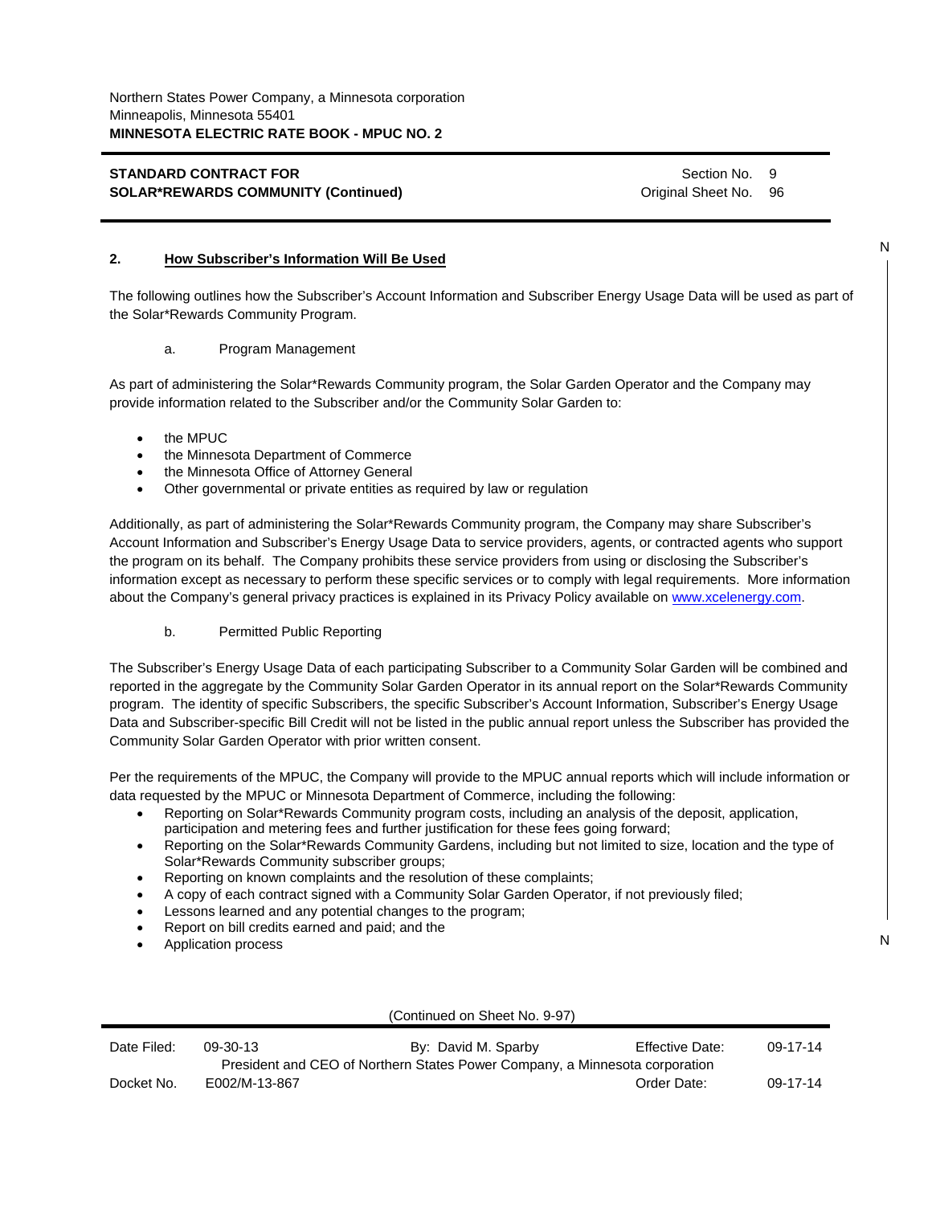## 2. How Subscriber's Information Will Be Used

The following outlines how the Subscriber's Account Information and Subscriber Energy Usage Data will be used as part of the Solar*Rewards Community Program.

a. Program Management

As part of administering the Solar*Rewards Community program, the Solar Garden Operator and the Company may provide information related to the Subscriber and/or the Community Solar Garden to:

- the MPUC
- the Minnesota Department of Commerce
- the Minnesota Office of Attorney General
- Other governmental or private entities as required by law or regulation

Additionally, as part of administering the Solar*Rewards Community program, the Company may share Subscriber's Account Information and Subscriber's Energy Usage Data to service providers, agents, or contracted agents who support the program on its behalf. The Company prohibits these service providers from using or disclosing the Subscriber's information except as necessary to perform these specific services or to comply with legal requirements. More information about the Company's general privacy practices is explained in its Privacy Policy available on www.xcelenergy.com.

b. Permitted Public Reporting

The Subscriber's Energy Usage Data of each participating Subscriber to a Community Solar Garden will be combined and reported in the aggregate by the Community Solar Garden Operator in its annual report on the Solar*Rewards Community program. The identity of specific Subscribers, the specific Subscriber's Account Information, Subscriber's Energy Usage Data and Subscriber-specific Bill Credit will not be listed in the public annual report unless the Subscriber has provided the Community Solar Garden Operator with prior written consent.

Per the requirements of the MPUC, the Company will provide to the MPUC annual reports which will include information or data requested by the MPUC or Minnesota Department of Commerce, including the following:

- Reporting on Solar*Rewards Community program costs, including an analysis of the deposit, application, participation and metering fees and further justification for these fees going forward;
- Reporting on the Solar*Rewards Community Gardens, including but not limited to size, location and the type of Solar*Rewards Community subscriber groups;
- Reporting on known complaints and the resolution of these complaints;
- A copy of each contract signed with a Community Solar Garden Operator, if not previously filed;
- Lessons learned and any potential changes to the program;
- Report on bill credits earned and paid; and the
- Application process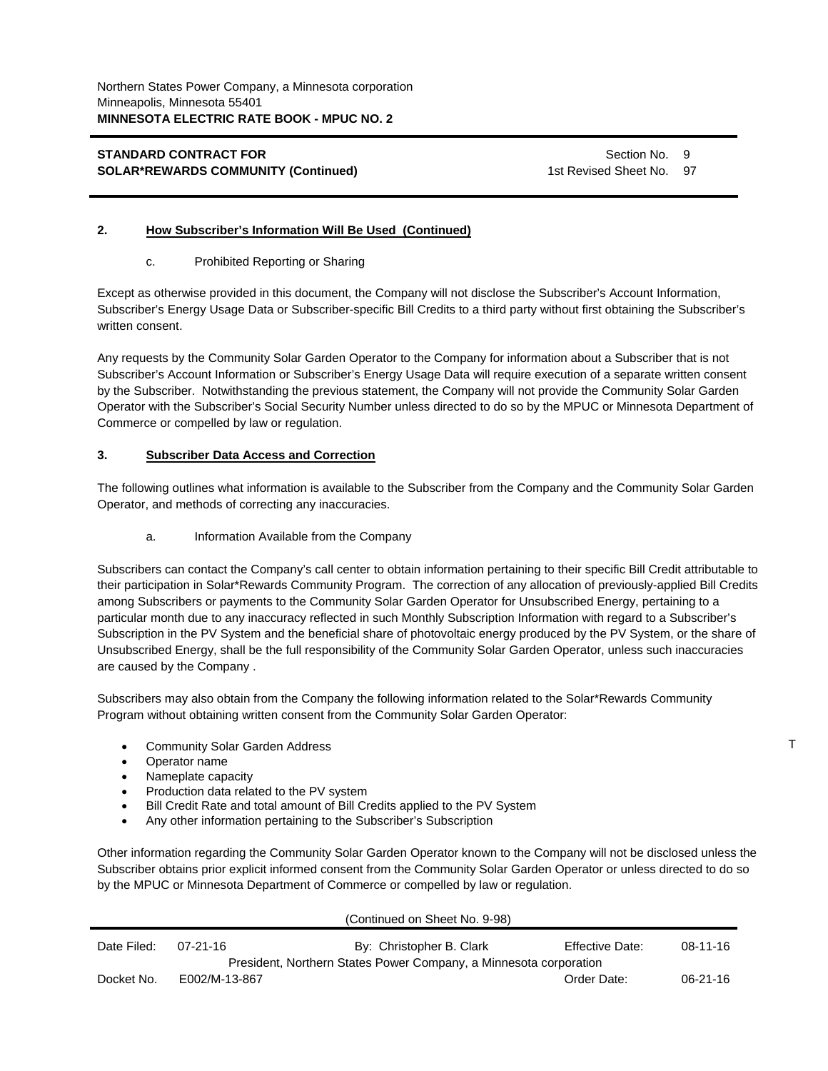Northern States Power Company, a Minnesota corporation
Minneapolis, Minnesota 55401
**MINNESOTA ELECTRIC RATE BOOK - MPUC NO. 2**

**STANDARD CONTRACT FOR SOLAR*REWARDS COMMUNITY (Continued)**

Section No. 9
1st Revised Sheet No. 97

**2. How Subscriber's Information Will Be Used (Continued)**

c. Prohibited Reporting or Sharing

Except as otherwise provided in this document, the Company will not disclose the Subscriber's Account Information, Subscriber's Energy Usage Data or Subscriber-specific Bill Credits to a third party without first obtaining the Subscriber's written consent.

Any requests by the Community Solar Garden Operator to the Company for information about a Subscriber that is not Subscriber's Account Information or Subscriber's Energy Usage Data will require execution of a separate written consent by the Subscriber. Notwithstanding the previous statement, the Company will not provide the Community Solar Garden Operator with the Subscriber's Social Security Number unless directed to do so by the MPUC or Minnesota Department of Commerce or compelled by law or regulation.

**3. Subscriber Data Access and Correction**

The following outlines what information is available to the Subscriber from the Company and the Community Solar Garden Operator, and methods of correcting any inaccuracies.

a. Information Available from the Company

Subscribers can contact the Company's call center to obtain information pertaining to their specific Bill Credit attributable to their participation in Solar*Rewards Community Program. The correction of any allocation of previously-applied Bill Credits among Subscribers or payments to the Community Solar Garden Operator for Unsubscribed Energy, pertaining to a particular month due to any inaccuracy reflected in such Monthly Subscription Information with regard to a Subscriber's Subscription in the PV System and the beneficial share of photovoltaic energy produced by the PV System, or the share of Unsubscribed Energy, shall be the full responsibility of the Community Solar Garden Operator, unless such inaccuracies are caused by the Company .

Subscribers may also obtain from the Company the following information related to the Solar*Rewards Community Program without obtaining written consent from the Community Solar Garden Operator:

- Community Solar Garden Address T
- Operator name
- Nameplate capacity
- Production data related to the PV system
- Bill Credit Rate and total amount of Bill Credits applied to the PV System
- Any other information pertaining to the Subscriber's Subscription

Other information regarding the Community Solar Garden Operator known to the Company will not be disclosed unless the Subscriber obtains prior explicit informed consent from the Community Solar Garden Operator or unless directed to do so by the MPUC or Minnesota Department of Commerce or compelled by law or regulation.

(Continued on Sheet No. 9-98)

| Date Filed: | 07-21-16 | By: Christopher B. Clark | Effective Date: | 08-11-16 |
|---|---|---|---|---|
| | | President, Northern States Power Company, a Minnesota corporation | | |
| Docket No. | E002/M-13-867 | | Order Date: | 06-21-16 |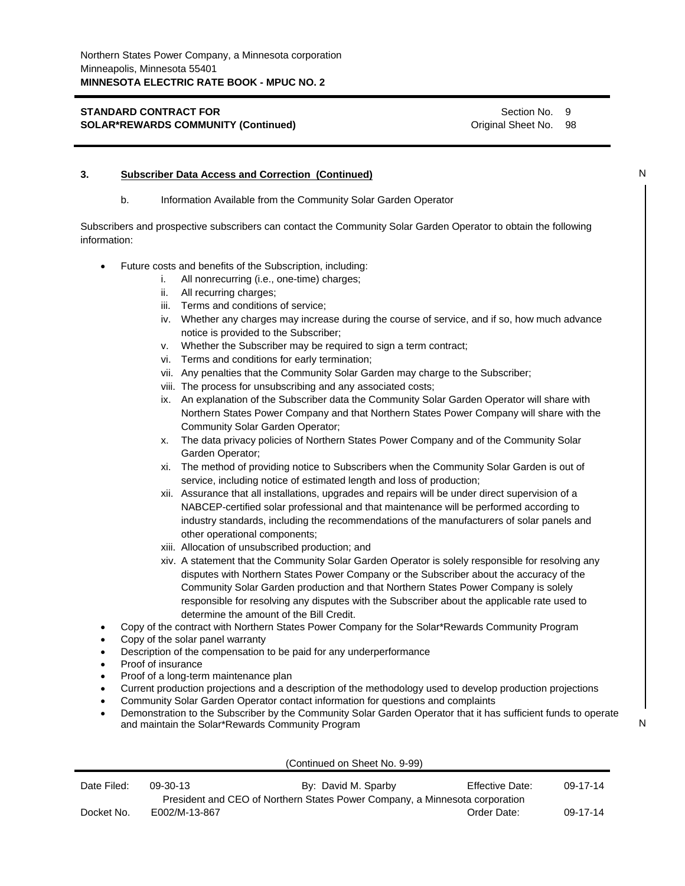Northern States Power Company, a Minnesota corporation
Minneapolis, Minnesota 55401
**MINNESOTA ELECTRIC RATE BOOK - MPUC NO. 2**

**STANDARD CONTRACT FOR SOLAR*REWARDS COMMUNITY (Continued)**

Section No. 9
Original Sheet No. 98

### 3. Subscriber Data Access and Correction (Continued)

b. Information Available from the Community Solar Garden Operator

Subscribers and prospective subscribers can contact the Community Solar Garden Operator to obtain the following information:

- Future costs and benefits of the Subscription, including:
  - i. All nonrecurring (i.e., one-time) charges;
  - ii. All recurring charges;
  - iii. Terms and conditions of service;
  - iv. Whether any charges may increase during the course of service, and if so, how much advance notice is provided to the Subscriber;
  - v. Whether the Subscriber may be required to sign a term contract;
  - vi. Terms and conditions for early termination;
  - vii. Any penalties that the Community Solar Garden may charge to the Subscriber;
  - viii. The process for unsubscribing and any associated costs;
  - ix. An explanation of the Subscriber data the Community Solar Garden Operator will share with Northern States Power Company and that Northern States Power Company will share with the Community Solar Garden Operator;
  - x. The data privacy policies of Northern States Power Company and of the Community Solar Garden Operator;
  - xi. The method of providing notice to Subscribers when the Community Solar Garden is out of service, including notice of estimated length and loss of production;
  - xii. Assurance that all installations, upgrades and repairs will be under direct supervision of a NABCEP-certified solar professional and that maintenance will be performed according to industry standards, including the recommendations of the manufacturers of solar panels and other operational components;
  - xiii. Allocation of unsubscribed production; and
  - xiv. A statement that the Community Solar Garden Operator is solely responsible for resolving any disputes with Northern States Power Company or the Subscriber about the accuracy of the Community Solar Garden production and that Northern States Power Company is solely responsible for resolving any disputes with the Subscriber about the applicable rate used to determine the amount of the Bill Credit.
- Copy of the contract with Northern States Power Company for the Solar*Rewards Community Program
- Copy of the solar panel warranty
- Description of the compensation to be paid for any underperformance
- Proof of insurance
- Proof of a long-term maintenance plan
- Current production projections and a description of the methodology used to develop production projections
- Community Solar Garden Operator contact information for questions and complaints
- Demonstration to the Subscriber by the Community Solar Garden Operator that it has sufficient funds to operate and maintain the Solar*Rewards Community Program

(Continued on Sheet No. 9-99)

| Date Filed: | 09-30-13 | By: David M. Sparby | Effective Date: | 09-17-14 |
|---|---|---|---|---|
| | | President and CEO of Northern States Power Company, a Minnesota corporation | | |
| Docket No. | E002/M-13-867 | | Order Date: | 09-17-14 |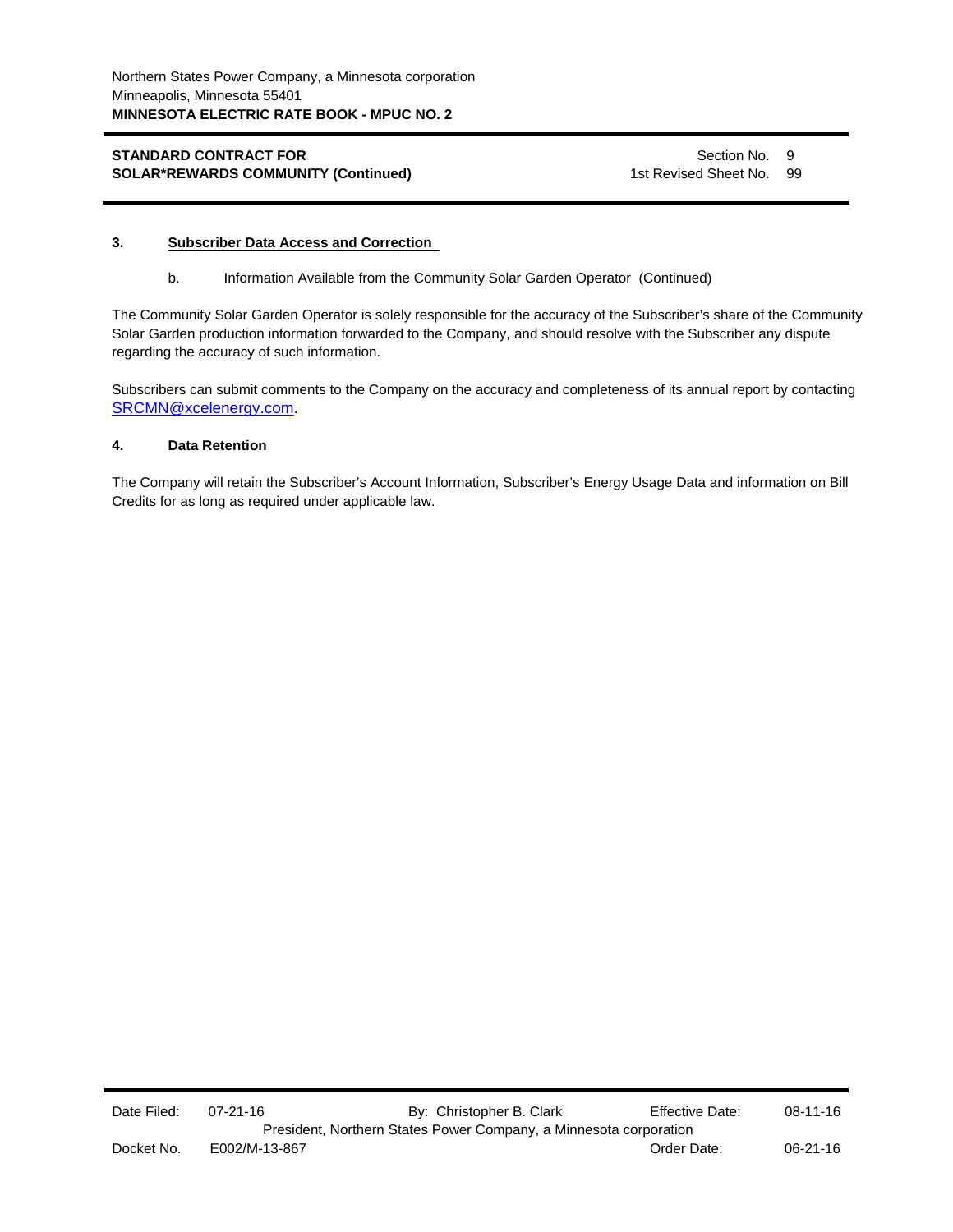### 3. Subscriber Data Access and Correction

b. Information Available from the Community Solar Garden Operator (Continued)

The Community Solar Garden Operator is solely responsible for the accuracy of the Subscriber's share of the Community Solar Garden production information forwarded to the Company, and should resolve with the Subscriber any dispute regarding the accuracy of such information.

Subscribers can submit comments to the Company on the accuracy and completeness of its annual report by contacting SRCMN@xcelenergy.com.

### 4. Data Retention

The Company will retain the Subscriber's Account Information, Subscriber's Energy Usage Data and information on Bill Credits for as long as required under applicable law.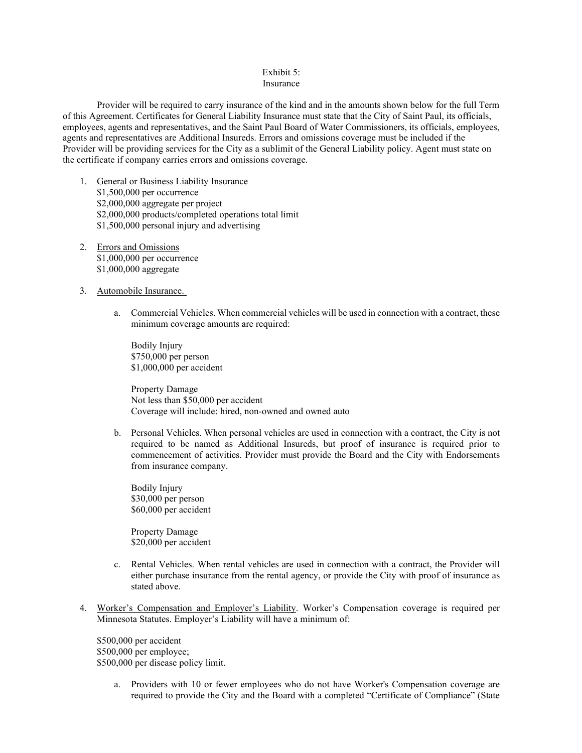# Exhibit 5:
# Insurance

Provider will be required to carry insurance of the kind and in the amounts shown below for the full Term of this Agreement. Certificates for General Liability Insurance must state that the City of Saint Paul, its officials, employees, agents and representatives, and the Saint Paul Board of Water Commissioners, its officials, employees, agents and representatives are Additional Insureds. Errors and omissions coverage must be included if the Provider will be providing services for the City as a sublimit of the General Liability policy. Agent must state on the certificate if company carries errors and omissions coverage.

1. General or Business Liability Insurance
   $1,500,000 per occurrence
   $2,000,000 aggregate per project
   $2,000,000 products/completed operations total limit
   $1,500,000 personal injury and advertising

2. Errors and Omissions
   $1,000,000 per occurrence
   $1,000,000 aggregate

3. Automobile Insurance.

   a. Commercial Vehicles. When commercial vehicles will be used in connection with a contract, these minimum coverage amounts are required:

      Bodily Injury
      $750,000 per person
      $1,000,000 per accident

      Property Damage
      Not less than $50,000 per accident
      Coverage will include: hired, non-owned and owned auto

   b. Personal Vehicles. When personal vehicles are used in connection with a contract, the City is not required to be named as Additional Insureds, but proof of insurance is required prior to commencement of activities. Provider must provide the Board and the City with Endorsements from insurance company.

      Bodily Injury
      $30,000 per person
      $60,000 per accident

      Property Damage
      $20,000 per accident

   c. Rental Vehicles. When rental vehicles are used in connection with a contract, the Provider will either purchase insurance from the rental agency, or provide the City with proof of insurance as stated above.

4. Worker's Compensation and Employer's Liability. Worker's Compensation coverage is required per Minnesota Statutes. Employer's Liability will have a minimum of:

   $500,000 per accident
   $500,000 per employee;
   $500,000 per disease policy limit.

   a. Providers with 10 or fewer employees who do not have Worker's Compensation coverage are required to provide the City and the Board with a completed "Certificate of Compliance" (State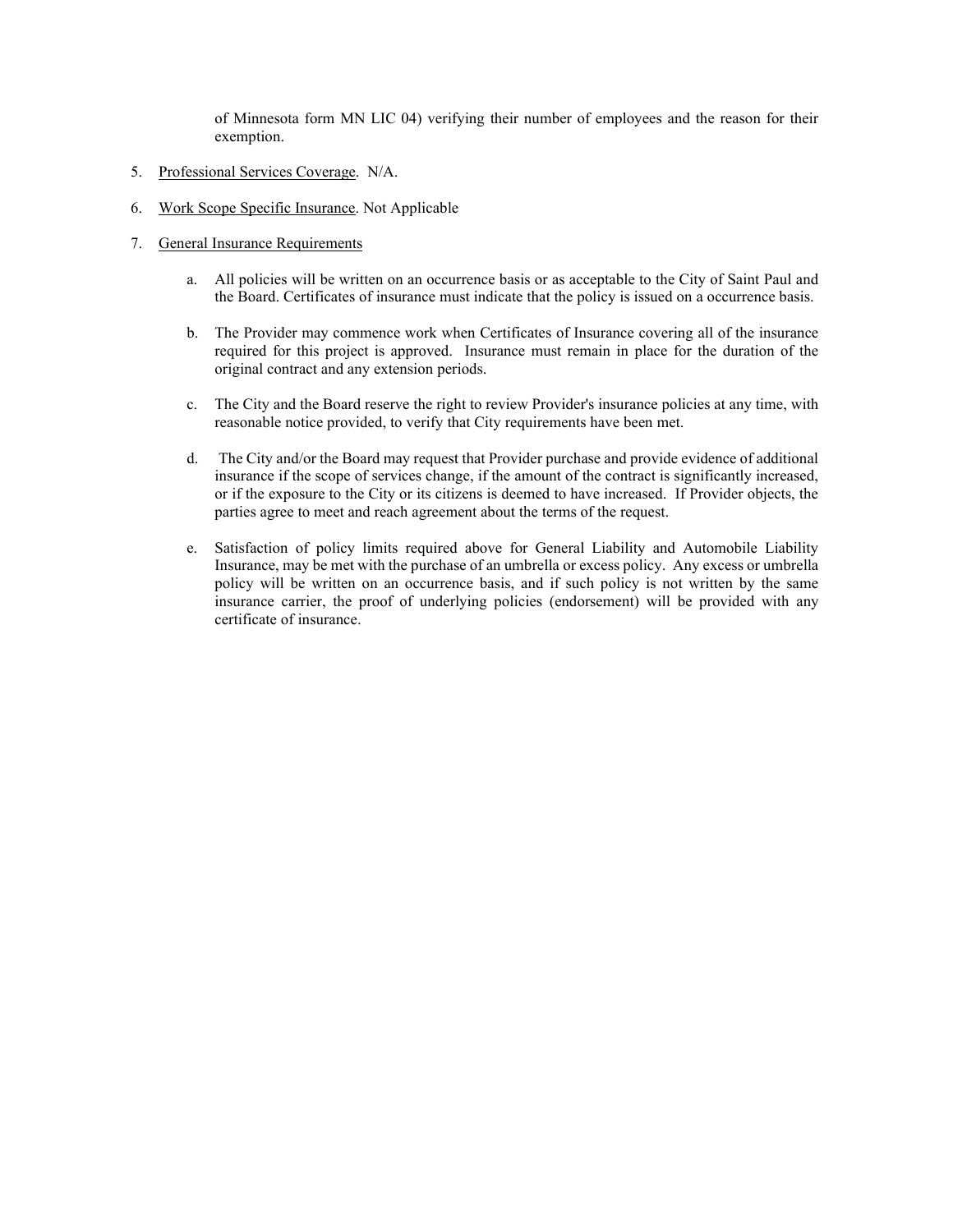of Minnesota form MN LIC 04) verifying their number of employees and the reason for their exemption.

5. Professional Services Coverage. N/A.

6. Work Scope Specific Insurance. Not Applicable

7. General Insurance Requirements

   a. All policies will be written on an occurrence basis or as acceptable to the City of Saint Paul and the Board. Certificates of insurance must indicate that the policy is issued on a occurrence basis.

   b. The Provider may commence work when Certificates of Insurance covering all of the insurance required for this project is approved. Insurance must remain in place for the duration of the original contract and any extension periods.

   c. The City and the Board reserve the right to review Provider's insurance policies at any time, with reasonable notice provided, to verify that City requirements have been met.

   d. The City and/or the Board may request that Provider purchase and provide evidence of additional insurance if the scope of services change, if the amount of the contract is significantly increased, or if the exposure to the City or its citizens is deemed to have increased. If Provider objects, the parties agree to meet and reach agreement about the terms of the request.

   e. Satisfaction of policy limits required above for General Liability and Automobile Liability Insurance, may be met with the purchase of an umbrella or excess policy. Any excess or umbrella policy will be written on an occurrence basis, and if such policy is not written by the same insurance carrier, the proof of underlying policies (endorsement) will be provided with any certificate of insurance.